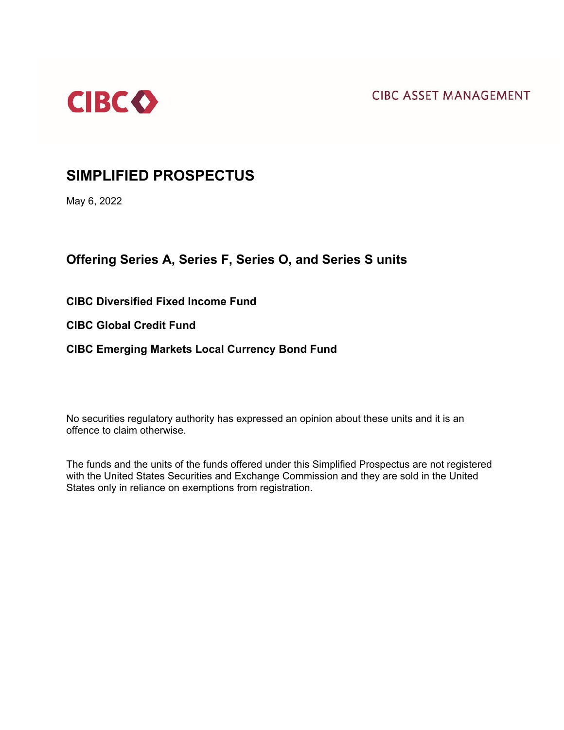CIBC

CIBC ASSET MANAGEMENT

# SIMPLIFIED PROSPECTUS

May 6, 2022

## Offering Series A, Series F, Series O, and Series S units

**CIBC Diversified Fixed Income Fund**

**CIBC Global Credit Fund**

**CIBC Emerging Markets Local Currency Bond Fund**

No securities regulatory authority has expressed an opinion about these units and it is an offence to claim otherwise.

The funds and the units of the funds offered under this Simplified Prospectus are not registered with the United States Securities and Exchange Commission and they are sold in the United States only in reliance on exemptions from registration.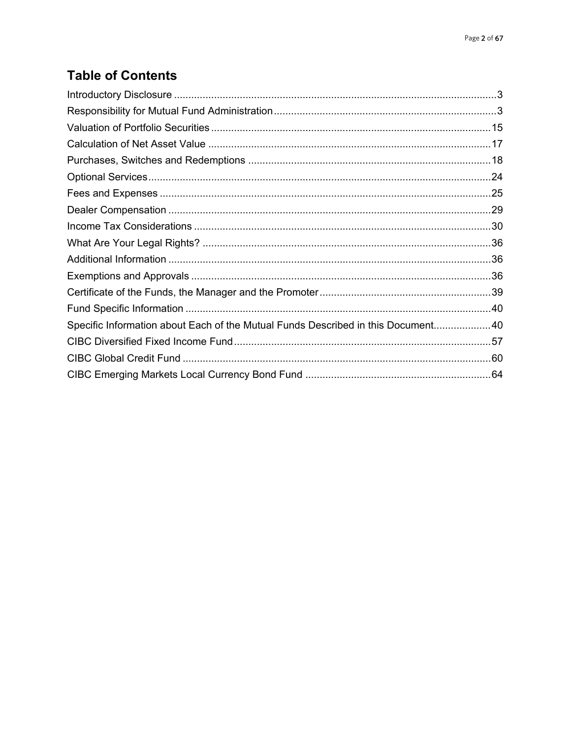# Table of Contents

Introductory Disclosure ................................................................................................................3
Responsibility for Mutual Fund Administration .............................................................................3
Valuation of Portfolio Securities ..................................................................................................15
Calculation of Net Asset Value ...................................................................................................17
Purchases, Switches and Redemptions .....................................................................................18
Optional Services........................................................................................................................24
Fees and Expenses ....................................................................................................................25
Dealer Compensation .................................................................................................................29
Income Tax Considerations ........................................................................................................30
What Are Your Legal Rights? .....................................................................................................36
Additional Information .................................................................................................................36
Exemptions and Approvals .........................................................................................................36
Certificate of the Funds, the Manager and the Promoter ............................................................39
Fund Specific Information ...........................................................................................................40
Specific Information about Each of the Mutual Funds Described in this Document....................40
CIBC Diversified Fixed Income Fund ..........................................................................................57
CIBC Global Credit Fund ............................................................................................................60
CIBC Emerging Markets Local Currency Bond Fund .................................................................64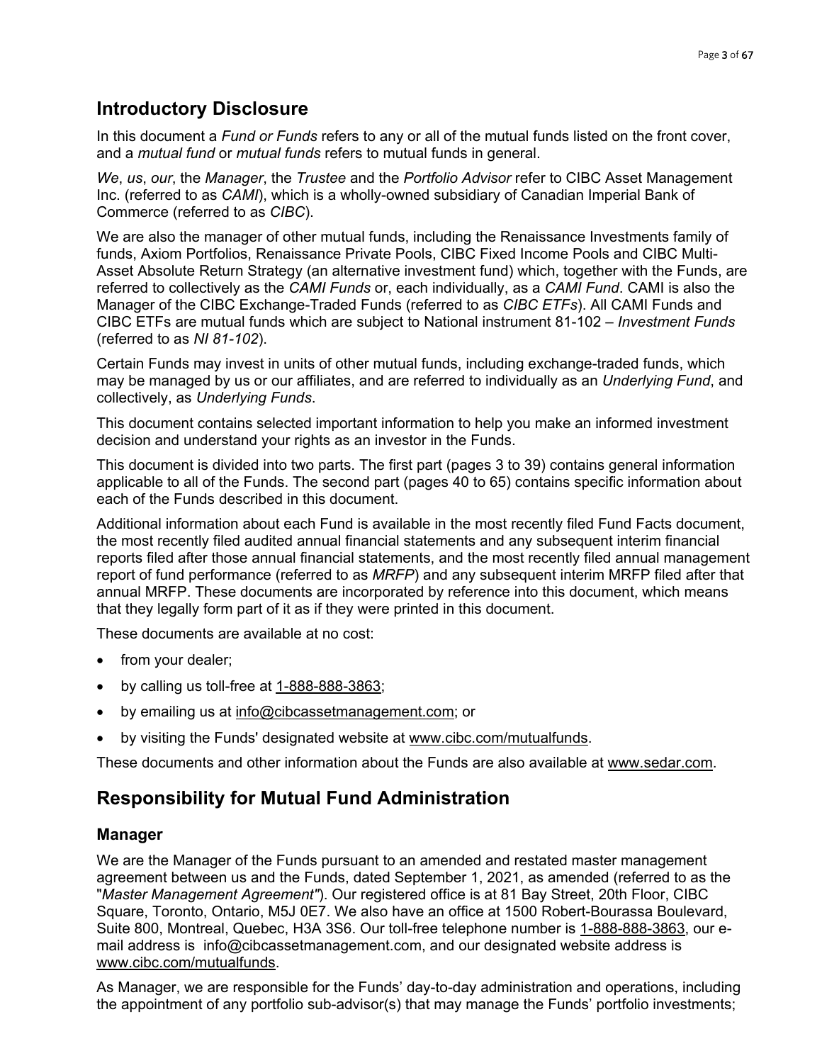## Introductory Disclosure

In this document a *Fund or Funds* refers to any or all of the mutual funds listed on the front cover, and a *mutual fund* or *mutual funds* refers to mutual funds in general.

*We*, *us*, *our*, the *Manager*, the *Trustee* and the *Portfolio Advisor* refer to CIBC Asset Management Inc. (referred to as *CAMI*), which is a wholly-owned subsidiary of Canadian Imperial Bank of Commerce (referred to as *CIBC*).

We are also the manager of other mutual funds, including the Renaissance Investments family of funds, Axiom Portfolios, Renaissance Private Pools, CIBC Fixed Income Pools and CIBC Multi-Asset Absolute Return Strategy (an alternative investment fund) which, together with the Funds, are referred to collectively as the *CAMI Funds* or, each individually, as a *CAMI Fund*. CAMI is also the Manager of the CIBC Exchange-Traded Funds (referred to as *CIBC ETFs*). All CAMI Funds and CIBC ETFs are mutual funds which are subject to National instrument 81-102 – *Investment Funds* (referred to as *NI 81-102*).

Certain Funds may invest in units of other mutual funds, including exchange-traded funds, which may be managed by us or our affiliates, and are referred to individually as an *Underlying Fund*, and collectively, as *Underlying Funds*.

This document contains selected important information to help you make an informed investment decision and understand your rights as an investor in the Funds.

This document is divided into two parts. The first part (pages 3 to 39) contains general information applicable to all of the Funds. The second part (pages 40 to 65) contains specific information about each of the Funds described in this document.

Additional information about each Fund is available in the most recently filed Fund Facts document, the most recently filed audited annual financial statements and any subsequent interim financial reports filed after those annual financial statements, and the most recently filed annual management report of fund performance (referred to as *MRFP*) and any subsequent interim MRFP filed after that annual MRFP. These documents are incorporated by reference into this document, which means that they legally form part of it as if they were printed in this document.

These documents are available at no cost:

- from your dealer;
- by calling us toll-free at 1-888-888-3863;
- by emailing us at info@cibcassetmanagement.com; or
- by visiting the Funds' designated website at www.cibc.com/mutualfunds.

These documents and other information about the Funds are also available at www.sedar.com.

## Responsibility for Mutual Fund Administration

### Manager

We are the Manager of the Funds pursuant to an amended and restated master management agreement between us and the Funds, dated September 1, 2021, as amended (referred to as the "*Master Management Agreement"*). Our registered office is at 81 Bay Street, 20th Floor, CIBC Square, Toronto, Ontario, M5J 0E7. We also have an office at 1500 Robert-Bourassa Boulevard, Suite 800, Montreal, Quebec, H3A 3S6. Our toll-free telephone number is 1-888-888-3863, our e-mail address is info@cibcassetmanagement.com, and our designated website address is www.cibc.com/mutualfunds.

As Manager, we are responsible for the Funds' day-to-day administration and operations, including the appointment of any portfolio sub-advisor(s) that may manage the Funds' portfolio investments;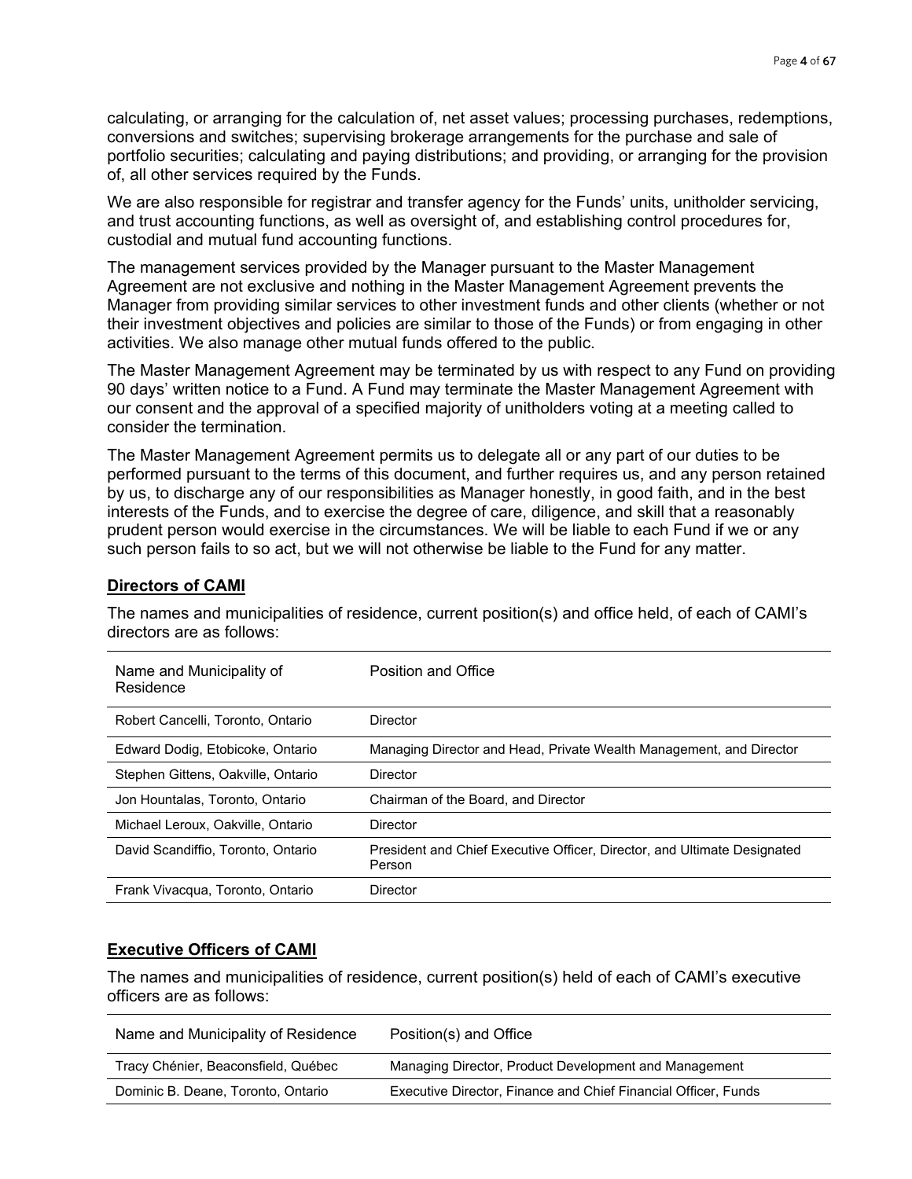calculating, or arranging for the calculation of, net asset values; processing purchases, redemptions, conversions and switches; supervising brokerage arrangements for the purchase and sale of portfolio securities; calculating and paying distributions; and providing, or arranging for the provision of, all other services required by the Funds.

We are also responsible for registrar and transfer agency for the Funds' units, unitholder servicing, and trust accounting functions, as well as oversight of, and establishing control procedures for, custodial and mutual fund accounting functions.

The management services provided by the Manager pursuant to the Master Management Agreement are not exclusive and nothing in the Master Management Agreement prevents the Manager from providing similar services to other investment funds and other clients (whether or not their investment objectives and policies are similar to those of the Funds) or from engaging in other activities. We also manage other mutual funds offered to the public.

The Master Management Agreement may be terminated by us with respect to any Fund on providing 90 days' written notice to a Fund. A Fund may terminate the Master Management Agreement with our consent and the approval of a specified majority of unitholders voting at a meeting called to consider the termination.

The Master Management Agreement permits us to delegate all or any part of our duties to be performed pursuant to the terms of this document, and further requires us, and any person retained by us, to discharge any of our responsibilities as Manager honestly, in good faith, and in the best interests of the Funds, and to exercise the degree of care, diligence, and skill that a reasonably prudent person would exercise in the circumstances. We will be liable to each Fund if we or any such person fails to so act, but we will not otherwise be liable to the Fund for any matter.

## Directors of CAMI

The names and municipalities of residence, current position(s) and office held, of each of CAMI's directors are as follows:

| Name and Municipality of Residence | Position and Office |
|---|---|
| Robert Cancelli, Toronto, Ontario | Director |
| Edward Dodig, Etobicoke, Ontario | Managing Director and Head, Private Wealth Management, and Director |
| Stephen Gittens, Oakville, Ontario | Director |
| Jon Hountalas, Toronto, Ontario | Chairman of the Board, and Director |
| Michael Leroux, Oakville, Ontario | Director |
| David Scandiffio, Toronto, Ontario | President and Chief Executive Officer, Director, and Ultimate Designated Person |
| Frank Vivacqua, Toronto, Ontario | Director |

## Executive Officers of CAMI

The names and municipalities of residence, current position(s) held of each of CAMI's executive officers are as follows:

| Name and Municipality of Residence | Position(s) and Office |
|---|---|
| Tracy Chénier, Beaconsfield, Québec | Managing Director, Product Development and Management |
| Dominic B. Deane, Toronto, Ontario | Executive Director, Finance and Chief Financial Officer, Funds |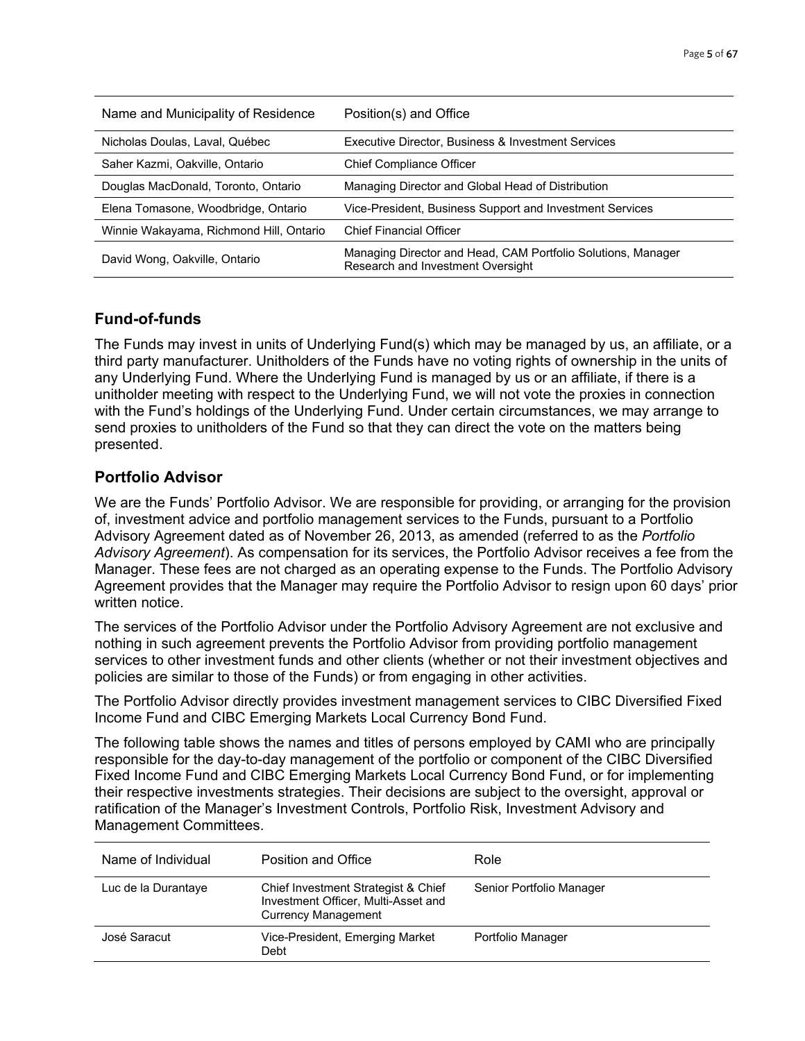| Name and Municipality of Residence | Position(s) and Office |
|---|---|
| Nicholas Doulas, Laval, Québec | Executive Director, Business & Investment Services |
| Saher Kazmi, Oakville, Ontario | Chief Compliance Officer |
| Douglas MacDonald, Toronto, Ontario | Managing Director and Global Head of Distribution |
| Elena Tomasone, Woodbridge, Ontario | Vice-President, Business Support and Investment Services |
| Winnie Wakayama, Richmond Hill, Ontario | Chief Financial Officer |
| David Wong, Oakville, Ontario | Managing Director and Head, CAM Portfolio Solutions, Manager Research and Investment Oversight |

## Fund-of-funds

The Funds may invest in units of Underlying Fund(s) which may be managed by us, an affiliate, or a third party manufacturer. Unitholders of the Funds have no voting rights of ownership in the units of any Underlying Fund. Where the Underlying Fund is managed by us or an affiliate, if there is a unitholder meeting with respect to the Underlying Fund, we will not vote the proxies in connection with the Fund's holdings of the Underlying Fund. Under certain circumstances, we may arrange to send proxies to unitholders of the Fund so that they can direct the vote on the matters being presented.

## Portfolio Advisor

We are the Funds' Portfolio Advisor. We are responsible for providing, or arranging for the provision of, investment advice and portfolio management services to the Funds, pursuant to a Portfolio Advisory Agreement dated as of November 26, 2013, as amended (referred to as the *Portfolio Advisory Agreement*). As compensation for its services, the Portfolio Advisor receives a fee from the Manager. These fees are not charged as an operating expense to the Funds. The Portfolio Advisory Agreement provides that the Manager may require the Portfolio Advisor to resign upon 60 days' prior written notice.

The services of the Portfolio Advisor under the Portfolio Advisory Agreement are not exclusive and nothing in such agreement prevents the Portfolio Advisor from providing portfolio management services to other investment funds and other clients (whether or not their investment objectives and policies are similar to those of the Funds) or from engaging in other activities.

The Portfolio Advisor directly provides investment management services to CIBC Diversified Fixed Income Fund and CIBC Emerging Markets Local Currency Bond Fund.

The following table shows the names and titles of persons employed by CAMI who are principally responsible for the day-to-day management of the portfolio or component of the CIBC Diversified Fixed Income Fund and CIBC Emerging Markets Local Currency Bond Fund, or for implementing their respective investments strategies. Their decisions are subject to the oversight, approval or ratification of the Manager's Investment Controls, Portfolio Risk, Investment Advisory and Management Committees.

| Name of Individual | Position and Office | Role |
|---|---|---|
| Luc de la Durantaye | Chief Investment Strategist & Chief Investment Officer, Multi-Asset and Currency Management | Senior Portfolio Manager |
| José Saracut | Vice-President, Emerging Market Debt | Portfolio Manager |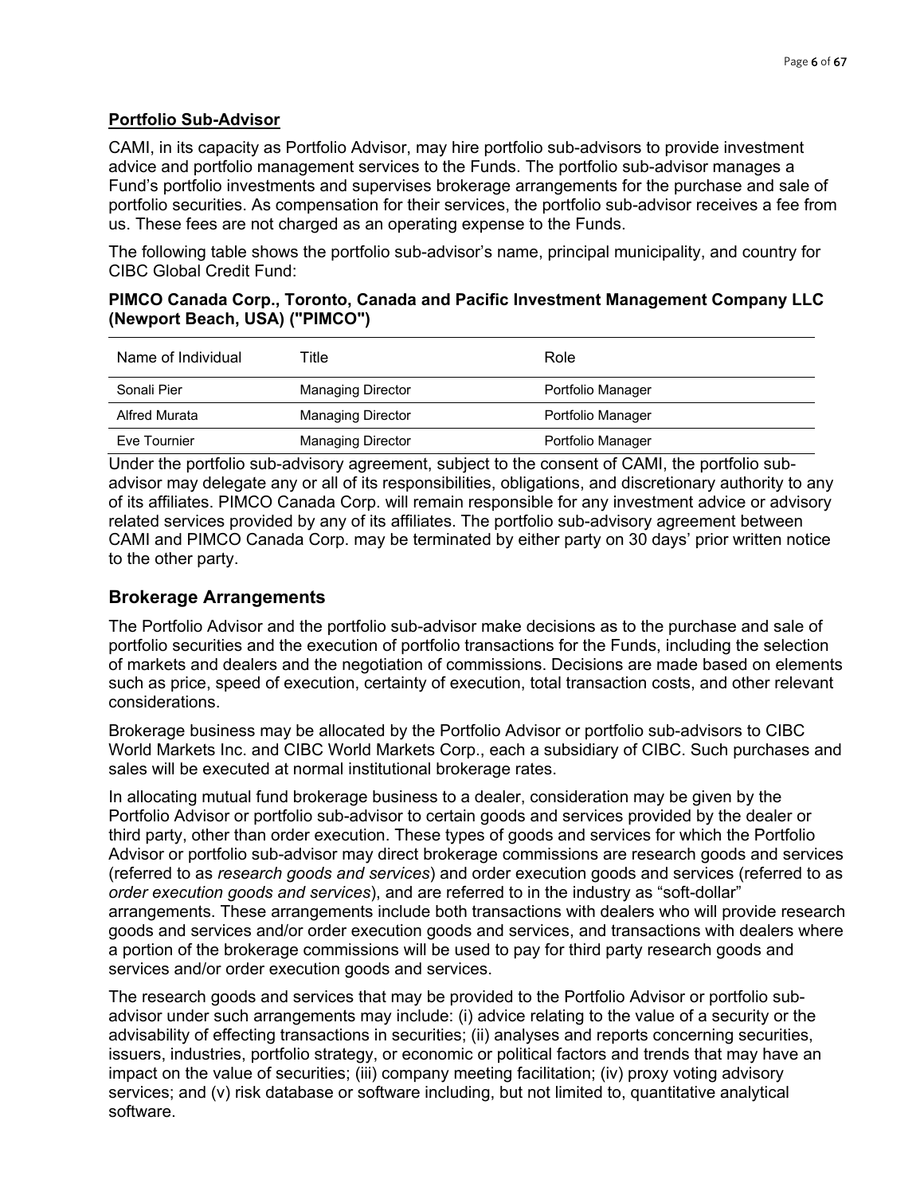### Portfolio Sub-Advisor

CAMI, in its capacity as Portfolio Advisor, may hire portfolio sub-advisors to provide investment advice and portfolio management services to the Funds. The portfolio sub-advisor manages a Fund's portfolio investments and supervises brokerage arrangements for the purchase and sale of portfolio securities. As compensation for their services, the portfolio sub-advisor receives a fee from us. These fees are not charged as an operating expense to the Funds.

The following table shows the portfolio sub-advisor's name, principal municipality, and country for CIBC Global Credit Fund:

**PIMCO Canada Corp., Toronto, Canada and Pacific Investment Management Company LLC (Newport Beach, USA) ("PIMCO")**

| Name of Individual | Title | Role |
|---|---|---|
| Sonali Pier | Managing Director | Portfolio Manager |
| Alfred Murata | Managing Director | Portfolio Manager |
| Eve Tournier | Managing Director | Portfolio Manager |

Under the portfolio sub-advisory agreement, subject to the consent of CAMI, the portfolio sub-advisor may delegate any or all of its responsibilities, obligations, and discretionary authority to any of its affiliates. PIMCO Canada Corp. will remain responsible for any investment advice or advisory related services provided by any of its affiliates. The portfolio sub-advisory agreement between CAMI and PIMCO Canada Corp. may be terminated by either party on 30 days' prior written notice to the other party.

## Brokerage Arrangements

The Portfolio Advisor and the portfolio sub-advisor make decisions as to the purchase and sale of portfolio securities and the execution of portfolio transactions for the Funds, including the selection of markets and dealers and the negotiation of commissions. Decisions are made based on elements such as price, speed of execution, certainty of execution, total transaction costs, and other relevant considerations.

Brokerage business may be allocated by the Portfolio Advisor or portfolio sub-advisors to CIBC World Markets Inc. and CIBC World Markets Corp., each a subsidiary of CIBC. Such purchases and sales will be executed at normal institutional brokerage rates.

In allocating mutual fund brokerage business to a dealer, consideration may be given by the Portfolio Advisor or portfolio sub-advisor to certain goods and services provided by the dealer or third party, other than order execution. These types of goods and services for which the Portfolio Advisor or portfolio sub-advisor may direct brokerage commissions are research goods and services (referred to as *research goods and services*) and order execution goods and services (referred to as *order execution goods and services*), and are referred to in the industry as "soft-dollar" arrangements. These arrangements include both transactions with dealers who will provide research goods and services and/or order execution goods and services, and transactions with dealers where a portion of the brokerage commissions will be used to pay for third party research goods and services and/or order execution goods and services.

The research goods and services that may be provided to the Portfolio Advisor or portfolio sub-advisor under such arrangements may include: (i) advice relating to the value of a security or the advisability of effecting transactions in securities; (ii) analyses and reports concerning securities, issuers, industries, portfolio strategy, or economic or political factors and trends that may have an impact on the value of securities; (iii) company meeting facilitation; (iv) proxy voting advisory services; and (v) risk database or software including, but not limited to, quantitative analytical software.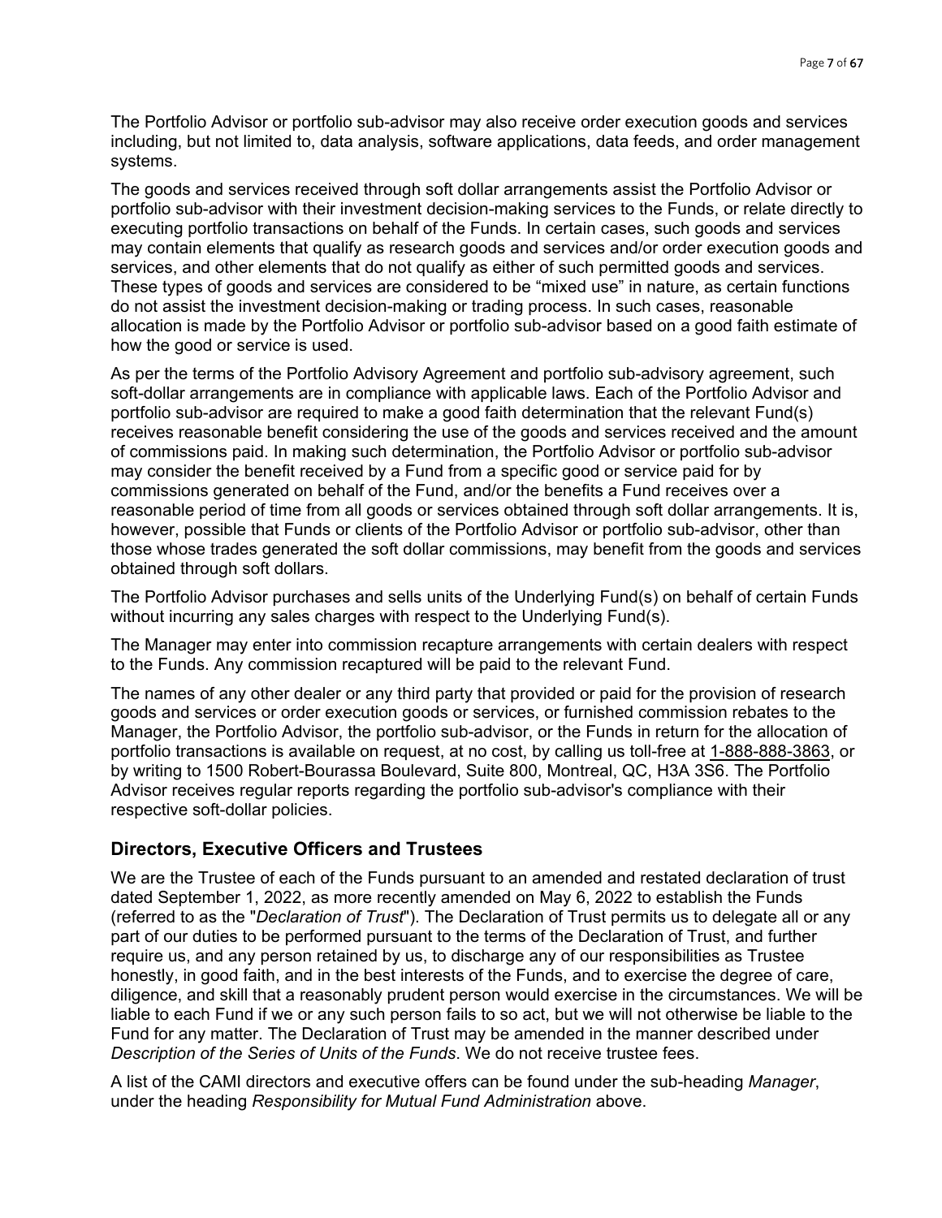The Portfolio Advisor or portfolio sub-advisor may also receive order execution goods and services including, but not limited to, data analysis, software applications, data feeds, and order management systems.

The goods and services received through soft dollar arrangements assist the Portfolio Advisor or portfolio sub-advisor with their investment decision-making services to the Funds, or relate directly to executing portfolio transactions on behalf of the Funds. In certain cases, such goods and services may contain elements that qualify as research goods and services and/or order execution goods and services, and other elements that do not qualify as either of such permitted goods and services. These types of goods and services are considered to be "mixed use" in nature, as certain functions do not assist the investment decision-making or trading process. In such cases, reasonable allocation is made by the Portfolio Advisor or portfolio sub-advisor based on a good faith estimate of how the good or service is used.

As per the terms of the Portfolio Advisory Agreement and portfolio sub-advisory agreement, such soft-dollar arrangements are in compliance with applicable laws. Each of the Portfolio Advisor and portfolio sub-advisor are required to make a good faith determination that the relevant Fund(s) receives reasonable benefit considering the use of the goods and services received and the amount of commissions paid. In making such determination, the Portfolio Advisor or portfolio sub-advisor may consider the benefit received by a Fund from a specific good or service paid for by commissions generated on behalf of the Fund, and/or the benefits a Fund receives over a reasonable period of time from all goods or services obtained through soft dollar arrangements. It is, however, possible that Funds or clients of the Portfolio Advisor or portfolio sub-advisor, other than those whose trades generated the soft dollar commissions, may benefit from the goods and services obtained through soft dollars.

The Portfolio Advisor purchases and sells units of the Underlying Fund(s) on behalf of certain Funds without incurring any sales charges with respect to the Underlying Fund(s).

The Manager may enter into commission recapture arrangements with certain dealers with respect to the Funds. Any commission recaptured will be paid to the relevant Fund.

The names of any other dealer or any third party that provided or paid for the provision of research goods and services or order execution goods or services, or furnished commission rebates to the Manager, the Portfolio Advisor, the portfolio sub-advisor, or the Funds in return for the allocation of portfolio transactions is available on request, at no cost, by calling us toll-free at 1-888-888-3863, or by writing to 1500 Robert-Bourassa Boulevard, Suite 800, Montreal, QC, H3A 3S6. The Portfolio Advisor receives regular reports regarding the portfolio sub-advisor's compliance with their respective soft-dollar policies.

## Directors, Executive Officers and Trustees

We are the Trustee of each of the Funds pursuant to an amended and restated declaration of trust dated September 1, 2022, as more recently amended on May 6, 2022 to establish the Funds (referred to as the "*Declaration of Trust*"). The Declaration of Trust permits us to delegate all or any part of our duties to be performed pursuant to the terms of the Declaration of Trust, and further require us, and any person retained by us, to discharge any of our responsibilities as Trustee honestly, in good faith, and in the best interests of the Funds, and to exercise the degree of care, diligence, and skill that a reasonably prudent person would exercise in the circumstances. We will be liable to each Fund if we or any such person fails to so act, but we will not otherwise be liable to the Fund for any matter. The Declaration of Trust may be amended in the manner described under *Description of the Series of Units of the Funds*. We do not receive trustee fees.

A list of the CAMI directors and executive offers can be found under the sub-heading *Manager*, under the heading *Responsibility for Mutual Fund Administration* above.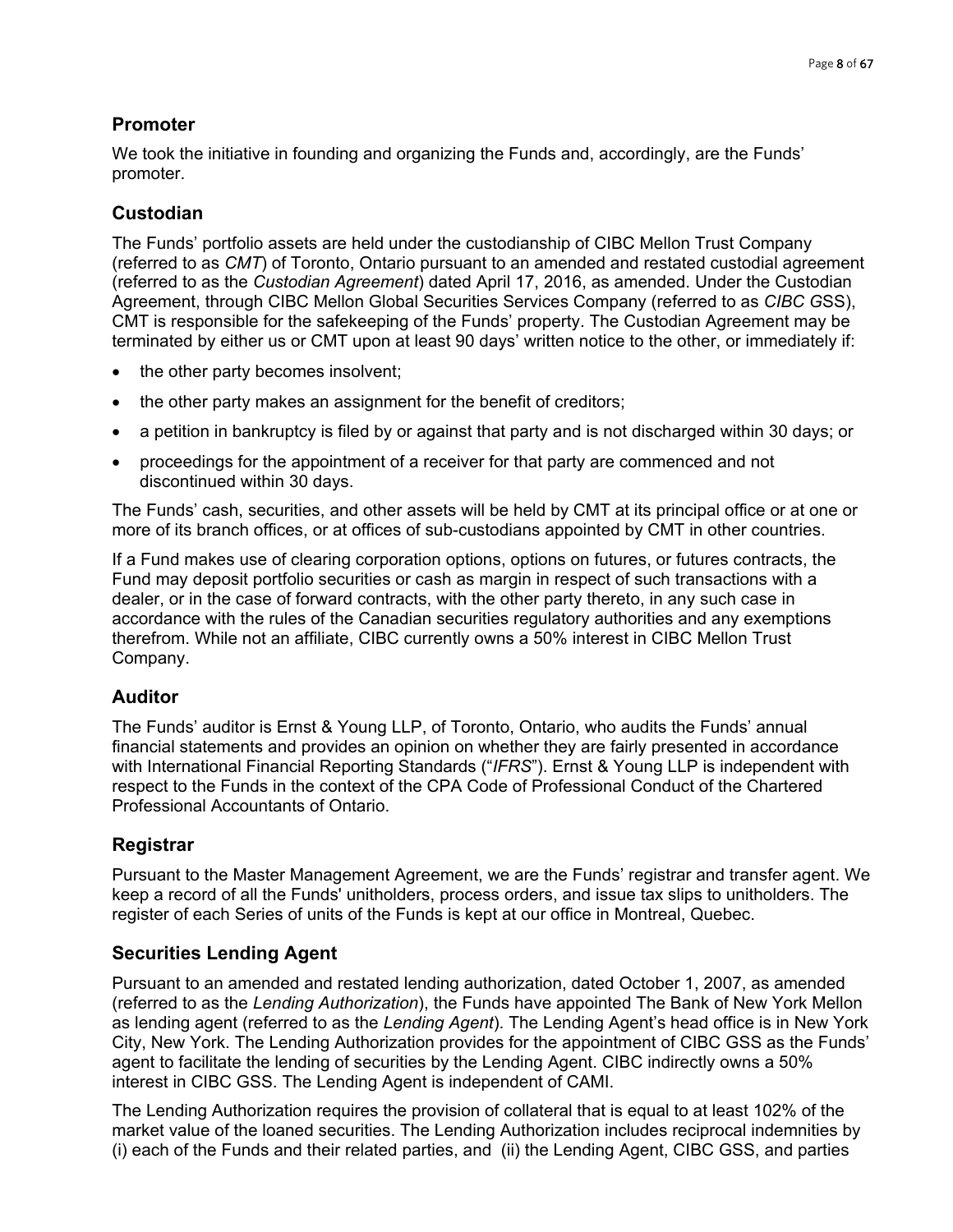## Promoter

We took the initiative in founding and organizing the Funds and, accordingly, are the Funds' promoter.

## Custodian

The Funds' portfolio assets are held under the custodianship of CIBC Mellon Trust Company (referred to as *CMT*) of Toronto, Ontario pursuant to an amended and restated custodial agreement (referred to as the *Custodian Agreement*) dated April 17, 2016, as amended. Under the Custodian Agreement, through CIBC Mellon Global Securities Services Company (referred to as *CIBC G*SS), CMT is responsible for the safekeeping of the Funds' property. The Custodian Agreement may be terminated by either us or CMT upon at least 90 days' written notice to the other, or immediately if:

- the other party becomes insolvent;
- the other party makes an assignment for the benefit of creditors;
- a petition in bankruptcy is filed by or against that party and is not discharged within 30 days; or
- proceedings for the appointment of a receiver for that party are commenced and not discontinued within 30 days.

The Funds' cash, securities, and other assets will be held by CMT at its principal office or at one or more of its branch offices, or at offices of sub-custodians appointed by CMT in other countries.

If a Fund makes use of clearing corporation options, options on futures, or futures contracts, the Fund may deposit portfolio securities or cash as margin in respect of such transactions with a dealer, or in the case of forward contracts, with the other party thereto, in any such case in accordance with the rules of the Canadian securities regulatory authorities and any exemptions therefrom. While not an affiliate, CIBC currently owns a 50% interest in CIBC Mellon Trust Company.

## Auditor

The Funds' auditor is Ernst & Young LLP, of Toronto, Ontario, who audits the Funds' annual financial statements and provides an opinion on whether they are fairly presented in accordance with International Financial Reporting Standards ("*IFRS*"). Ernst & Young LLP is independent with respect to the Funds in the context of the CPA Code of Professional Conduct of the Chartered Professional Accountants of Ontario.

## Registrar

Pursuant to the Master Management Agreement, we are the Funds' registrar and transfer agent. We keep a record of all the Funds' unitholders, process orders, and issue tax slips to unitholders. The register of each Series of units of the Funds is kept at our office in Montreal, Quebec.

## Securities Lending Agent

Pursuant to an amended and restated lending authorization, dated October 1, 2007, as amended (referred to as the *Lending Authorization*), the Funds have appointed The Bank of New York Mellon as lending agent (referred to as the *Lending Agent*). The Lending Agent's head office is in New York City, New York. The Lending Authorization provides for the appointment of CIBC GSS as the Funds' agent to facilitate the lending of securities by the Lending Agent. CIBC indirectly owns a 50% interest in CIBC GSS. The Lending Agent is independent of CAMI.

The Lending Authorization requires the provision of collateral that is equal to at least 102% of the market value of the loaned securities. The Lending Authorization includes reciprocal indemnities by (i) each of the Funds and their related parties, and (ii) the Lending Agent, CIBC GSS, and parties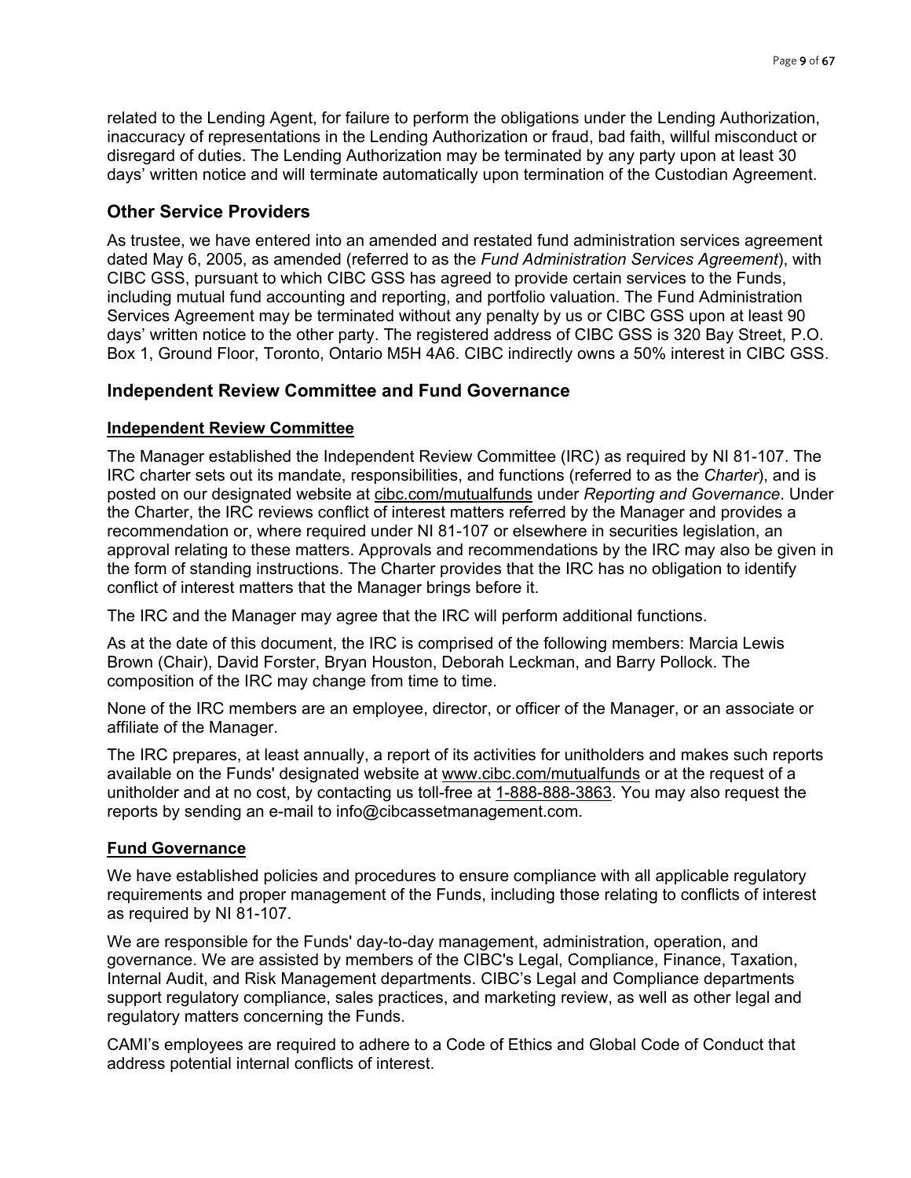related to the Lending Agent, for failure to perform the obligations under the Lending Authorization, inaccuracy of representations in the Lending Authorization or fraud, bad faith, willful misconduct or disregard of duties. The Lending Authorization may be terminated by any party upon at least 30 days' written notice and will terminate automatically upon termination of the Custodian Agreement.

## Other Service Providers

As trustee, we have entered into an amended and restated fund administration services agreement dated May 6, 2005, as amended (referred to as the *Fund Administration Services Agreement*), with CIBC GSS, pursuant to which CIBC GSS has agreed to provide certain services to the Funds, including mutual fund accounting and reporting, and portfolio valuation. The Fund Administration Services Agreement may be terminated without any penalty by us or CIBC GSS upon at least 90 days' written notice to the other party. The registered address of CIBC GSS is 320 Bay Street, P.O. Box 1, Ground Floor, Toronto, Ontario M5H 4A6. CIBC indirectly owns a 50% interest in CIBC GSS.

## Independent Review Committee and Fund Governance

### Independent Review Committee

The Manager established the Independent Review Committee (IRC) as required by NI 81-107. The IRC charter sets out its mandate, responsibilities, and functions (referred to as the *Charter*), and is posted on our designated website at cibc.com/mutualfunds under *Reporting and Governance*. Under the Charter, the IRC reviews conflict of interest matters referred by the Manager and provides a recommendation or, where required under NI 81-107 or elsewhere in securities legislation, an approval relating to these matters. Approvals and recommendations by the IRC may also be given in the form of standing instructions. The Charter provides that the IRC has no obligation to identify conflict of interest matters that the Manager brings before it.

The IRC and the Manager may agree that the IRC will perform additional functions.

As at the date of this document, the IRC is comprised of the following members: Marcia Lewis Brown (Chair), David Forster, Bryan Houston, Deborah Leckman, and Barry Pollock. The composition of the IRC may change from time to time.

None of the IRC members are an employee, director, or officer of the Manager, or an associate or affiliate of the Manager.

The IRC prepares, at least annually, a report of its activities for unitholders and makes such reports available on the Funds' designated website at www.cibc.com/mutualfunds or at the request of a unitholder and at no cost, by contacting us toll-free at 1-888-888-3863. You may also request the reports by sending an e-mail to info@cibcassetmanagement.com.

### Fund Governance

We have established policies and procedures to ensure compliance with all applicable regulatory requirements and proper management of the Funds, including those relating to conflicts of interest as required by NI 81-107.

We are responsible for the Funds' day-to-day management, administration, operation, and governance. We are assisted by members of the CIBC's Legal, Compliance, Finance, Taxation, Internal Audit, and Risk Management departments. CIBC's Legal and Compliance departments support regulatory compliance, sales practices, and marketing review, as well as other legal and regulatory matters concerning the Funds.

CAMI's employees are required to adhere to a Code of Ethics and Global Code of Conduct that address potential internal conflicts of interest.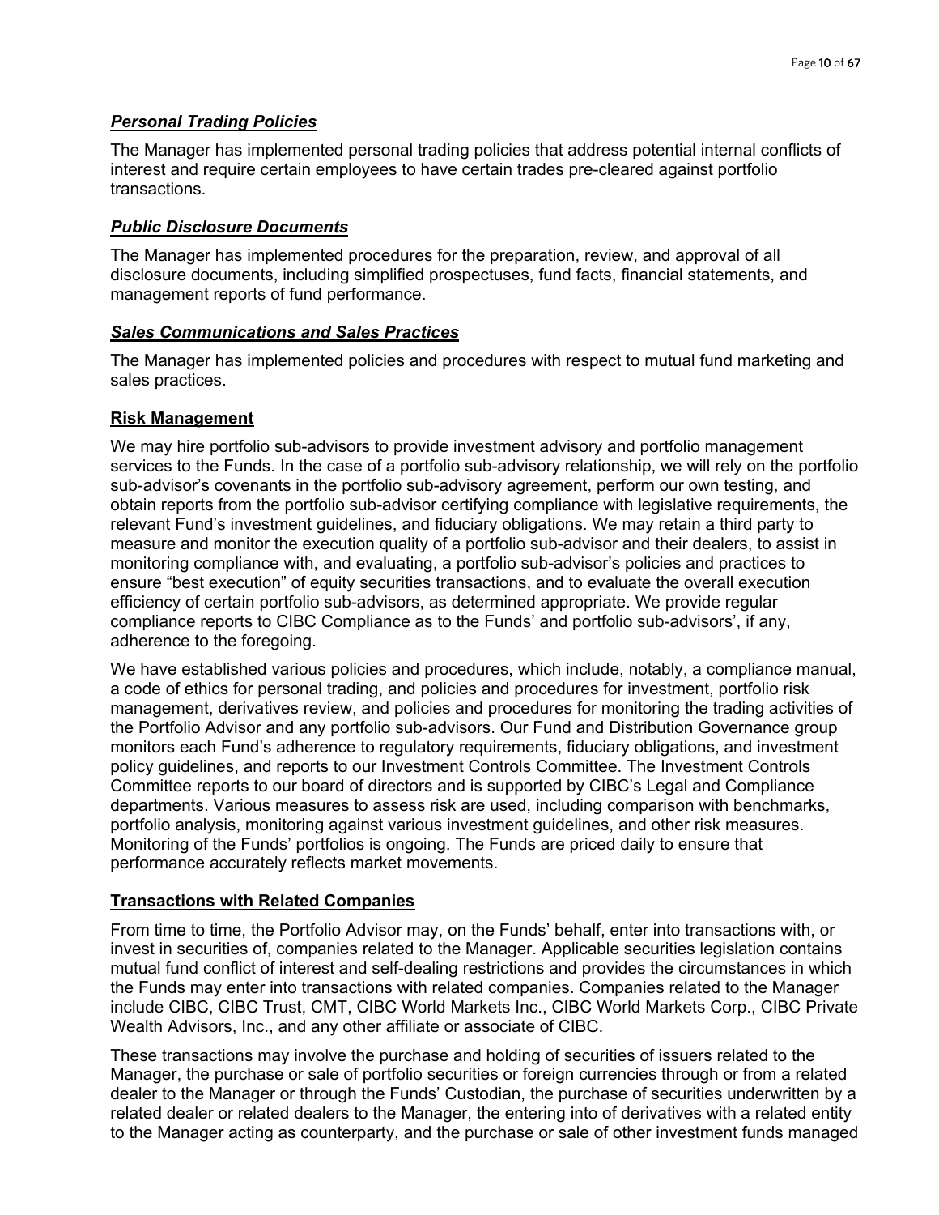### ***Personal Trading Policies***

The Manager has implemented personal trading policies that address potential internal conflicts of interest and require certain employees to have certain trades pre-cleared against portfolio transactions.

### ***Public Disclosure Documents***

The Manager has implemented procedures for the preparation, review, and approval of all disclosure documents, including simplified prospectuses, fund facts, financial statements, and management reports of fund performance.

### ***Sales Communications and Sales Practices***

The Manager has implemented policies and procedures with respect to mutual fund marketing and sales practices.

## **Risk Management**

We may hire portfolio sub-advisors to provide investment advisory and portfolio management services to the Funds. In the case of a portfolio sub-advisory relationship, we will rely on the portfolio sub-advisor's covenants in the portfolio sub-advisory agreement, perform our own testing, and obtain reports from the portfolio sub-advisor certifying compliance with legislative requirements, the relevant Fund's investment guidelines, and fiduciary obligations. We may retain a third party to measure and monitor the execution quality of a portfolio sub-advisor and their dealers, to assist in monitoring compliance with, and evaluating, a portfolio sub-advisor's policies and practices to ensure "best execution" of equity securities transactions, and to evaluate the overall execution efficiency of certain portfolio sub-advisors, as determined appropriate. We provide regular compliance reports to CIBC Compliance as to the Funds' and portfolio sub-advisors', if any, adherence to the foregoing.

We have established various policies and procedures, which include, notably, a compliance manual, a code of ethics for personal trading, and policies and procedures for investment, portfolio risk management, derivatives review, and policies and procedures for monitoring the trading activities of the Portfolio Advisor and any portfolio sub-advisors. Our Fund and Distribution Governance group monitors each Fund's adherence to regulatory requirements, fiduciary obligations, and investment policy guidelines, and reports to our Investment Controls Committee. The Investment Controls Committee reports to our board of directors and is supported by CIBC's Legal and Compliance departments. Various measures to assess risk are used, including comparison with benchmarks, portfolio analysis, monitoring against various investment guidelines, and other risk measures. Monitoring of the Funds' portfolios is ongoing. The Funds are priced daily to ensure that performance accurately reflects market movements.

## **Transactions with Related Companies**

From time to time, the Portfolio Advisor may, on the Funds' behalf, enter into transactions with, or invest in securities of, companies related to the Manager. Applicable securities legislation contains mutual fund conflict of interest and self-dealing restrictions and provides the circumstances in which the Funds may enter into transactions with related companies. Companies related to the Manager include CIBC, CIBC Trust, CMT, CIBC World Markets Inc., CIBC World Markets Corp., CIBC Private Wealth Advisors, Inc., and any other affiliate or associate of CIBC.

These transactions may involve the purchase and holding of securities of issuers related to the Manager, the purchase or sale of portfolio securities or foreign currencies through or from a related dealer to the Manager or through the Funds' Custodian, the purchase of securities underwritten by a related dealer or related dealers to the Manager, the entering into of derivatives with a related entity to the Manager acting as counterparty, and the purchase or sale of other investment funds managed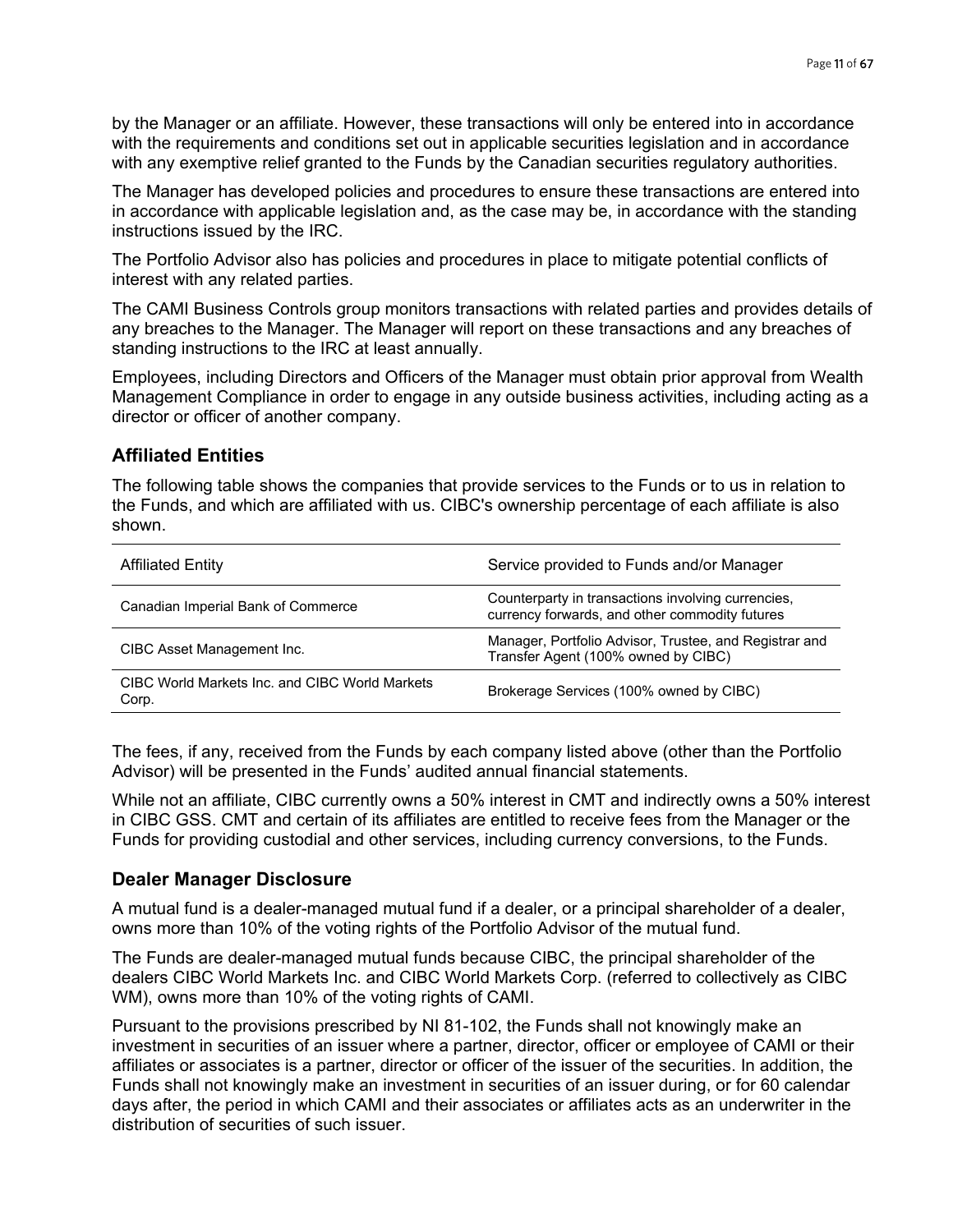by the Manager or an affiliate. However, these transactions will only be entered into in accordance with the requirements and conditions set out in applicable securities legislation and in accordance with any exemptive relief granted to the Funds by the Canadian securities regulatory authorities.

The Manager has developed policies and procedures to ensure these transactions are entered into in accordance with applicable legislation and, as the case may be, in accordance with the standing instructions issued by the IRC.

The Portfolio Advisor also has policies and procedures in place to mitigate potential conflicts of interest with any related parties.

The CAMI Business Controls group monitors transactions with related parties and provides details of any breaches to the Manager. The Manager will report on these transactions and any breaches of standing instructions to the IRC at least annually.

Employees, including Directors and Officers of the Manager must obtain prior approval from Wealth Management Compliance in order to engage in any outside business activities, including acting as a director or officer of another company.

## Affiliated Entities

The following table shows the companies that provide services to the Funds or to us in relation to the Funds, and which are affiliated with us. CIBC's ownership percentage of each affiliate is also shown.

| Affiliated Entity | Service provided to Funds and/or Manager |
|---|---|
| Canadian Imperial Bank of Commerce | Counterparty in transactions involving currencies, currency forwards, and other commodity futures |
| CIBC Asset Management Inc. | Manager, Portfolio Advisor, Trustee, and Registrar and Transfer Agent (100% owned by CIBC) |
| CIBC World Markets Inc. and CIBC World Markets Corp. | Brokerage Services (100% owned by CIBC) |

The fees, if any, received from the Funds by each company listed above (other than the Portfolio Advisor) will be presented in the Funds' audited annual financial statements.

While not an affiliate, CIBC currently owns a 50% interest in CMT and indirectly owns a 50% interest in CIBC GSS. CMT and certain of its affiliates are entitled to receive fees from the Manager or the Funds for providing custodial and other services, including currency conversions, to the Funds.

## Dealer Manager Disclosure

A mutual fund is a dealer-managed mutual fund if a dealer, or a principal shareholder of a dealer, owns more than 10% of the voting rights of the Portfolio Advisor of the mutual fund.

The Funds are dealer-managed mutual funds because CIBC, the principal shareholder of the dealers CIBC World Markets Inc. and CIBC World Markets Corp. (referred to collectively as CIBC WM), owns more than 10% of the voting rights of CAMI.

Pursuant to the provisions prescribed by NI 81-102, the Funds shall not knowingly make an investment in securities of an issuer where a partner, director, officer or employee of CAMI or their affiliates or associates is a partner, director or officer of the issuer of the securities. In addition, the Funds shall not knowingly make an investment in securities of an issuer during, or for 60 calendar days after, the period in which CAMI and their associates or affiliates acts as an underwriter in the distribution of securities of such issuer.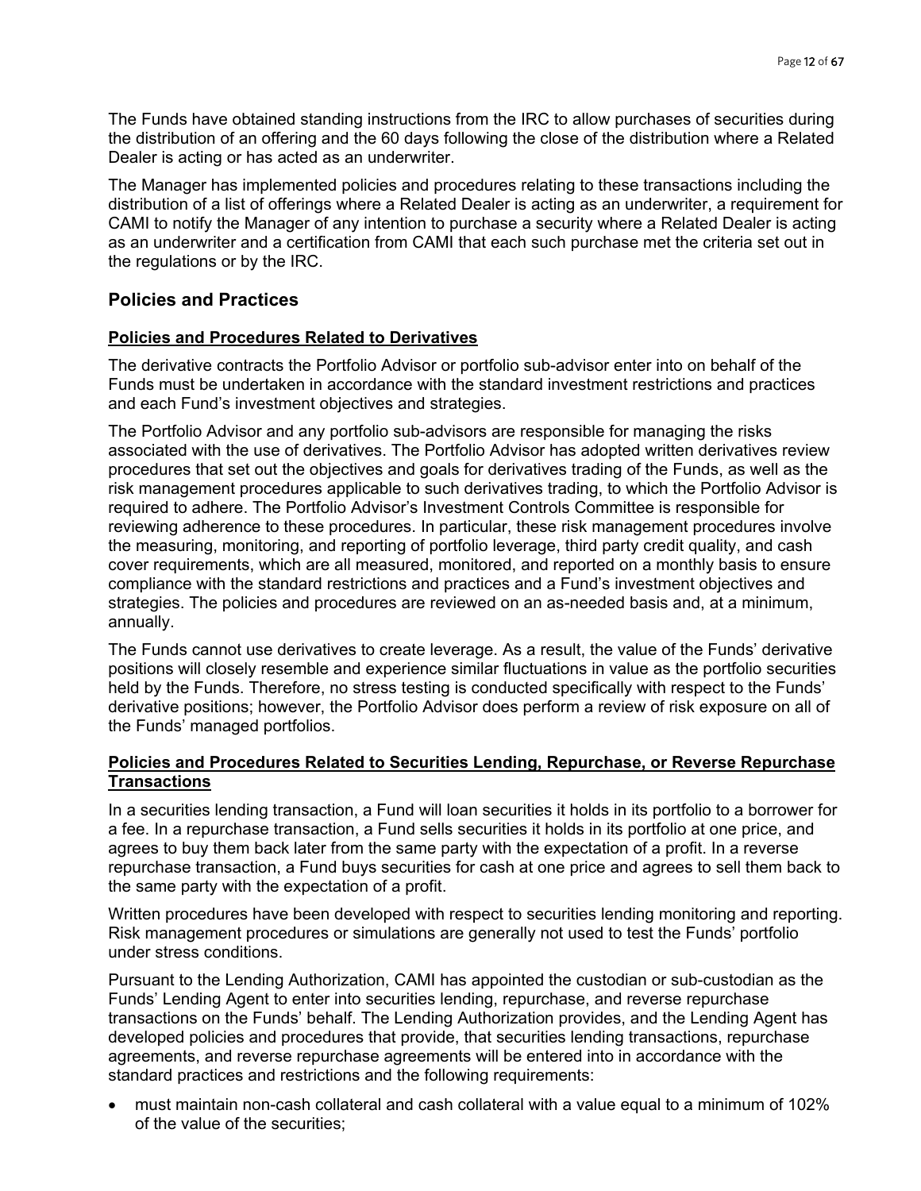The Funds have obtained standing instructions from the IRC to allow purchases of securities during the distribution of an offering and the 60 days following the close of the distribution where a Related Dealer is acting or has acted as an underwriter.

The Manager has implemented policies and procedures relating to these transactions including the distribution of a list of offerings where a Related Dealer is acting as an underwriter, a requirement for CAMI to notify the Manager of any intention to purchase a security where a Related Dealer is acting as an underwriter and a certification from CAMI that each such purchase met the criteria set out in the regulations or by the IRC.

## Policies and Practices

### Policies and Procedures Related to Derivatives

The derivative contracts the Portfolio Advisor or portfolio sub-advisor enter into on behalf of the Funds must be undertaken in accordance with the standard investment restrictions and practices and each Fund's investment objectives and strategies.

The Portfolio Advisor and any portfolio sub-advisors are responsible for managing the risks associated with the use of derivatives. The Portfolio Advisor has adopted written derivatives review procedures that set out the objectives and goals for derivatives trading of the Funds, as well as the risk management procedures applicable to such derivatives trading, to which the Portfolio Advisor is required to adhere. The Portfolio Advisor's Investment Controls Committee is responsible for reviewing adherence to these procedures. In particular, these risk management procedures involve the measuring, monitoring, and reporting of portfolio leverage, third party credit quality, and cash cover requirements, which are all measured, monitored, and reported on a monthly basis to ensure compliance with the standard restrictions and practices and a Fund's investment objectives and strategies. The policies and procedures are reviewed on an as-needed basis and, at a minimum, annually.

The Funds cannot use derivatives to create leverage. As a result, the value of the Funds' derivative positions will closely resemble and experience similar fluctuations in value as the portfolio securities held by the Funds. Therefore, no stress testing is conducted specifically with respect to the Funds' derivative positions; however, the Portfolio Advisor does perform a review of risk exposure on all of the Funds' managed portfolios.

### Policies and Procedures Related to Securities Lending, Repurchase, or Reverse Repurchase Transactions

In a securities lending transaction, a Fund will loan securities it holds in its portfolio to a borrower for a fee. In a repurchase transaction, a Fund sells securities it holds in its portfolio at one price, and agrees to buy them back later from the same party with the expectation of a profit. In a reverse repurchase transaction, a Fund buys securities for cash at one price and agrees to sell them back to the same party with the expectation of a profit.

Written procedures have been developed with respect to securities lending monitoring and reporting. Risk management procedures or simulations are generally not used to test the Funds' portfolio under stress conditions.

Pursuant to the Lending Authorization, CAMI has appointed the custodian or sub-custodian as the Funds' Lending Agent to enter into securities lending, repurchase, and reverse repurchase transactions on the Funds' behalf. The Lending Authorization provides, and the Lending Agent has developed policies and procedures that provide, that securities lending transactions, repurchase agreements, and reverse repurchase agreements will be entered into in accordance with the standard practices and restrictions and the following requirements:

- must maintain non-cash collateral and cash collateral with a value equal to a minimum of 102% of the value of the securities;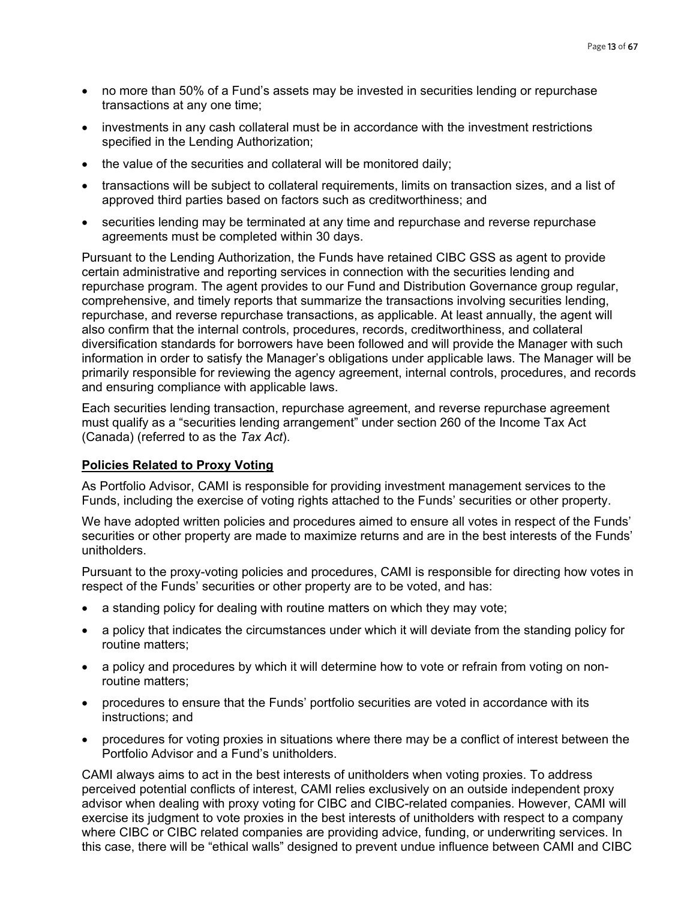- no more than 50% of a Fund's assets may be invested in securities lending or repurchase transactions at any one time;
- investments in any cash collateral must be in accordance with the investment restrictions specified in the Lending Authorization;
- the value of the securities and collateral will be monitored daily;
- transactions will be subject to collateral requirements, limits on transaction sizes, and a list of approved third parties based on factors such as creditworthiness; and
- securities lending may be terminated at any time and repurchase and reverse repurchase agreements must be completed within 30 days.

Pursuant to the Lending Authorization, the Funds have retained CIBC GSS as agent to provide certain administrative and reporting services in connection with the securities lending and repurchase program. The agent provides to our Fund and Distribution Governance group regular, comprehensive, and timely reports that summarize the transactions involving securities lending, repurchase, and reverse repurchase transactions, as applicable. At least annually, the agent will also confirm that the internal controls, procedures, records, creditworthiness, and collateral diversification standards for borrowers have been followed and will provide the Manager with such information in order to satisfy the Manager's obligations under applicable laws. The Manager will be primarily responsible for reviewing the agency agreement, internal controls, procedures, and records and ensuring compliance with applicable laws.

Each securities lending transaction, repurchase agreement, and reverse repurchase agreement must qualify as a "securities lending arrangement" under section 260 of the Income Tax Act (Canada) (referred to as the *Tax Act*).

## Policies Related to Proxy Voting

As Portfolio Advisor, CAMI is responsible for providing investment management services to the Funds, including the exercise of voting rights attached to the Funds' securities or other property.

We have adopted written policies and procedures aimed to ensure all votes in respect of the Funds' securities or other property are made to maximize returns and are in the best interests of the Funds' unitholders.

Pursuant to the proxy-voting policies and procedures, CAMI is responsible for directing how votes in respect of the Funds' securities or other property are to be voted, and has:

- a standing policy for dealing with routine matters on which they may vote;
- a policy that indicates the circumstances under which it will deviate from the standing policy for routine matters;
- a policy and procedures by which it will determine how to vote or refrain from voting on non-routine matters;
- procedures to ensure that the Funds' portfolio securities are voted in accordance with its instructions; and
- procedures for voting proxies in situations where there may be a conflict of interest between the Portfolio Advisor and a Fund's unitholders.

CAMI always aims to act in the best interests of unitholders when voting proxies. To address perceived potential conflicts of interest, CAMI relies exclusively on an outside independent proxy advisor when dealing with proxy voting for CIBC and CIBC-related companies. However, CAMI will exercise its judgment to vote proxies in the best interests of unitholders with respect to a company where CIBC or CIBC related companies are providing advice, funding, or underwriting services. In this case, there will be "ethical walls" designed to prevent undue influence between CAMI and CIBC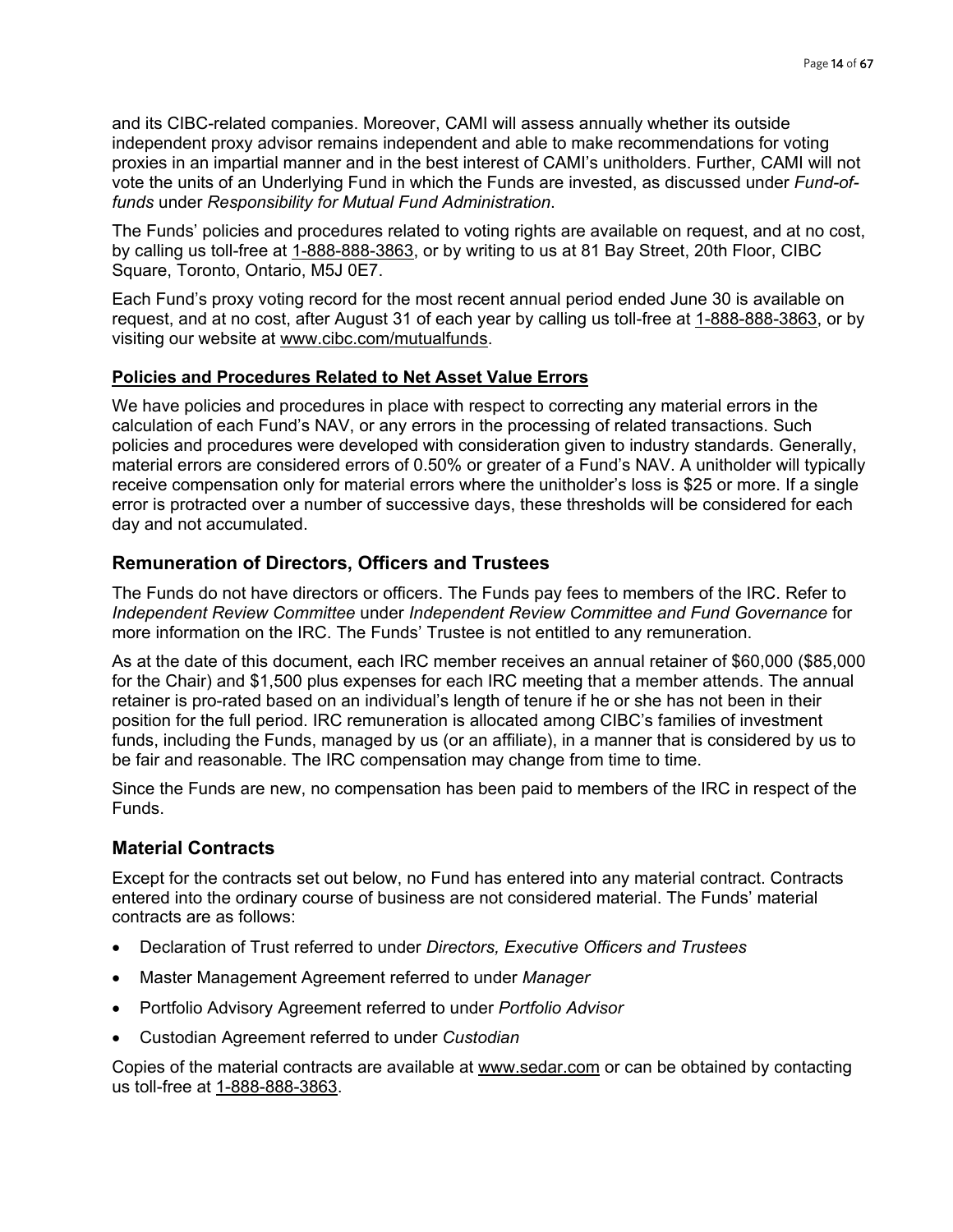and its CIBC-related companies. Moreover, CAMI will assess annually whether its outside independent proxy advisor remains independent and able to make recommendations for voting proxies in an impartial manner and in the best interest of CAMI's unitholders. Further, CAMI will not vote the units of an Underlying Fund in which the Funds are invested, as discussed under *Fund-of-funds* under *Responsibility for Mutual Fund Administration*.

The Funds' policies and procedures related to voting rights are available on request, and at no cost, by calling us toll-free at 1-888-888-3863, or by writing to us at 81 Bay Street, 20th Floor, CIBC Square, Toronto, Ontario, M5J 0E7.

Each Fund's proxy voting record for the most recent annual period ended June 30 is available on request, and at no cost, after August 31 of each year by calling us toll-free at 1-888-888-3863, or by visiting our website at www.cibc.com/mutualfunds.

### Policies and Procedures Related to Net Asset Value Errors

We have policies and procedures in place with respect to correcting any material errors in the calculation of each Fund's NAV, or any errors in the processing of related transactions. Such policies and procedures were developed with consideration given to industry standards. Generally, material errors are considered errors of 0.50% or greater of a Fund's NAV. A unitholder will typically receive compensation only for material errors where the unitholder's loss is $25 or more. If a single error is protracted over a number of successive days, these thresholds will be considered for each day and not accumulated.

## Remuneration of Directors, Officers and Trustees

The Funds do not have directors or officers. The Funds pay fees to members of the IRC. Refer to *Independent Review Committee* under *Independent Review Committee and Fund Governance* for more information on the IRC. The Funds' Trustee is not entitled to any remuneration.

As at the date of this document, each IRC member receives an annual retainer of $60,000 ($85,000 for the Chair) and $1,500 plus expenses for each IRC meeting that a member attends. The annual retainer is pro-rated based on an individual's length of tenure if he or she has not been in their position for the full period. IRC remuneration is allocated among CIBC's families of investment funds, including the Funds, managed by us (or an affiliate), in a manner that is considered by us to be fair and reasonable. The IRC compensation may change from time to time.

Since the Funds are new, no compensation has been paid to members of the IRC in respect of the Funds.

## Material Contracts

Except for the contracts set out below, no Fund has entered into any material contract. Contracts entered into the ordinary course of business are not considered material. The Funds' material contracts are as follows:

- Declaration of Trust referred to under *Directors, Executive Officers and Trustees*
- Master Management Agreement referred to under *Manager*
- Portfolio Advisory Agreement referred to under *Portfolio Advisor*
- Custodian Agreement referred to under *Custodian*

Copies of the material contracts are available at www.sedar.com or can be obtained by contacting us toll-free at 1-888-888-3863.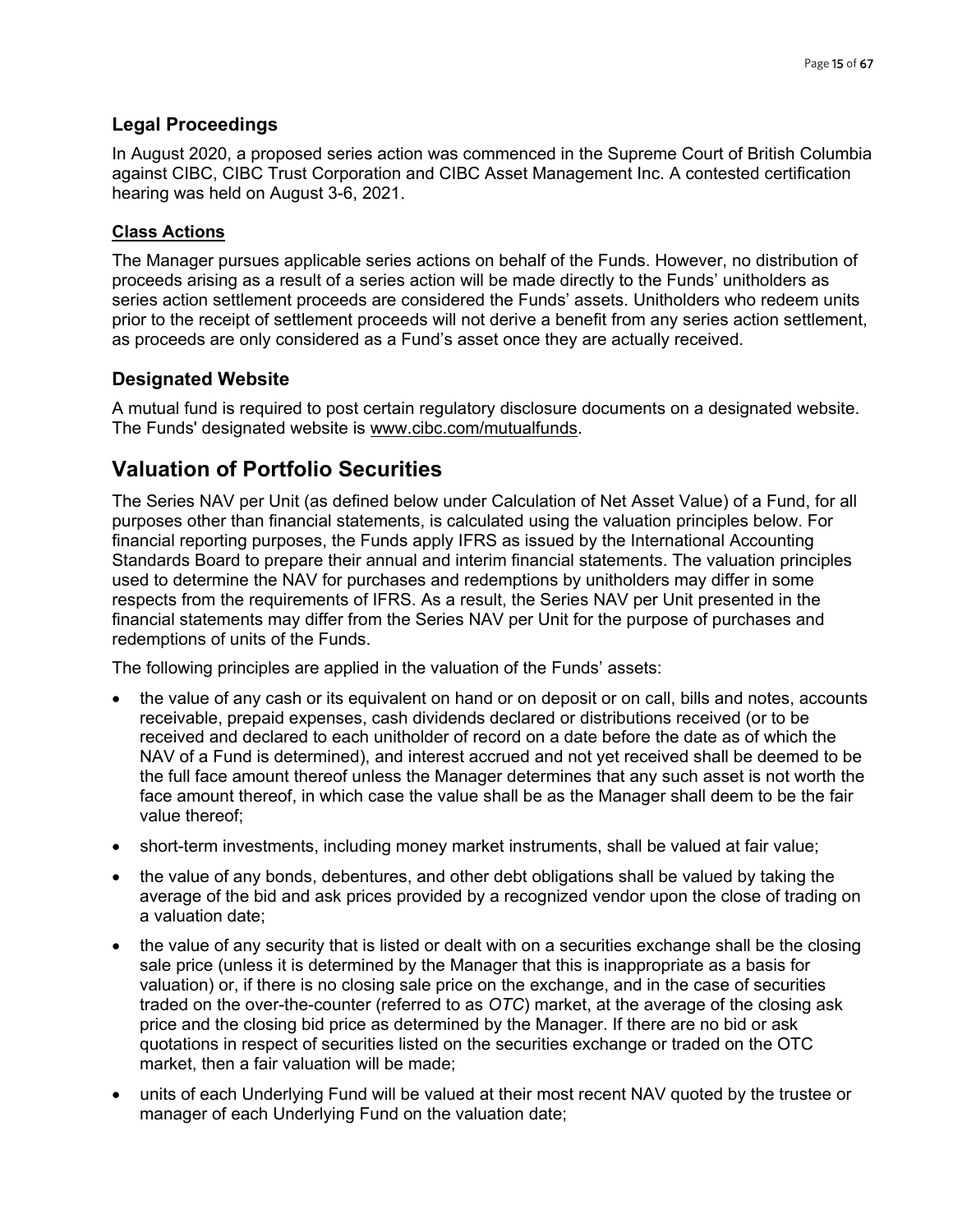### Legal Proceedings

In August 2020, a proposed series action was commenced in the Supreme Court of British Columbia against CIBC, CIBC Trust Corporation and CIBC Asset Management Inc. A contested certification hearing was held on August 3-6, 2021.

#### Class Actions

The Manager pursues applicable series actions on behalf of the Funds. However, no distribution of proceeds arising as a result of a series action will be made directly to the Funds' unitholders as series action settlement proceeds are considered the Funds' assets. Unitholders who redeem units prior to the receipt of settlement proceeds will not derive a benefit from any series action settlement, as proceeds are only considered as a Fund's asset once they are actually received.

### Designated Website

A mutual fund is required to post certain regulatory disclosure documents on a designated website. The Funds' designated website is www.cibc.com/mutualfunds.

## Valuation of Portfolio Securities

The Series NAV per Unit (as defined below under Calculation of Net Asset Value) of a Fund, for all purposes other than financial statements, is calculated using the valuation principles below. For financial reporting purposes, the Funds apply IFRS as issued by the International Accounting Standards Board to prepare their annual and interim financial statements. The valuation principles used to determine the NAV for purchases and redemptions by unitholders may differ in some respects from the requirements of IFRS. As a result, the Series NAV per Unit presented in the financial statements may differ from the Series NAV per Unit for the purpose of purchases and redemptions of units of the Funds.

The following principles are applied in the valuation of the Funds' assets:

- the value of any cash or its equivalent on hand or on deposit or on call, bills and notes, accounts receivable, prepaid expenses, cash dividends declared or distributions received (or to be received and declared to each unitholder of record on a date before the date as of which the NAV of a Fund is determined), and interest accrued and not yet received shall be deemed to be the full face amount thereof unless the Manager determines that any such asset is not worth the face amount thereof, in which case the value shall be as the Manager shall deem to be the fair value thereof;
- short-term investments, including money market instruments, shall be valued at fair value;
- the value of any bonds, debentures, and other debt obligations shall be valued by taking the average of the bid and ask prices provided by a recognized vendor upon the close of trading on a valuation date;
- the value of any security that is listed or dealt with on a securities exchange shall be the closing sale price (unless it is determined by the Manager that this is inappropriate as a basis for valuation) or, if there is no closing sale price on the exchange, and in the case of securities traded on the over-the-counter (referred to as *OTC*) market, at the average of the closing ask price and the closing bid price as determined by the Manager. If there are no bid or ask quotations in respect of securities listed on the securities exchange or traded on the OTC market, then a fair valuation will be made;
- units of each Underlying Fund will be valued at their most recent NAV quoted by the trustee or manager of each Underlying Fund on the valuation date;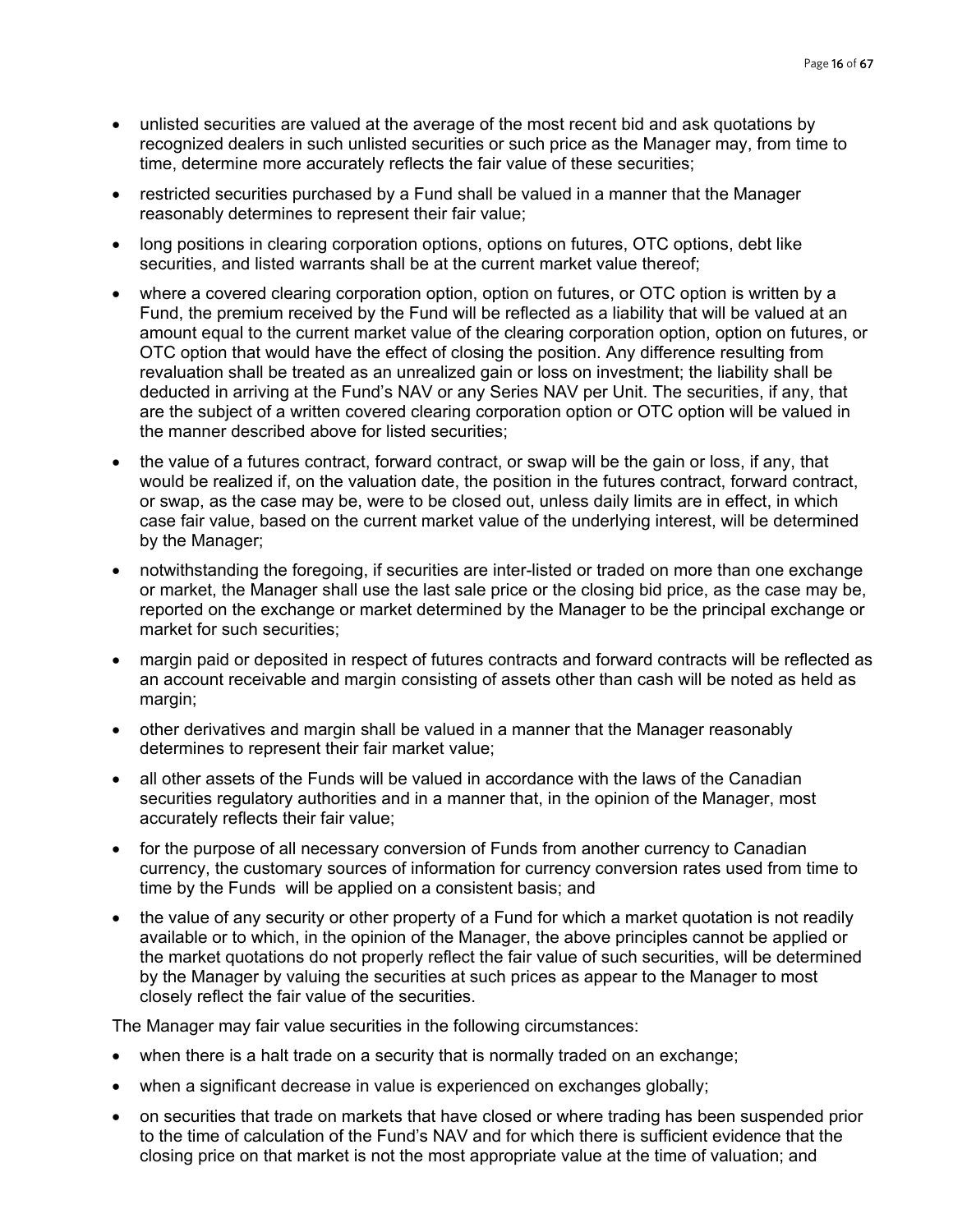- unlisted securities are valued at the average of the most recent bid and ask quotations by recognized dealers in such unlisted securities or such price as the Manager may, from time to time, determine more accurately reflects the fair value of these securities;
- restricted securities purchased by a Fund shall be valued in a manner that the Manager reasonably determines to represent their fair value;
- long positions in clearing corporation options, options on futures, OTC options, debt like securities, and listed warrants shall be at the current market value thereof;
- where a covered clearing corporation option, option on futures, or OTC option is written by a Fund, the premium received by the Fund will be reflected as a liability that will be valued at an amount equal to the current market value of the clearing corporation option, option on futures, or OTC option that would have the effect of closing the position. Any difference resulting from revaluation shall be treated as an unrealized gain or loss on investment; the liability shall be deducted in arriving at the Fund's NAV or any Series NAV per Unit. The securities, if any, that are the subject of a written covered clearing corporation option or OTC option will be valued in the manner described above for listed securities;
- the value of a futures contract, forward contract, or swap will be the gain or loss, if any, that would be realized if, on the valuation date, the position in the futures contract, forward contract, or swap, as the case may be, were to be closed out, unless daily limits are in effect, in which case fair value, based on the current market value of the underlying interest, will be determined by the Manager;
- notwithstanding the foregoing, if securities are inter-listed or traded on more than one exchange or market, the Manager shall use the last sale price or the closing bid price, as the case may be, reported on the exchange or market determined by the Manager to be the principal exchange or market for such securities;
- margin paid or deposited in respect of futures contracts and forward contracts will be reflected as an account receivable and margin consisting of assets other than cash will be noted as held as margin;
- other derivatives and margin shall be valued in a manner that the Manager reasonably determines to represent their fair market value;
- all other assets of the Funds will be valued in accordance with the laws of the Canadian securities regulatory authorities and in a manner that, in the opinion of the Manager, most accurately reflects their fair value;
- for the purpose of all necessary conversion of Funds from another currency to Canadian currency, the customary sources of information for currency conversion rates used from time to time by the Funds will be applied on a consistent basis; and
- the value of any security or other property of a Fund for which a market quotation is not readily available or to which, in the opinion of the Manager, the above principles cannot be applied or the market quotations do not properly reflect the fair value of such securities, will be determined by the Manager by valuing the securities at such prices as appear to the Manager to most closely reflect the fair value of the securities.

The Manager may fair value securities in the following circumstances:

- when there is a halt trade on a security that is normally traded on an exchange;
- when a significant decrease in value is experienced on exchanges globally;
- on securities that trade on markets that have closed or where trading has been suspended prior to the time of calculation of the Fund's NAV and for which there is sufficient evidence that the closing price on that market is not the most appropriate value at the time of valuation; and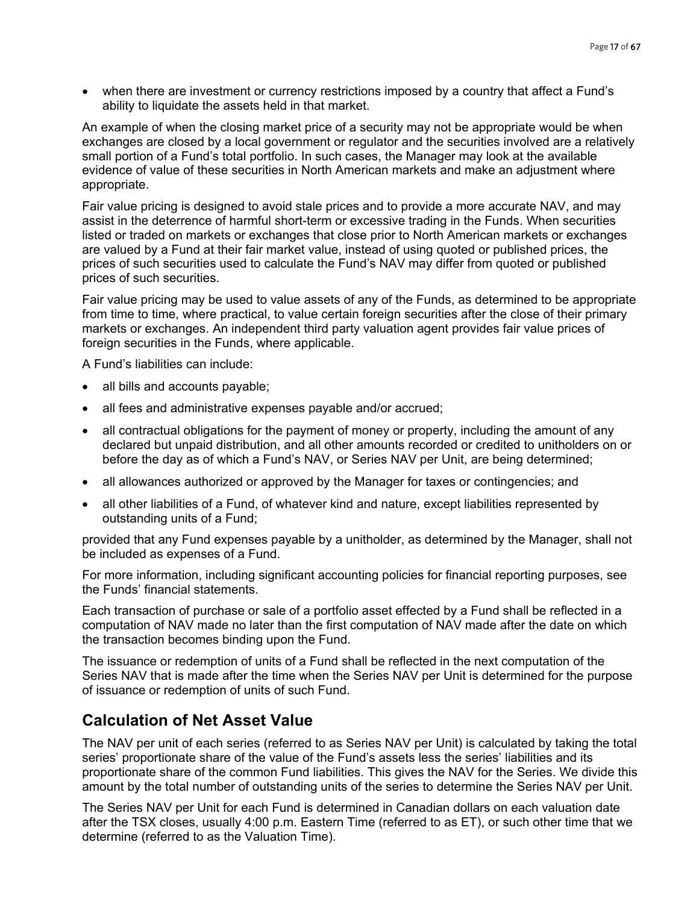- when there are investment or currency restrictions imposed by a country that affect a Fund's ability to liquidate the assets held in that market.

An example of when the closing market price of a security may not be appropriate would be when exchanges are closed by a local government or regulator and the securities involved are a relatively small portion of a Fund's total portfolio. In such cases, the Manager may look at the available evidence of value of these securities in North American markets and make an adjustment where appropriate.

Fair value pricing is designed to avoid stale prices and to provide a more accurate NAV, and may assist in the deterrence of harmful short-term or excessive trading in the Funds. When securities listed or traded on markets or exchanges that close prior to North American markets or exchanges are valued by a Fund at their fair market value, instead of using quoted or published prices, the prices of such securities used to calculate the Fund's NAV may differ from quoted or published prices of such securities.

Fair value pricing may be used to value assets of any of the Funds, as determined to be appropriate from time to time, where practical, to value certain foreign securities after the close of their primary markets or exchanges. An independent third party valuation agent provides fair value prices of foreign securities in the Funds, where applicable.

A Fund's liabilities can include:

- all bills and accounts payable;
- all fees and administrative expenses payable and/or accrued;
- all contractual obligations for the payment of money or property, including the amount of any declared but unpaid distribution, and all other amounts recorded or credited to unitholders on or before the day as of which a Fund's NAV, or Series NAV per Unit, are being determined;
- all allowances authorized or approved by the Manager for taxes or contingencies; and
- all other liabilities of a Fund, of whatever kind and nature, except liabilities represented by outstanding units of a Fund;

provided that any Fund expenses payable by a unitholder, as determined by the Manager, shall not be included as expenses of a Fund.

For more information, including significant accounting policies for financial reporting purposes, see the Funds' financial statements.

Each transaction of purchase or sale of a portfolio asset effected by a Fund shall be reflected in a computation of NAV made no later than the first computation of NAV made after the date on which the transaction becomes binding upon the Fund.

The issuance or redemption of units of a Fund shall be reflected in the next computation of the Series NAV that is made after the time when the Series NAV per Unit is determined for the purpose of issuance or redemption of units of such Fund.

## Calculation of Net Asset Value

The NAV per unit of each series (referred to as Series NAV per Unit) is calculated by taking the total series' proportionate share of the value of the Fund's assets less the series' liabilities and its proportionate share of the common Fund liabilities. This gives the NAV for the Series. We divide this amount by the total number of outstanding units of the series to determine the Series NAV per Unit.

The Series NAV per Unit for each Fund is determined in Canadian dollars on each valuation date after the TSX closes, usually 4:00 p.m. Eastern Time (referred to as ET), or such other time that we determine (referred to as the Valuation Time).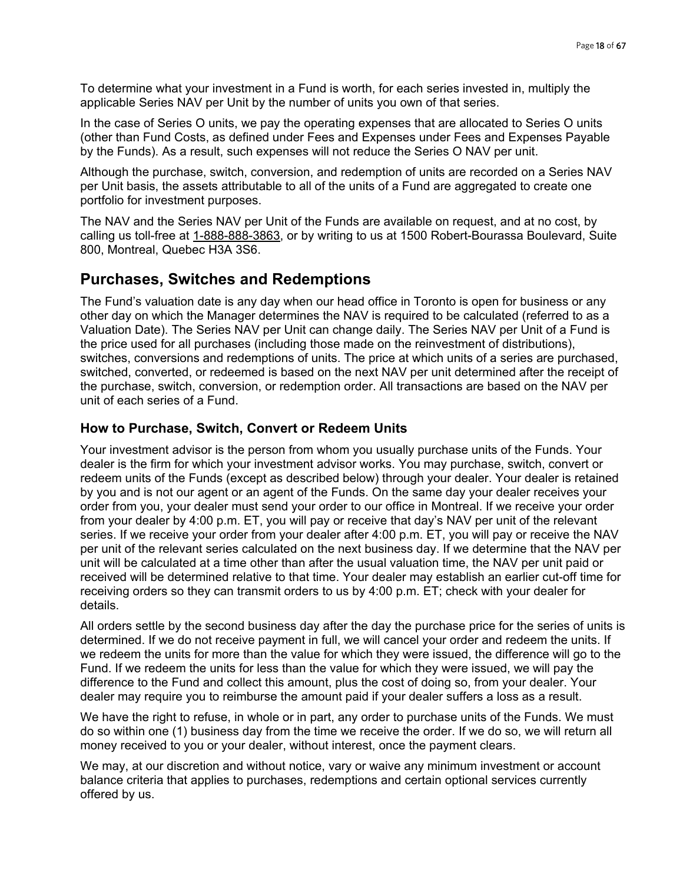To determine what your investment in a Fund is worth, for each series invested in, multiply the applicable Series NAV per Unit by the number of units you own of that series.

In the case of Series O units, we pay the operating expenses that are allocated to Series O units (other than Fund Costs, as defined under Fees and Expenses under Fees and Expenses Payable by the Funds). As a result, such expenses will not reduce the Series O NAV per unit.

Although the purchase, switch, conversion, and redemption of units are recorded on a Series NAV per Unit basis, the assets attributable to all of the units of a Fund are aggregated to create one portfolio for investment purposes.

The NAV and the Series NAV per Unit of the Funds are available on request, and at no cost, by calling us toll-free at 1-888-888-3863, or by writing to us at 1500 Robert-Bourassa Boulevard, Suite 800, Montreal, Quebec H3A 3S6.

## Purchases, Switches and Redemptions

The Fund's valuation date is any day when our head office in Toronto is open for business or any other day on which the Manager determines the NAV is required to be calculated (referred to as a Valuation Date). The Series NAV per Unit can change daily. The Series NAV per Unit of a Fund is the price used for all purchases (including those made on the reinvestment of distributions), switches, conversions and redemptions of units. The price at which units of a series are purchased, switched, converted, or redeemed is based on the next NAV per unit determined after the receipt of the purchase, switch, conversion, or redemption order. All transactions are based on the NAV per unit of each series of a Fund.

### How to Purchase, Switch, Convert or Redeem Units

Your investment advisor is the person from whom you usually purchase units of the Funds. Your dealer is the firm for which your investment advisor works. You may purchase, switch, convert or redeem units of the Funds (except as described below) through your dealer. Your dealer is retained by you and is not our agent or an agent of the Funds. On the same day your dealer receives your order from you, your dealer must send your order to our office in Montreal. If we receive your order from your dealer by 4:00 p.m. ET, you will pay or receive that day's NAV per unit of the relevant series. If we receive your order from your dealer after 4:00 p.m. ET, you will pay or receive the NAV per unit of the relevant series calculated on the next business day. If we determine that the NAV per unit will be calculated at a time other than after the usual valuation time, the NAV per unit paid or received will be determined relative to that time. Your dealer may establish an earlier cut-off time for receiving orders so they can transmit orders to us by 4:00 p.m. ET; check with your dealer for details.

All orders settle by the second business day after the day the purchase price for the series of units is determined. If we do not receive payment in full, we will cancel your order and redeem the units. If we redeem the units for more than the value for which they were issued, the difference will go to the Fund. If we redeem the units for less than the value for which they were issued, we will pay the difference to the Fund and collect this amount, plus the cost of doing so, from your dealer. Your dealer may require you to reimburse the amount paid if your dealer suffers a loss as a result.

We have the right to refuse, in whole or in part, any order to purchase units of the Funds. We must do so within one (1) business day from the time we receive the order. If we do so, we will return all money received to you or your dealer, without interest, once the payment clears.

We may, at our discretion and without notice, vary or waive any minimum investment or account balance criteria that applies to purchases, redemptions and certain optional services currently offered by us.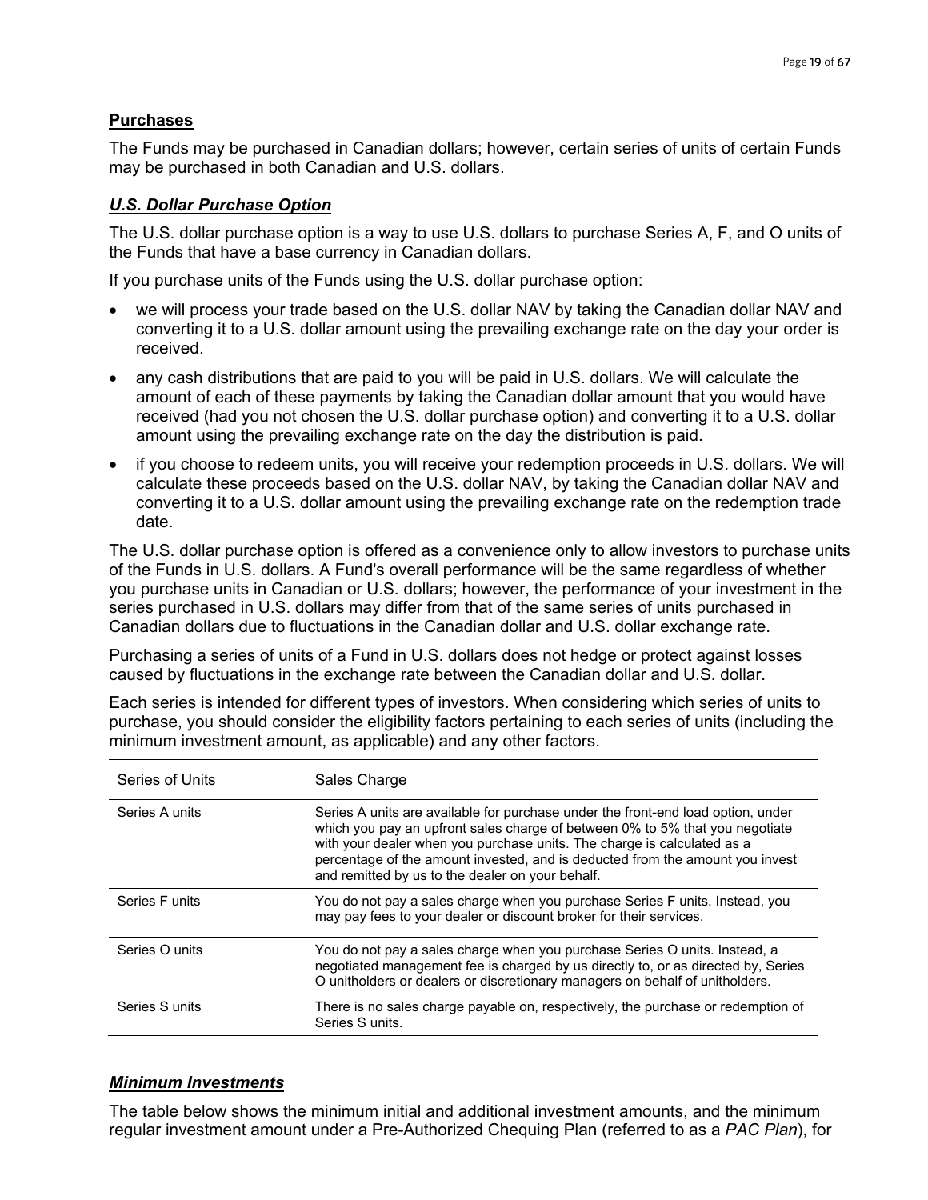**Purchases**

The Funds may be purchased in Canadian dollars; however, certain series of units of certain Funds may be purchased in both Canadian and U.S. dollars.

***U.S. Dollar Purchase Option***

The U.S. dollar purchase option is a way to use U.S. dollars to purchase Series A, F, and O units of the Funds that have a base currency in Canadian dollars.

If you purchase units of the Funds using the U.S. dollar purchase option:

- we will process your trade based on the U.S. dollar NAV by taking the Canadian dollar NAV and converting it to a U.S. dollar amount using the prevailing exchange rate on the day your order is received.
- any cash distributions that are paid to you will be paid in U.S. dollars. We will calculate the amount of each of these payments by taking the Canadian dollar amount that you would have received (had you not chosen the U.S. dollar purchase option) and converting it to a U.S. dollar amount using the prevailing exchange rate on the day the distribution is paid.
- if you choose to redeem units, you will receive your redemption proceeds in U.S. dollars. We will calculate these proceeds based on the U.S. dollar NAV, by taking the Canadian dollar NAV and converting it to a U.S. dollar amount using the prevailing exchange rate on the redemption trade date.

The U.S. dollar purchase option is offered as a convenience only to allow investors to purchase units of the Funds in U.S. dollars. A Fund's overall performance will be the same regardless of whether you purchase units in Canadian or U.S. dollars; however, the performance of your investment in the series purchased in U.S. dollars may differ from that of the same series of units purchased in Canadian dollars due to fluctuations in the Canadian dollar and U.S. dollar exchange rate.

Purchasing a series of units of a Fund in U.S. dollars does not hedge or protect against losses caused by fluctuations in the exchange rate between the Canadian dollar and U.S. dollar.

Each series is intended for different types of investors. When considering which series of units to purchase, you should consider the eligibility factors pertaining to each series of units (including the minimum investment amount, as applicable) and any other factors.

| Series of Units | Sales Charge |
|---|---|
| Series A units | Series A units are available for purchase under the front-end load option, under which you pay an upfront sales charge of between 0% to 5% that you negotiate with your dealer when you purchase units. The charge is calculated as a percentage of the amount invested, and is deducted from the amount you invest and remitted by us to the dealer on your behalf. |
| Series F units | You do not pay a sales charge when you purchase Series F units. Instead, you may pay fees to your dealer or discount broker for their services. |
| Series O units | You do not pay a sales charge when you purchase Series O units. Instead, a negotiated management fee is charged by us directly to, or as directed by, Series O unitholders or dealers or discretionary managers on behalf of unitholders. |
| Series S units | There is no sales charge payable on, respectively, the purchase or redemption of Series S units. |

***Minimum Investments***

The table below shows the minimum initial and additional investment amounts, and the minimum regular investment amount under a Pre-Authorized Chequing Plan (referred to as a *PAC Plan*), for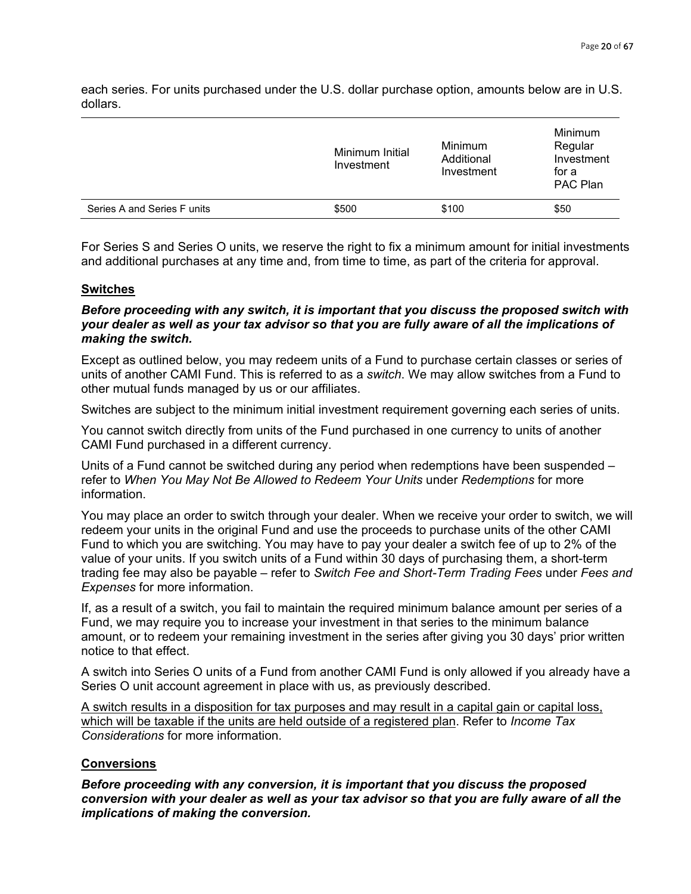each series. For units purchased under the U.S. dollar purchase option, amounts below are in U.S. dollars.

| | Minimum Initial Investment | Minimum Additional Investment | Minimum Regular Investment for a PAC Plan |
|---|---|---|---|
| Series A and Series F units | $500 | $100 | $50 |

For Series S and Series O units, we reserve the right to fix a minimum amount for initial investments and additional purchases at any time and, from time to time, as part of the criteria for approval.

## Switches

***Before proceeding with any switch, it is important that you discuss the proposed switch with your dealer as well as your tax advisor so that you are fully aware of all the implications of making the switch.***

Except as outlined below, you may redeem units of a Fund to purchase certain classes or series of units of another CAMI Fund. This is referred to as a *switch*. We may allow switches from a Fund to other mutual funds managed by us or our affiliates.

Switches are subject to the minimum initial investment requirement governing each series of units.

You cannot switch directly from units of the Fund purchased in one currency to units of another CAMI Fund purchased in a different currency.

Units of a Fund cannot be switched during any period when redemptions have been suspended – refer to *When You May Not Be Allowed to Redeem Your Units* under *Redemptions* for more information.

You may place an order to switch through your dealer. When we receive your order to switch, we will redeem your units in the original Fund and use the proceeds to purchase units of the other CAMI Fund to which you are switching. You may have to pay your dealer a switch fee of up to 2% of the value of your units. If you switch units of a Fund within 30 days of purchasing them, a short-term trading fee may also be payable – refer to *Switch Fee and Short-Term Trading Fees* under *Fees and Expenses* for more information.

If, as a result of a switch, you fail to maintain the required minimum balance amount per series of a Fund, we may require you to increase your investment in that series to the minimum balance amount, or to redeem your remaining investment in the series after giving you 30 days' prior written notice to that effect.

A switch into Series O units of a Fund from another CAMI Fund is only allowed if you already have a Series O unit account agreement in place with us, as previously described.

A switch results in a disposition for tax purposes and may result in a capital gain or capital loss, which will be taxable if the units are held outside of a registered plan. Refer to *Income Tax Considerations* for more information.

## Conversions

***Before proceeding with any conversion, it is important that you discuss the proposed conversion with your dealer as well as your tax advisor so that you are fully aware of all the implications of making the conversion.***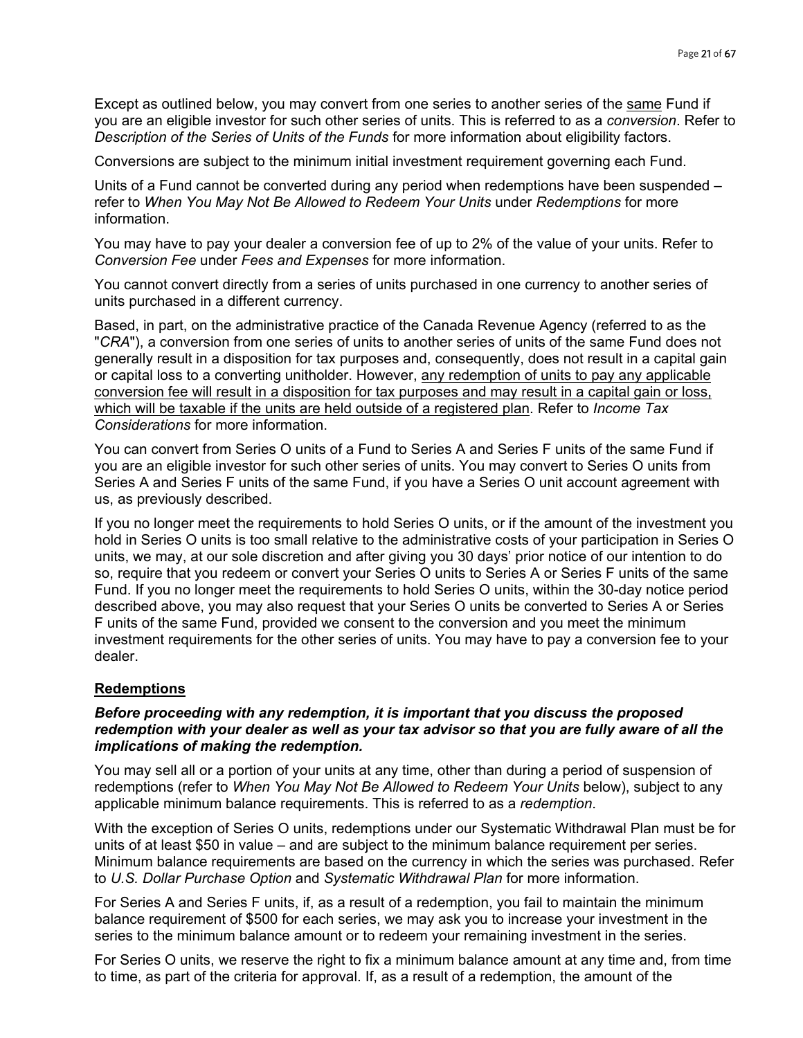Except as outlined below, you may convert from one series to another series of the <u>same</u> Fund if you are an eligible investor for such other series of units. This is referred to as a *conversion*. Refer to *Description of the Series of Units of the Funds* for more information about eligibility factors.

Conversions are subject to the minimum initial investment requirement governing each Fund.

Units of a Fund cannot be converted during any period when redemptions have been suspended – refer to *When You May Not Be Allowed to Redeem Your Units* under *Redemptions* for more information.

You may have to pay your dealer a conversion fee of up to 2% of the value of your units. Refer to *Conversion Fee* under *Fees and Expenses* for more information.

You cannot convert directly from a series of units purchased in one currency to another series of units purchased in a different currency.

Based, in part, on the administrative practice of the Canada Revenue Agency (referred to as the "*CRA*"), a conversion from one series of units to another series of units of the same Fund does not generally result in a disposition for tax purposes and, consequently, does not result in a capital gain or capital loss to a converting unitholder. However, <u>any redemption of units to pay any applicable conversion fee will result in a disposition for tax purposes and may result in a capital gain or loss, which will be taxable if the units are held outside of a registered plan</u>. Refer to *Income Tax Considerations* for more information.

You can convert from Series O units of a Fund to Series A and Series F units of the same Fund if you are an eligible investor for such other series of units. You may convert to Series O units from Series A and Series F units of the same Fund, if you have a Series O unit account agreement with us, as previously described.

If you no longer meet the requirements to hold Series O units, or if the amount of the investment you hold in Series O units is too small relative to the administrative costs of your participation in Series O units, we may, at our sole discretion and after giving you 30 days' prior notice of our intention to do so, require that you redeem or convert your Series O units to Series A or Series F units of the same Fund. If you no longer meet the requirements to hold Series O units, within the 30-day notice period described above, you may also request that your Series O units be converted to Series A or Series F units of the same Fund, provided we consent to the conversion and you meet the minimum investment requirements for the other series of units. You may have to pay a conversion fee to your dealer.

## <u>Redemptions</u>

***Before proceeding with any redemption, it is important that you discuss the proposed redemption with your dealer as well as your tax advisor so that you are fully aware of all the implications of making the redemption.***

You may sell all or a portion of your units at any time, other than during a period of suspension of redemptions (refer to *When You May Not Be Allowed to Redeem Your Units* below), subject to any applicable minimum balance requirements. This is referred to as a *redemption*.

With the exception of Series O units, redemptions under our Systematic Withdrawal Plan must be for units of at least $50 in value – and are subject to the minimum balance requirement per series. Minimum balance requirements are based on the currency in which the series was purchased. Refer to *U.S. Dollar Purchase Option* and *Systematic Withdrawal Plan* for more information.

For Series A and Series F units, if, as a result of a redemption, you fail to maintain the minimum balance requirement of $500 for each series, we may ask you to increase your investment in the series to the minimum balance amount or to redeem your remaining investment in the series.

For Series O units, we reserve the right to fix a minimum balance amount at any time and, from time to time, as part of the criteria for approval. If, as a result of a redemption, the amount of the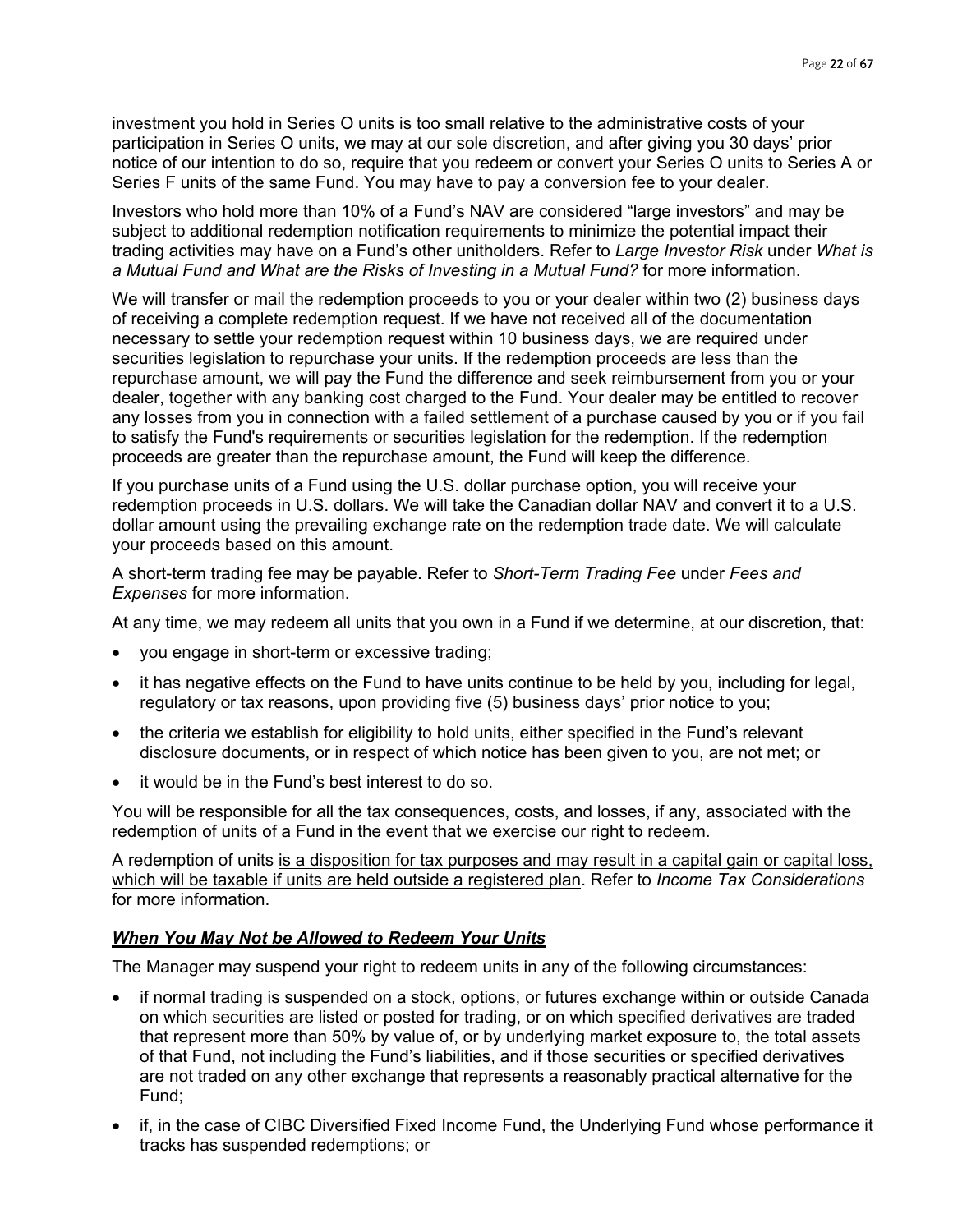investment you hold in Series O units is too small relative to the administrative costs of your participation in Series O units, we may at our sole discretion, and after giving you 30 days' prior notice of our intention to do so, require that you redeem or convert your Series O units to Series A or Series F units of the same Fund. You may have to pay a conversion fee to your dealer.

Investors who hold more than 10% of a Fund's NAV are considered "large investors" and may be subject to additional redemption notification requirements to minimize the potential impact their trading activities may have on a Fund's other unitholders. Refer to *Large Investor Risk* under *What is a Mutual Fund and What are the Risks of Investing in a Mutual Fund?* for more information.

We will transfer or mail the redemption proceeds to you or your dealer within two (2) business days of receiving a complete redemption request. If we have not received all of the documentation necessary to settle your redemption request within 10 business days, we are required under securities legislation to repurchase your units. If the redemption proceeds are less than the repurchase amount, we will pay the Fund the difference and seek reimbursement from you or your dealer, together with any banking cost charged to the Fund. Your dealer may be entitled to recover any losses from you in connection with a failed settlement of a purchase caused by you or if you fail to satisfy the Fund's requirements or securities legislation for the redemption. If the redemption proceeds are greater than the repurchase amount, the Fund will keep the difference.

If you purchase units of a Fund using the U.S. dollar purchase option, you will receive your redemption proceeds in U.S. dollars. We will take the Canadian dollar NAV and convert it to a U.S. dollar amount using the prevailing exchange rate on the redemption trade date. We will calculate your proceeds based on this amount.

A short-term trading fee may be payable. Refer to *Short-Term Trading Fee* under *Fees and Expenses* for more information.

At any time, we may redeem all units that you own in a Fund if we determine, at our discretion, that:

- you engage in short-term or excessive trading;
- it has negative effects on the Fund to have units continue to be held by you, including for legal, regulatory or tax reasons, upon providing five (5) business days' prior notice to you;
- the criteria we establish for eligibility to hold units, either specified in the Fund's relevant disclosure documents, or in respect of which notice has been given to you, are not met; or
- it would be in the Fund's best interest to do so.

You will be responsible for all the tax consequences, costs, and losses, if any, associated with the redemption of units of a Fund in the event that we exercise our right to redeem.

A redemption of units is a disposition for tax purposes and may result in a capital gain or capital loss, which will be taxable if units are held outside a registered plan. Refer to *Income Tax Considerations* for more information.

### ***When You May Not be Allowed to Redeem Your Units***

The Manager may suspend your right to redeem units in any of the following circumstances:

- if normal trading is suspended on a stock, options, or futures exchange within or outside Canada on which securities are listed or posted for trading, or on which specified derivatives are traded that represent more than 50% by value of, or by underlying market exposure to, the total assets of that Fund, not including the Fund's liabilities, and if those securities or specified derivatives are not traded on any other exchange that represents a reasonably practical alternative for the Fund;
- if, in the case of CIBC Diversified Fixed Income Fund, the Underlying Fund whose performance it tracks has suspended redemptions; or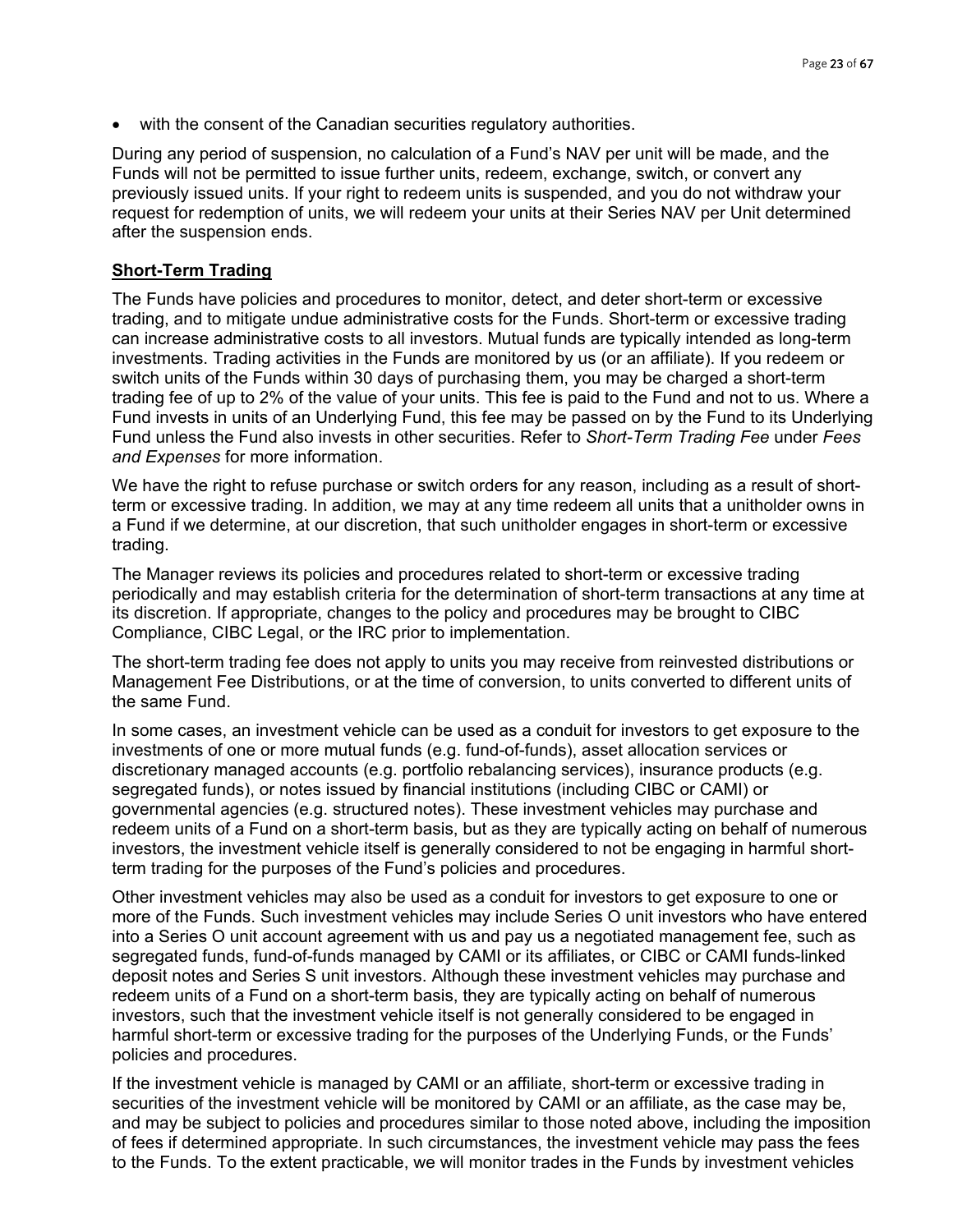- with the consent of the Canadian securities regulatory authorities.

During any period of suspension, no calculation of a Fund's NAV per unit will be made, and the Funds will not be permitted to issue further units, redeem, exchange, switch, or convert any previously issued units. If your right to redeem units is suspended, and you do not withdraw your request for redemption of units, we will redeem your units at their Series NAV per Unit determined after the suspension ends.

## Short-Term Trading

The Funds have policies and procedures to monitor, detect, and deter short-term or excessive trading, and to mitigate undue administrative costs for the Funds. Short-term or excessive trading can increase administrative costs to all investors. Mutual funds are typically intended as long-term investments. Trading activities in the Funds are monitored by us (or an affiliate). If you redeem or switch units of the Funds within 30 days of purchasing them, you may be charged a short-term trading fee of up to 2% of the value of your units. This fee is paid to the Fund and not to us. Where a Fund invests in units of an Underlying Fund, this fee may be passed on by the Fund to its Underlying Fund unless the Fund also invests in other securities. Refer to *Short-Term Trading Fee* under *Fees and Expenses* for more information.

We have the right to refuse purchase or switch orders for any reason, including as a result of short-term or excessive trading. In addition, we may at any time redeem all units that a unitholder owns in a Fund if we determine, at our discretion, that such unitholder engages in short-term or excessive trading.

The Manager reviews its policies and procedures related to short-term or excessive trading periodically and may establish criteria for the determination of short-term transactions at any time at its discretion. If appropriate, changes to the policy and procedures may be brought to CIBC Compliance, CIBC Legal, or the IRC prior to implementation.

The short-term trading fee does not apply to units you may receive from reinvested distributions or Management Fee Distributions, or at the time of conversion, to units converted to different units of the same Fund.

In some cases, an investment vehicle can be used as a conduit for investors to get exposure to the investments of one or more mutual funds (e.g. fund-of-funds), asset allocation services or discretionary managed accounts (e.g. portfolio rebalancing services), insurance products (e.g. segregated funds), or notes issued by financial institutions (including CIBC or CAMI) or governmental agencies (e.g. structured notes). These investment vehicles may purchase and redeem units of a Fund on a short-term basis, but as they are typically acting on behalf of numerous investors, the investment vehicle itself is generally considered to not be engaging in harmful short-term trading for the purposes of the Fund's policies and procedures.

Other investment vehicles may also be used as a conduit for investors to get exposure to one or more of the Funds. Such investment vehicles may include Series O unit investors who have entered into a Series O unit account agreement with us and pay us a negotiated management fee, such as segregated funds, fund-of-funds managed by CAMI or its affiliates, or CIBC or CAMI funds-linked deposit notes and Series S unit investors. Although these investment vehicles may purchase and redeem units of a Fund on a short-term basis, they are typically acting on behalf of numerous investors, such that the investment vehicle itself is not generally considered to be engaged in harmful short-term or excessive trading for the purposes of the Underlying Funds, or the Funds' policies and procedures.

If the investment vehicle is managed by CAMI or an affiliate, short-term or excessive trading in securities of the investment vehicle will be monitored by CAMI or an affiliate, as the case may be, and may be subject to policies and procedures similar to those noted above, including the imposition of fees if determined appropriate. In such circumstances, the investment vehicle may pass the fees to the Funds. To the extent practicable, we will monitor trades in the Funds by investment vehicles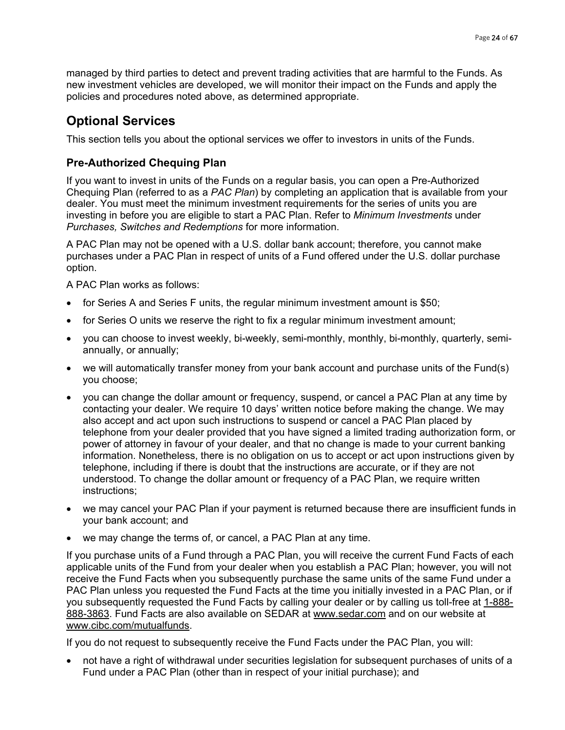managed by third parties to detect and prevent trading activities that are harmful to the Funds. As new investment vehicles are developed, we will monitor their impact on the Funds and apply the policies and procedures noted above, as determined appropriate.

## Optional Services

This section tells you about the optional services we offer to investors in units of the Funds.

### Pre-Authorized Chequing Plan

If you want to invest in units of the Funds on a regular basis, you can open a Pre-Authorized Chequing Plan (referred to as a *PAC Plan*) by completing an application that is available from your dealer. You must meet the minimum investment requirements for the series of units you are investing in before you are eligible to start a PAC Plan. Refer to *Minimum Investments* under *Purchases, Switches and Redemptions* for more information.

A PAC Plan may not be opened with a U.S. dollar bank account; therefore, you cannot make purchases under a PAC Plan in respect of units of a Fund offered under the U.S. dollar purchase option.

A PAC Plan works as follows:

- for Series A and Series F units, the regular minimum investment amount is $50;
- for Series O units we reserve the right to fix a regular minimum investment amount;
- you can choose to invest weekly, bi-weekly, semi-monthly, monthly, bi-monthly, quarterly, semi-annually, or annually;
- we will automatically transfer money from your bank account and purchase units of the Fund(s) you choose;
- you can change the dollar amount or frequency, suspend, or cancel a PAC Plan at any time by contacting your dealer. We require 10 days' written notice before making the change. We may also accept and act upon such instructions to suspend or cancel a PAC Plan placed by telephone from your dealer provided that you have signed a limited trading authorization form, or power of attorney in favour of your dealer, and that no change is made to your current banking information. Nonetheless, there is no obligation on us to accept or act upon instructions given by telephone, including if there is doubt that the instructions are accurate, or if they are not understood. To change the dollar amount or frequency of a PAC Plan, we require written instructions;
- we may cancel your PAC Plan if your payment is returned because there are insufficient funds in your bank account; and
- we may change the terms of, or cancel, a PAC Plan at any time.

If you purchase units of a Fund through a PAC Plan, you will receive the current Fund Facts of each applicable units of the Fund from your dealer when you establish a PAC Plan; however, you will not receive the Fund Facts when you subsequently purchase the same units of the same Fund under a PAC Plan unless you requested the Fund Facts at the time you initially invested in a PAC Plan, or if you subsequently requested the Fund Facts by calling your dealer or by calling us toll-free at 1-888-888-3863. Fund Facts are also available on SEDAR at www.sedar.com and on our website at www.cibc.com/mutualfunds.

If you do not request to subsequently receive the Fund Facts under the PAC Plan, you will:

- not have a right of withdrawal under securities legislation for subsequent purchases of units of a Fund under a PAC Plan (other than in respect of your initial purchase); and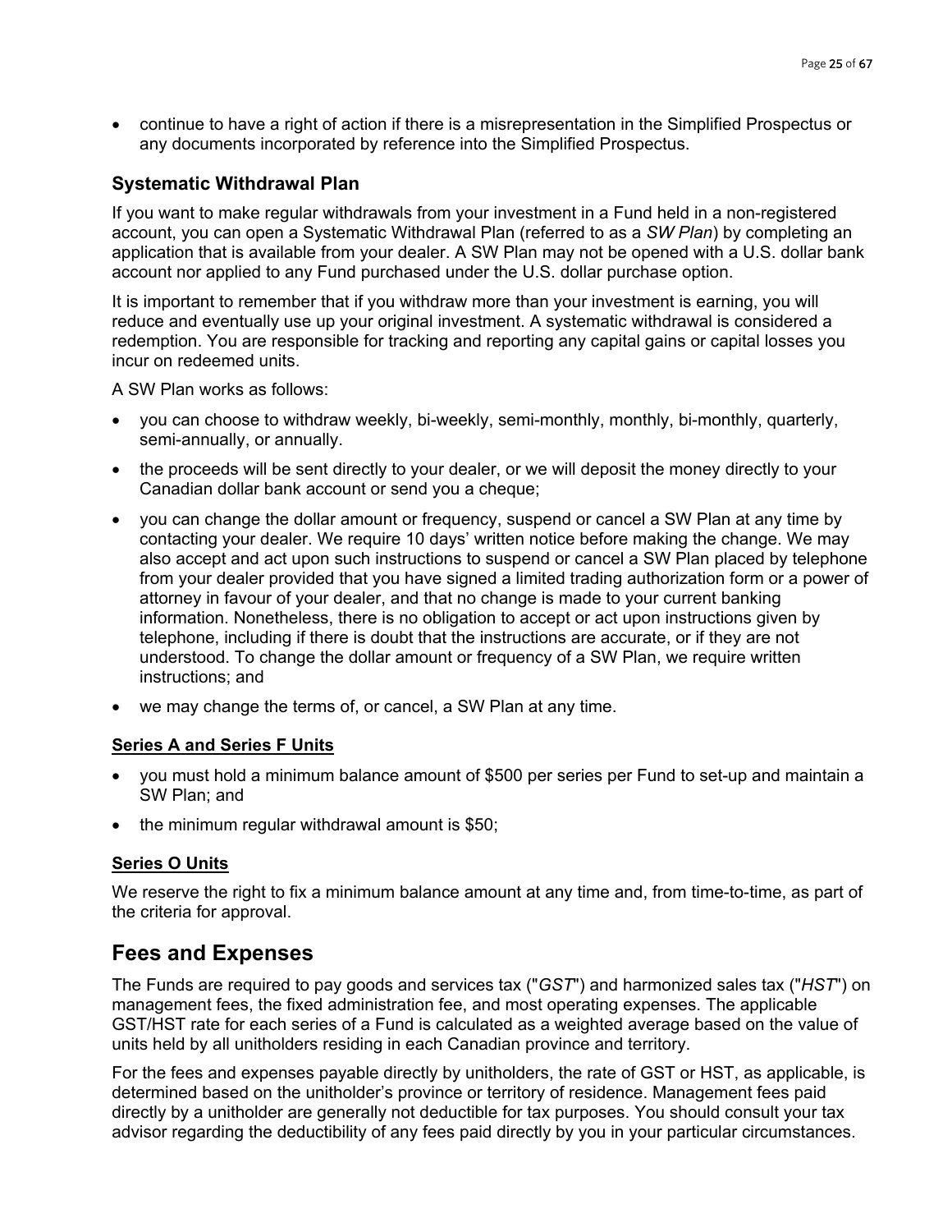- continue to have a right of action if there is a misrepresentation in the Simplified Prospectus or any documents incorporated by reference into the Simplified Prospectus.

### Systematic Withdrawal Plan

If you want to make regular withdrawals from your investment in a Fund held in a non-registered account, you can open a Systematic Withdrawal Plan (referred to as a *SW Plan*) by completing an application that is available from your dealer. A SW Plan may not be opened with a U.S. dollar bank account nor applied to any Fund purchased under the U.S. dollar purchase option.

It is important to remember that if you withdraw more than your investment is earning, you will reduce and eventually use up your original investment. A systematic withdrawal is considered a redemption. You are responsible for tracking and reporting any capital gains or capital losses you incur on redeemed units.

A SW Plan works as follows:

- you can choose to withdraw weekly, bi-weekly, semi-monthly, monthly, bi-monthly, quarterly, semi-annually, or annually.
- the proceeds will be sent directly to your dealer, or we will deposit the money directly to your Canadian dollar bank account or send you a cheque;
- you can change the dollar amount or frequency, suspend or cancel a SW Plan at any time by contacting your dealer. We require 10 days' written notice before making the change. We may also accept and act upon such instructions to suspend or cancel a SW Plan placed by telephone from your dealer provided that you have signed a limited trading authorization form or a power of attorney in favour of your dealer, and that no change is made to your current banking information. Nonetheless, there is no obligation to accept or act upon instructions given by telephone, including if there is doubt that the instructions are accurate, or if they are not understood. To change the dollar amount or frequency of a SW Plan, we require written instructions; and
- we may change the terms of, or cancel, a SW Plan at any time.

#### Series A and Series F Units

- you must hold a minimum balance amount of $500 per series per Fund to set-up and maintain a SW Plan; and
- the minimum regular withdrawal amount is $50;

#### Series O Units

We reserve the right to fix a minimum balance amount at any time and, from time-to-time, as part of the criteria for approval.

## Fees and Expenses

The Funds are required to pay goods and services tax ("*GST*") and harmonized sales tax ("*HST*") on management fees, the fixed administration fee, and most operating expenses. The applicable GST/HST rate for each series of a Fund is calculated as a weighted average based on the value of units held by all unitholders residing in each Canadian province and territory.

For the fees and expenses payable directly by unitholders, the rate of GST or HST, as applicable, is determined based on the unitholder's province or territory of residence. Management fees paid directly by a unitholder are generally not deductible for tax purposes. You should consult your tax advisor regarding the deductibility of any fees paid directly by you in your particular circumstances.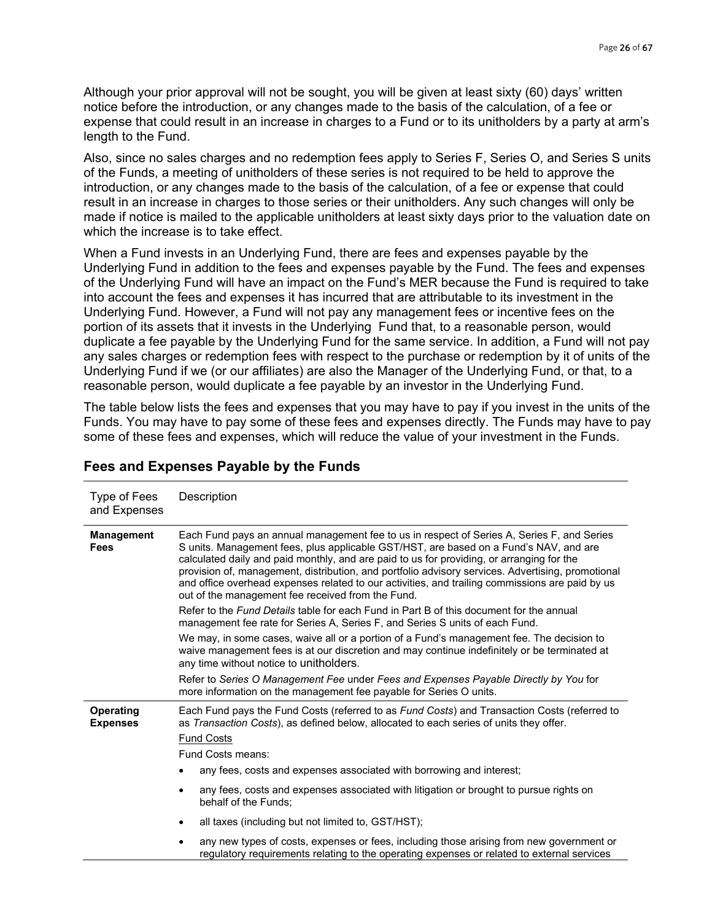Although your prior approval will not be sought, you will be given at least sixty (60) days' written notice before the introduction, or any changes made to the basis of the calculation, of a fee or expense that could result in an increase in charges to a Fund or to its unitholders by a party at arm's length to the Fund.

Also, since no sales charges and no redemption fees apply to Series F, Series O, and Series S units of the Funds, a meeting of unitholders of these series is not required to be held to approve the introduction, or any changes made to the basis of the calculation, of a fee or expense that could result in an increase in charges to those series or their unitholders. Any such changes will only be made if notice is mailed to the applicable unitholders at least sixty days prior to the valuation date on which the increase is to take effect.

When a Fund invests in an Underlying Fund, there are fees and expenses payable by the Underlying Fund in addition to the fees and expenses payable by the Fund. The fees and expenses of the Underlying Fund will have an impact on the Fund's MER because the Fund is required to take into account the fees and expenses it has incurred that are attributable to its investment in the Underlying Fund. However, a Fund will not pay any management fees or incentive fees on the portion of its assets that it invests in the Underlying Fund that, to a reasonable person, would duplicate a fee payable by the Underlying Fund for the same service. In addition, a Fund will not pay any sales charges or redemption fees with respect to the purchase or redemption by it of units of the Underlying Fund if we (or our affiliates) are also the Manager of the Underlying Fund, or that, to a reasonable person, would duplicate a fee payable by an investor in the Underlying Fund.

The table below lists the fees and expenses that you may have to pay if you invest in the units of the Funds. You may have to pay some of these fees and expenses directly. The Funds may have to pay some of these fees and expenses, which will reduce the value of your investment in the Funds.

## Fees and Expenses Payable by the Funds

| Type of Fees and Expenses | Description |
|---|---|
| **Management Fees** | Each Fund pays an annual management fee to us in respect of Series A, Series F, and Series S units. Management fees, plus applicable GST/HST, are based on a Fund's NAV, and are calculated daily and paid monthly, and are paid to us for providing, or arranging for the provision of, management, distribution, and portfolio advisory services. Advertising, promotional and office overhead expenses related to our activities, and trailing commissions are paid by us out of the management fee received from the Fund.<br><br>Refer to the *Fund Details* table for each Fund in Part B of this document for the annual management fee rate for Series A, Series F, and Series S units of each Fund.<br><br>We may, in some cases, waive all or a portion of a Fund's management fee. The decision to waive management fees is at our discretion and may continue indefinitely or be terminated at any time without notice to unitholders.<br><br>Refer to *Series O Management Fee* under *Fees and Expenses Payable Directly by You* for more information on the management fee payable for Series O units. |
| **Operating Expenses** | Each Fund pays the Fund Costs (referred to as *Fund Costs*) and Transaction Costs (referred to as *Transaction Costs*), as defined below, allocated to each series of units they offer.<br><br><u>Fund Costs</u><br><br>Fund Costs means:<br><br>• any fees, costs and expenses associated with borrowing and interest;<br><br>• any fees, costs and expenses associated with litigation or brought to pursue rights on behalf of the Funds;<br><br>• all taxes (including but not limited to, GST/HST);<br><br>• any new types of costs, expenses or fees, including those arising from new government or regulatory requirements relating to the operating expenses or related to external services |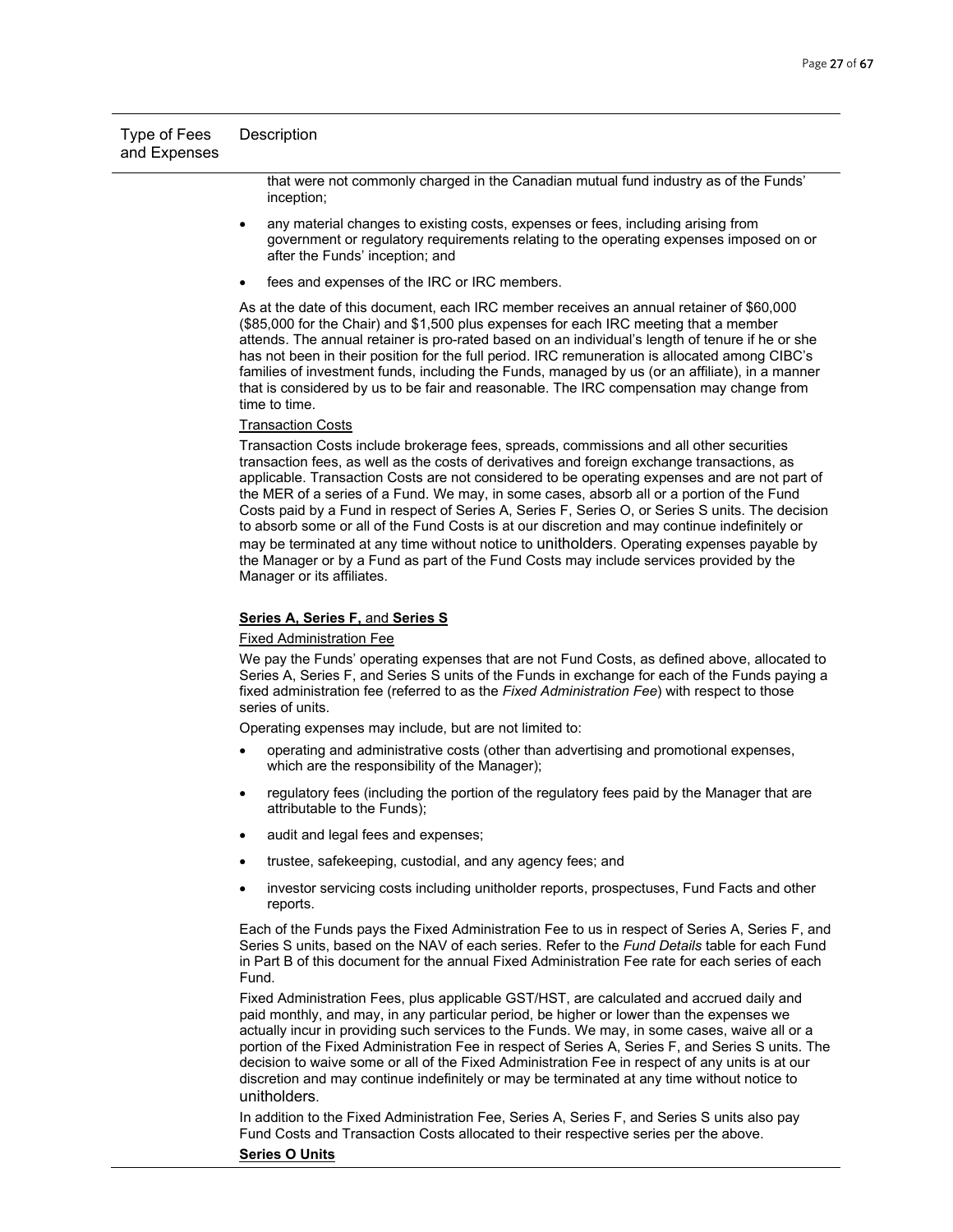| Type of Fees and Expenses | Description |
|---|---|
| | that were not commonly charged in the Canadian mutual fund industry as of the Funds' inception;<br>• any material changes to existing costs, expenses or fees, including arising from government or regulatory requirements relating to the operating expenses imposed on or after the Funds' inception; and<br>• fees and expenses of the IRC or IRC members.<br><br>As at the date of this document, each IRC member receives an annual retainer of $60,000 ($85,000 for the Chair) and $1,500 plus expenses for each IRC meeting that a member attends. The annual retainer is pro-rated based on an individual's length of tenure if he or she has not been in their position for the full period. IRC remuneration is allocated among CIBC's families of investment funds, including the Funds, managed by us (or an affiliate), in a manner that is considered by us to be fair and reasonable. The IRC compensation may change from time to time.<br><br>Transaction Costs<br><br>Transaction Costs include brokerage fees, spreads, commissions and all other securities transaction fees, as well as the costs of derivatives and foreign exchange transactions, as applicable. Transaction Costs are not considered to be operating expenses and are not part of the MER of a series of a Fund. We may, in some cases, absorb all or a portion of the Fund Costs paid by a Fund in respect of Series A, Series F, Series O, or Series S units. The decision to absorb some or all of the Fund Costs is at our discretion and may continue indefinitely or may be terminated at any time without notice to unitholders. Operating expenses payable by the Manager or by a Fund as part of the Fund Costs may include services provided by the Manager or its affiliates.<br><br>**Series A, Series F, and Series S**<br><br>Fixed Administration Fee<br><br>We pay the Funds' operating expenses that are not Fund Costs, as defined above, allocated to Series A, Series F, and Series S units of the Funds in exchange for each of the Funds paying a fixed administration fee (referred to as the *Fixed Administration Fee*) with respect to those series of units.<br><br>Operating expenses may include, but are not limited to:<br>• operating and administrative costs (other than advertising and promotional expenses, which are the responsibility of the Manager);<br>• regulatory fees (including the portion of the regulatory fees paid by the Manager that are attributable to the Funds);<br>• audit and legal fees and expenses;<br>• trustee, safekeeping, custodial, and any agency fees; and<br>• investor servicing costs including unitholder reports, prospectuses, Fund Facts and other reports.<br><br>Each of the Funds pays the Fixed Administration Fee to us in respect of Series A, Series F, and Series S units, based on the NAV of each series. Refer to the *Fund Details* table for each Fund in Part B of this document for the annual Fixed Administration Fee rate for each series of each Fund.<br><br>Fixed Administration Fees, plus applicable GST/HST, are calculated and accrued daily and paid monthly, and may, in any particular period, be higher or lower than the expenses we actually incur in providing such services to the Funds. We may, in some cases, waive all or a portion of the Fixed Administration Fee in respect of Series A, Series F, and Series S units. The decision to waive some or all of the Fixed Administration Fee in respect of any units is at our discretion and may continue indefinitely or may be terminated at any time without notice to unitholders.<br><br>In addition to the Fixed Administration Fee, Series A, Series F, and Series S units also pay Fund Costs and Transaction Costs allocated to their respective series per the above.<br><br>**Series O Units** |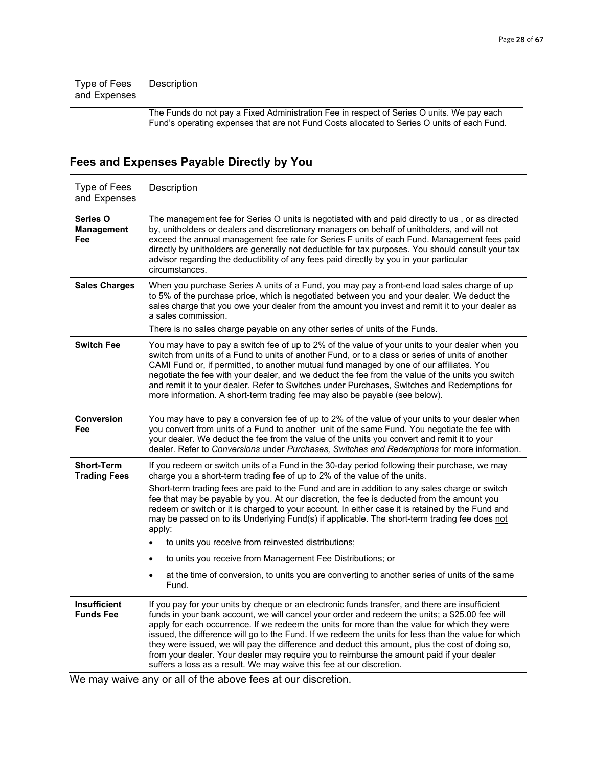| Type of Fees and Expenses | Description |
|---|---|
| | The Funds do not pay a Fixed Administration Fee in respect of Series O units. We pay each Fund's operating expenses that are not Fund Costs allocated to Series O units of each Fund. |

## Fees and Expenses Payable Directly by You

| Type of Fees and Expenses | Description |
|---|---|
| **Series O Management Fee** | The management fee for Series O units is negotiated with and paid directly to us , or as directed by, unitholders or dealers and discretionary managers on behalf of unitholders, and will not exceed the annual management fee rate for Series F units of each Fund. Management fees paid directly by unitholders are generally not deductible for tax purposes. You should consult your tax advisor regarding the deductibility of any fees paid directly by you in your particular circumstances. |
| **Sales Charges** | When you purchase Series A units of a Fund, you may pay a front-end load sales charge of up to 5% of the purchase price, which is negotiated between you and your dealer. We deduct the sales charge that you owe your dealer from the amount you invest and remit it to your dealer as a sales commission.<br><br>There is no sales charge payable on any other series of units of the Funds. |
| **Switch Fee** | You may have to pay a switch fee of up to 2% of the value of your units to your dealer when you switch from units of a Fund to units of another Fund, or to a class or series of units of another CAMI Fund or, if permitted, to another mutual fund managed by one of our affiliates. You negotiate the fee with your dealer, and we deduct the fee from the value of the units you switch and remit it to your dealer. Refer to Switches under Purchases, Switches and Redemptions for more information. A short-term trading fee may also be payable (see below). |
| **Conversion Fee** | You may have to pay a conversion fee of up to 2% of the value of your units to your dealer when you convert from units of a Fund to another unit of the same Fund. You negotiate the fee with your dealer. We deduct the fee from the value of the units you convert and remit it to your dealer. Refer to *Conversions* under *Purchases, Switches and Redemptions* for more information. |
| **Short-Term Trading Fees** | If you redeem or switch units of a Fund in the 30-day period following their purchase, we may charge you a short-term trading fee of up to 2% of the value of the units.<br><br>Short-term trading fees are paid to the Fund and are in addition to any sales charge or switch fee that may be payable by you. At our discretion, the fee is deducted from the amount you redeem or switch or it is charged to your account. In either case it is retained by the Fund and may be passed on to its Underlying Fund(s) if applicable. The short-term trading fee does not apply:<br><br>• to units you receive from reinvested distributions;<br>• to units you receive from Management Fee Distributions; or<br>• at the time of conversion, to units you are converting to another series of units of the same Fund. |
| **Insufficient Funds Fee** | If you pay for your units by cheque or an electronic funds transfer, and there are insufficient funds in your bank account, we will cancel your order and redeem the units; a $25.00 fee will apply for each occurrence. If we redeem the units for more than the value for which they were issued, the difference will go to the Fund. If we redeem the units for less than the value for which they were issued, we will pay the difference and deduct this amount, plus the cost of doing so, from your dealer. Your dealer may require you to reimburse the amount paid if your dealer suffers a loss as a result. We may waive this fee at our discretion. |

We may waive any or all of the above fees at our discretion.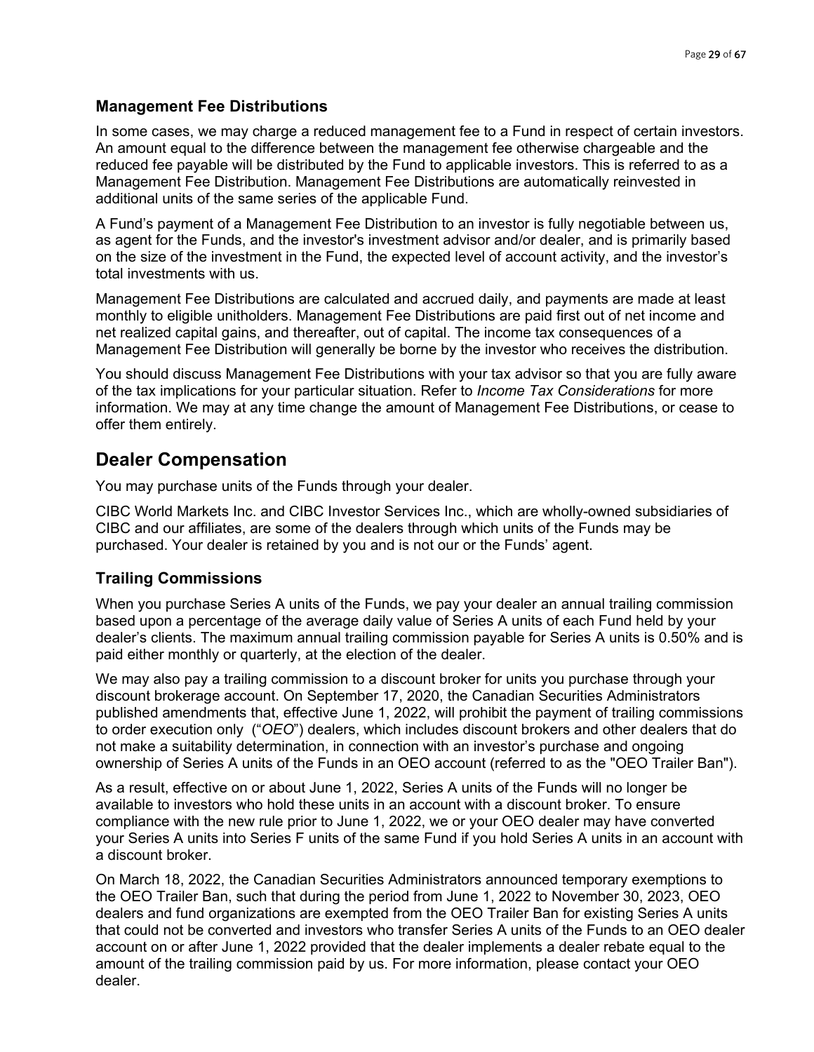### Management Fee Distributions

In some cases, we may charge a reduced management fee to a Fund in respect of certain investors. An amount equal to the difference between the management fee otherwise chargeable and the reduced fee payable will be distributed by the Fund to applicable investors. This is referred to as a Management Fee Distribution. Management Fee Distributions are automatically reinvested in additional units of the same series of the applicable Fund.

A Fund's payment of a Management Fee Distribution to an investor is fully negotiable between us, as agent for the Funds, and the investor's investment advisor and/or dealer, and is primarily based on the size of the investment in the Fund, the expected level of account activity, and the investor's total investments with us.

Management Fee Distributions are calculated and accrued daily, and payments are made at least monthly to eligible unitholders. Management Fee Distributions are paid first out of net income and net realized capital gains, and thereafter, out of capital. The income tax consequences of a Management Fee Distribution will generally be borne by the investor who receives the distribution.

You should discuss Management Fee Distributions with your tax advisor so that you are fully aware of the tax implications for your particular situation. Refer to *Income Tax Considerations* for more information. We may at any time change the amount of Management Fee Distributions, or cease to offer them entirely.

## Dealer Compensation

You may purchase units of the Funds through your dealer.

CIBC World Markets Inc. and CIBC Investor Services Inc., which are wholly-owned subsidiaries of CIBC and our affiliates, are some of the dealers through which units of the Funds may be purchased. Your dealer is retained by you and is not our or the Funds' agent.

### Trailing Commissions

When you purchase Series A units of the Funds, we pay your dealer an annual trailing commission based upon a percentage of the average daily value of Series A units of each Fund held by your dealer's clients. The maximum annual trailing commission payable for Series A units is 0.50% and is paid either monthly or quarterly, at the election of the dealer.

We may also pay a trailing commission to a discount broker for units you purchase through your discount brokerage account. On September 17, 2020, the Canadian Securities Administrators published amendments that, effective June 1, 2022, will prohibit the payment of trailing commissions to order execution only ("*OEO*") dealers, which includes discount brokers and other dealers that do not make a suitability determination, in connection with an investor's purchase and ongoing ownership of Series A units of the Funds in an OEO account (referred to as the "OEO Trailer Ban").

As a result, effective on or about June 1, 2022, Series A units of the Funds will no longer be available to investors who hold these units in an account with a discount broker. To ensure compliance with the new rule prior to June 1, 2022, we or your OEO dealer may have converted your Series A units into Series F units of the same Fund if you hold Series A units in an account with a discount broker.

On March 18, 2022, the Canadian Securities Administrators announced temporary exemptions to the OEO Trailer Ban, such that during the period from June 1, 2022 to November 30, 2023, OEO dealers and fund organizations are exempted from the OEO Trailer Ban for existing Series A units that could not be converted and investors who transfer Series A units of the Funds to an OEO dealer account on or after June 1, 2022 provided that the dealer implements a dealer rebate equal to the amount of the trailing commission paid by us. For more information, please contact your OEO dealer.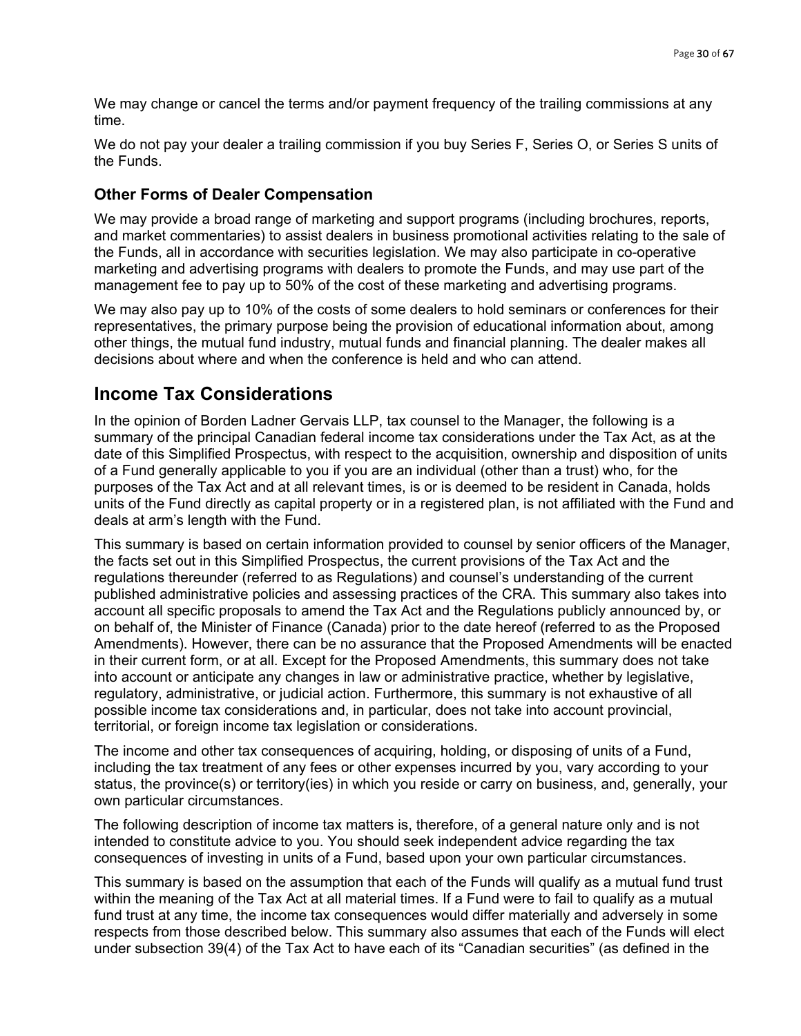We may change or cancel the terms and/or payment frequency of the trailing commissions at any time.

We do not pay your dealer a trailing commission if you buy Series F, Series O, or Series S units of the Funds.

### Other Forms of Dealer Compensation

We may provide a broad range of marketing and support programs (including brochures, reports, and market commentaries) to assist dealers in business promotional activities relating to the sale of the Funds, all in accordance with securities legislation. We may also participate in co-operative marketing and advertising programs with dealers to promote the Funds, and may use part of the management fee to pay up to 50% of the cost of these marketing and advertising programs.

We may also pay up to 10% of the costs of some dealers to hold seminars or conferences for their representatives, the primary purpose being the provision of educational information about, among other things, the mutual fund industry, mutual funds and financial planning. The dealer makes all decisions about where and when the conference is held and who can attend.

## Income Tax Considerations

In the opinion of Borden Ladner Gervais LLP, tax counsel to the Manager, the following is a summary of the principal Canadian federal income tax considerations under the Tax Act, as at the date of this Simplified Prospectus, with respect to the acquisition, ownership and disposition of units of a Fund generally applicable to you if you are an individual (other than a trust) who, for the purposes of the Tax Act and at all relevant times, is or is deemed to be resident in Canada, holds units of the Fund directly as capital property or in a registered plan, is not affiliated with the Fund and deals at arm's length with the Fund.

This summary is based on certain information provided to counsel by senior officers of the Manager, the facts set out in this Simplified Prospectus, the current provisions of the Tax Act and the regulations thereunder (referred to as Regulations) and counsel's understanding of the current published administrative policies and assessing practices of the CRA. This summary also takes into account all specific proposals to amend the Tax Act and the Regulations publicly announced by, or on behalf of, the Minister of Finance (Canada) prior to the date hereof (referred to as the Proposed Amendments). However, there can be no assurance that the Proposed Amendments will be enacted in their current form, or at all. Except for the Proposed Amendments, this summary does not take into account or anticipate any changes in law or administrative practice, whether by legislative, regulatory, administrative, or judicial action. Furthermore, this summary is not exhaustive of all possible income tax considerations and, in particular, does not take into account provincial, territorial, or foreign income tax legislation or considerations.

The income and other tax consequences of acquiring, holding, or disposing of units of a Fund, including the tax treatment of any fees or other expenses incurred by you, vary according to your status, the province(s) or territory(ies) in which you reside or carry on business, and, generally, your own particular circumstances.

The following description of income tax matters is, therefore, of a general nature only and is not intended to constitute advice to you. You should seek independent advice regarding the tax consequences of investing in units of a Fund, based upon your own particular circumstances.

This summary is based on the assumption that each of the Funds will qualify as a mutual fund trust within the meaning of the Tax Act at all material times. If a Fund were to fail to qualify as a mutual fund trust at any time, the income tax consequences would differ materially and adversely in some respects from those described below. This summary also assumes that each of the Funds will elect under subsection 39(4) of the Tax Act to have each of its "Canadian securities" (as defined in the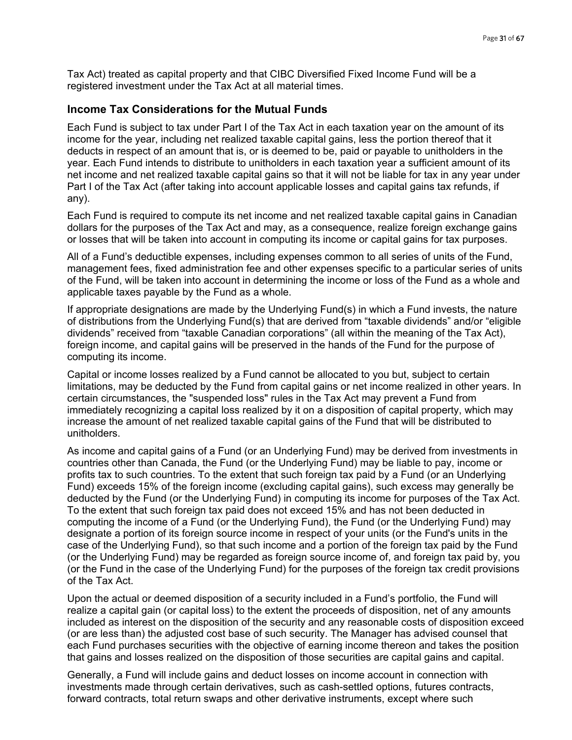Tax Act) treated as capital property and that CIBC Diversified Fixed Income Fund will be a registered investment under the Tax Act at all material times.

## Income Tax Considerations for the Mutual Funds

Each Fund is subject to tax under Part I of the Tax Act in each taxation year on the amount of its income for the year, including net realized taxable capital gains, less the portion thereof that it deducts in respect of an amount that is, or is deemed to be, paid or payable to unitholders in the year. Each Fund intends to distribute to unitholders in each taxation year a sufficient amount of its net income and net realized taxable capital gains so that it will not be liable for tax in any year under Part I of the Tax Act (after taking into account applicable losses and capital gains tax refunds, if any).

Each Fund is required to compute its net income and net realized taxable capital gains in Canadian dollars for the purposes of the Tax Act and may, as a consequence, realize foreign exchange gains or losses that will be taken into account in computing its income or capital gains for tax purposes.

All of a Fund's deductible expenses, including expenses common to all series of units of the Fund, management fees, fixed administration fee and other expenses specific to a particular series of units of the Fund, will be taken into account in determining the income or loss of the Fund as a whole and applicable taxes payable by the Fund as a whole.

If appropriate designations are made by the Underlying Fund(s) in which a Fund invests, the nature of distributions from the Underlying Fund(s) that are derived from "taxable dividends" and/or "eligible dividends" received from "taxable Canadian corporations" (all within the meaning of the Tax Act), foreign income, and capital gains will be preserved in the hands of the Fund for the purpose of computing its income.

Capital or income losses realized by a Fund cannot be allocated to you but, subject to certain limitations, may be deducted by the Fund from capital gains or net income realized in other years. In certain circumstances, the "suspended loss" rules in the Tax Act may prevent a Fund from immediately recognizing a capital loss realized by it on a disposition of capital property, which may increase the amount of net realized taxable capital gains of the Fund that will be distributed to unitholders.

As income and capital gains of a Fund (or an Underlying Fund) may be derived from investments in countries other than Canada, the Fund (or the Underlying Fund) may be liable to pay, income or profits tax to such countries. To the extent that such foreign tax paid by a Fund (or an Underlying Fund) exceeds 15% of the foreign income (excluding capital gains), such excess may generally be deducted by the Fund (or the Underlying Fund) in computing its income for purposes of the Tax Act. To the extent that such foreign tax paid does not exceed 15% and has not been deducted in computing the income of a Fund (or the Underlying Fund), the Fund (or the Underlying Fund) may designate a portion of its foreign source income in respect of your units (or the Fund's units in the case of the Underlying Fund), so that such income and a portion of the foreign tax paid by the Fund (or the Underlying Fund) may be regarded as foreign source income of, and foreign tax paid by, you (or the Fund in the case of the Underlying Fund) for the purposes of the foreign tax credit provisions of the Tax Act.

Upon the actual or deemed disposition of a security included in a Fund's portfolio, the Fund will realize a capital gain (or capital loss) to the extent the proceeds of disposition, net of any amounts included as interest on the disposition of the security and any reasonable costs of disposition exceed (or are less than) the adjusted cost base of such security. The Manager has advised counsel that each Fund purchases securities with the objective of earning income thereon and takes the position that gains and losses realized on the disposition of those securities are capital gains and capital.

Generally, a Fund will include gains and deduct losses on income account in connection with investments made through certain derivatives, such as cash-settled options, futures contracts, forward contracts, total return swaps and other derivative instruments, except where such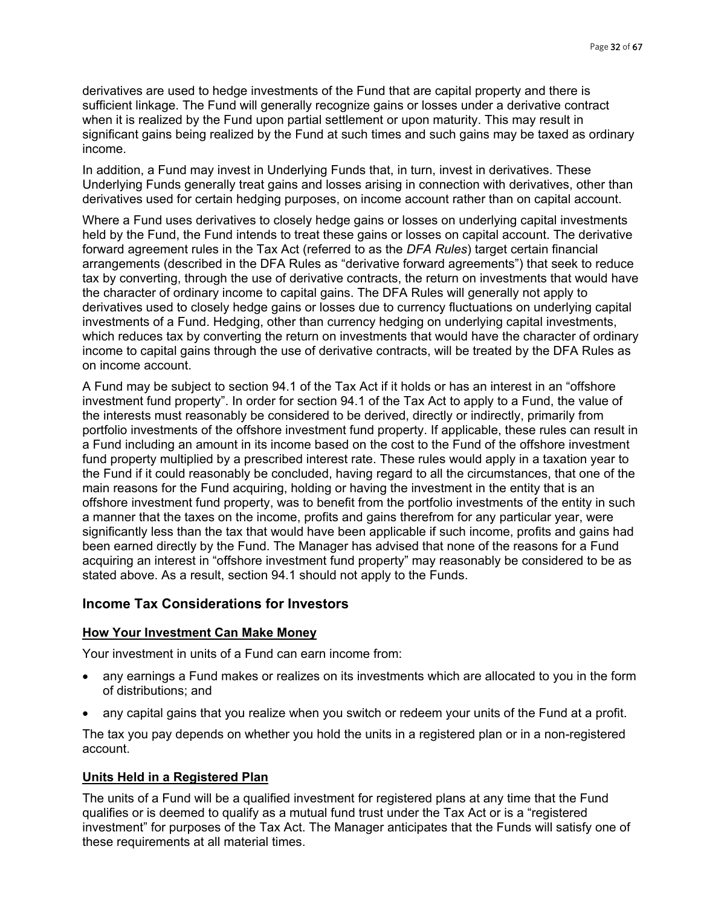derivatives are used to hedge investments of the Fund that are capital property and there is sufficient linkage. The Fund will generally recognize gains or losses under a derivative contract when it is realized by the Fund upon partial settlement or upon maturity. This may result in significant gains being realized by the Fund at such times and such gains may be taxed as ordinary income.

In addition, a Fund may invest in Underlying Funds that, in turn, invest in derivatives. These Underlying Funds generally treat gains and losses arising in connection with derivatives, other than derivatives used for certain hedging purposes, on income account rather than on capital account.

Where a Fund uses derivatives to closely hedge gains or losses on underlying capital investments held by the Fund, the Fund intends to treat these gains or losses on capital account. The derivative forward agreement rules in the Tax Act (referred to as the *DFA Rules*) target certain financial arrangements (described in the DFA Rules as "derivative forward agreements") that seek to reduce tax by converting, through the use of derivative contracts, the return on investments that would have the character of ordinary income to capital gains. The DFA Rules will generally not apply to derivatives used to closely hedge gains or losses due to currency fluctuations on underlying capital investments of a Fund. Hedging, other than currency hedging on underlying capital investments, which reduces tax by converting the return on investments that would have the character of ordinary income to capital gains through the use of derivative contracts, will be treated by the DFA Rules as on income account.

A Fund may be subject to section 94.1 of the Tax Act if it holds or has an interest in an "offshore investment fund property". In order for section 94.1 of the Tax Act to apply to a Fund, the value of the interests must reasonably be considered to be derived, directly or indirectly, primarily from portfolio investments of the offshore investment fund property. If applicable, these rules can result in a Fund including an amount in its income based on the cost to the Fund of the offshore investment fund property multiplied by a prescribed interest rate. These rules would apply in a taxation year to the Fund if it could reasonably be concluded, having regard to all the circumstances, that one of the main reasons for the Fund acquiring, holding or having the investment in the entity that is an offshore investment fund property, was to benefit from the portfolio investments of the entity in such a manner that the taxes on the income, profits and gains therefrom for any particular year, were significantly less than the tax that would have been applicable if such income, profits and gains had been earned directly by the Fund. The Manager has advised that none of the reasons for a Fund acquiring an interest in "offshore investment fund property" may reasonably be considered to be as stated above. As a result, section 94.1 should not apply to the Funds.

## Income Tax Considerations for Investors

### How Your Investment Can Make Money

Your investment in units of a Fund can earn income from:

- any earnings a Fund makes or realizes on its investments which are allocated to you in the form of distributions; and
- any capital gains that you realize when you switch or redeem your units of the Fund at a profit.

The tax you pay depends on whether you hold the units in a registered plan or in a non-registered account.

### Units Held in a Registered Plan

The units of a Fund will be a qualified investment for registered plans at any time that the Fund qualifies or is deemed to qualify as a mutual fund trust under the Tax Act or is a "registered investment" for purposes of the Tax Act. The Manager anticipates that the Funds will satisfy one of these requirements at all material times.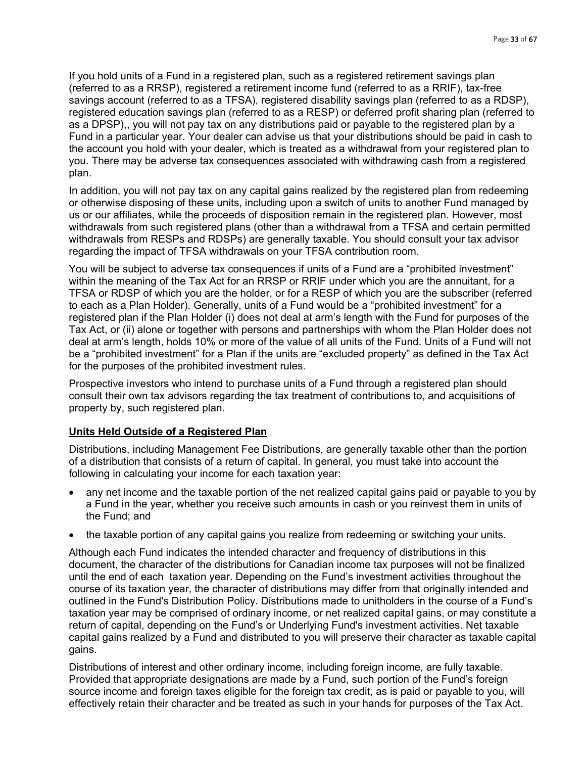If you hold units of a Fund in a registered plan, such as a registered retirement savings plan (referred to as a RRSP), registered a retirement income fund (referred to as a RRIF), tax-free savings account (referred to as a TFSA), registered disability savings plan (referred to as a RDSP), registered education savings plan (referred to as a RESP) or deferred profit sharing plan (referred to as a DPSP),, you will not pay tax on any distributions paid or payable to the registered plan by a Fund in a particular year. Your dealer can advise us that your distributions should be paid in cash to the account you hold with your dealer, which is treated as a withdrawal from your registered plan to you. There may be adverse tax consequences associated with withdrawing cash from a registered plan.

In addition, you will not pay tax on any capital gains realized by the registered plan from redeeming or otherwise disposing of these units, including upon a switch of units to another Fund managed by us or our affiliates, while the proceeds of disposition remain in the registered plan. However, most withdrawals from such registered plans (other than a withdrawal from a TFSA and certain permitted withdrawals from RESPs and RDSPs) are generally taxable. You should consult your tax advisor regarding the impact of TFSA withdrawals on your TFSA contribution room.

You will be subject to adverse tax consequences if units of a Fund are a "prohibited investment" within the meaning of the Tax Act for an RRSP or RRIF under which you are the annuitant, for a TFSA or RDSP of which you are the holder, or for a RESP of which you are the subscriber (referred to each as a Plan Holder). Generally, units of a Fund would be a "prohibited investment" for a registered plan if the Plan Holder (i) does not deal at arm's length with the Fund for purposes of the Tax Act, or (ii) alone or together with persons and partnerships with whom the Plan Holder does not deal at arm's length, holds 10% or more of the value of all units of the Fund. Units of a Fund will not be a "prohibited investment" for a Plan if the units are "excluded property" as defined in the Tax Act for the purposes of the prohibited investment rules.

Prospective investors who intend to purchase units of a Fund through a registered plan should consult their own tax advisors regarding the tax treatment of contributions to, and acquisitions of property by, such registered plan.

**Units Held Outside of a Registered Plan**

Distributions, including Management Fee Distributions, are generally taxable other than the portion of a distribution that consists of a return of capital. In general, you must take into account the following in calculating your income for each taxation year:

- any net income and the taxable portion of the net realized capital gains paid or payable to you by a Fund in the year, whether you receive such amounts in cash or you reinvest them in units of the Fund; and
- the taxable portion of any capital gains you realize from redeeming or switching your units.

Although each Fund indicates the intended character and frequency of distributions in this document, the character of the distributions for Canadian income tax purposes will not be finalized until the end of each taxation year. Depending on the Fund's investment activities throughout the course of its taxation year, the character of distributions may differ from that originally intended and outlined in the Fund's Distribution Policy. Distributions made to unitholders in the course of a Fund's taxation year may be comprised of ordinary income, or net realized capital gains, or may constitute a return of capital, depending on the Fund's or Underlying Fund's investment activities. Net taxable capital gains realized by a Fund and distributed to you will preserve their character as taxable capital gains.

Distributions of interest and other ordinary income, including foreign income, are fully taxable. Provided that appropriate designations are made by a Fund, such portion of the Fund's foreign source income and foreign taxes eligible for the foreign tax credit, as is paid or payable to you, will effectively retain their character and be treated as such in your hands for purposes of the Tax Act.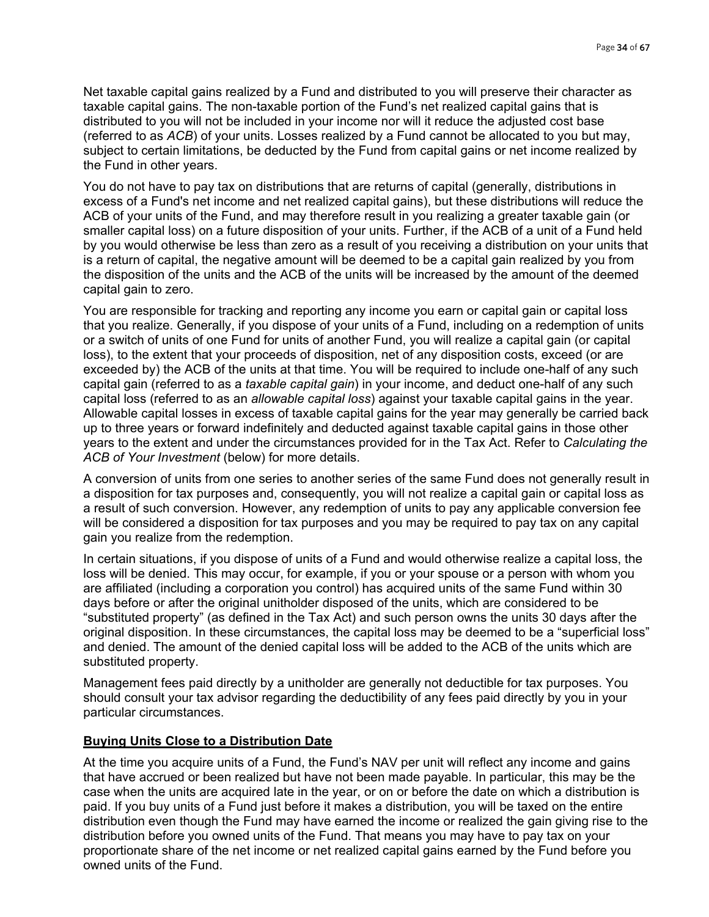Net taxable capital gains realized by a Fund and distributed to you will preserve their character as taxable capital gains. The non-taxable portion of the Fund's net realized capital gains that is distributed to you will not be included in your income nor will it reduce the adjusted cost base (referred to as *ACB*) of your units. Losses realized by a Fund cannot be allocated to you but may, subject to certain limitations, be deducted by the Fund from capital gains or net income realized by the Fund in other years.

You do not have to pay tax on distributions that are returns of capital (generally, distributions in excess of a Fund's net income and net realized capital gains), but these distributions will reduce the ACB of your units of the Fund, and may therefore result in you realizing a greater taxable gain (or smaller capital loss) on a future disposition of your units. Further, if the ACB of a unit of a Fund held by you would otherwise be less than zero as a result of you receiving a distribution on your units that is a return of capital, the negative amount will be deemed to be a capital gain realized by you from the disposition of the units and the ACB of the units will be increased by the amount of the deemed capital gain to zero.

You are responsible for tracking and reporting any income you earn or capital gain or capital loss that you realize. Generally, if you dispose of your units of a Fund, including on a redemption of units or a switch of units of one Fund for units of another Fund, you will realize a capital gain (or capital loss), to the extent that your proceeds of disposition, net of any disposition costs, exceed (or are exceeded by) the ACB of the units at that time. You will be required to include one-half of any such capital gain (referred to as a *taxable capital gain*) in your income, and deduct one-half of any such capital loss (referred to as an *allowable capital loss*) against your taxable capital gains in the year. Allowable capital losses in excess of taxable capital gains for the year may generally be carried back up to three years or forward indefinitely and deducted against taxable capital gains in those other years to the extent and under the circumstances provided for in the Tax Act. Refer to *Calculating the ACB of Your Investment* (below) for more details.

A conversion of units from one series to another series of the same Fund does not generally result in a disposition for tax purposes and, consequently, you will not realize a capital gain or capital loss as a result of such conversion. However, any redemption of units to pay any applicable conversion fee will be considered a disposition for tax purposes and you may be required to pay tax on any capital gain you realize from the redemption.

In certain situations, if you dispose of units of a Fund and would otherwise realize a capital loss, the loss will be denied. This may occur, for example, if you or your spouse or a person with whom you are affiliated (including a corporation you control) has acquired units of the same Fund within 30 days before or after the original unitholder disposed of the units, which are considered to be "substituted property" (as defined in the Tax Act) and such person owns the units 30 days after the original disposition. In these circumstances, the capital loss may be deemed to be a "superficial loss" and denied. The amount of the denied capital loss will be added to the ACB of the units which are substituted property.

Management fees paid directly by a unitholder are generally not deductible for tax purposes. You should consult your tax advisor regarding the deductibility of any fees paid directly by you in your particular circumstances.

## Buying Units Close to a Distribution Date

At the time you acquire units of a Fund, the Fund's NAV per unit will reflect any income and gains that have accrued or been realized but have not been made payable. In particular, this may be the case when the units are acquired late in the year, or on or before the date on which a distribution is paid. If you buy units of a Fund just before it makes a distribution, you will be taxed on the entire distribution even though the Fund may have earned the income or realized the gain giving rise to the distribution before you owned units of the Fund. That means you may have to pay tax on your proportionate share of the net income or net realized capital gains earned by the Fund before you owned units of the Fund.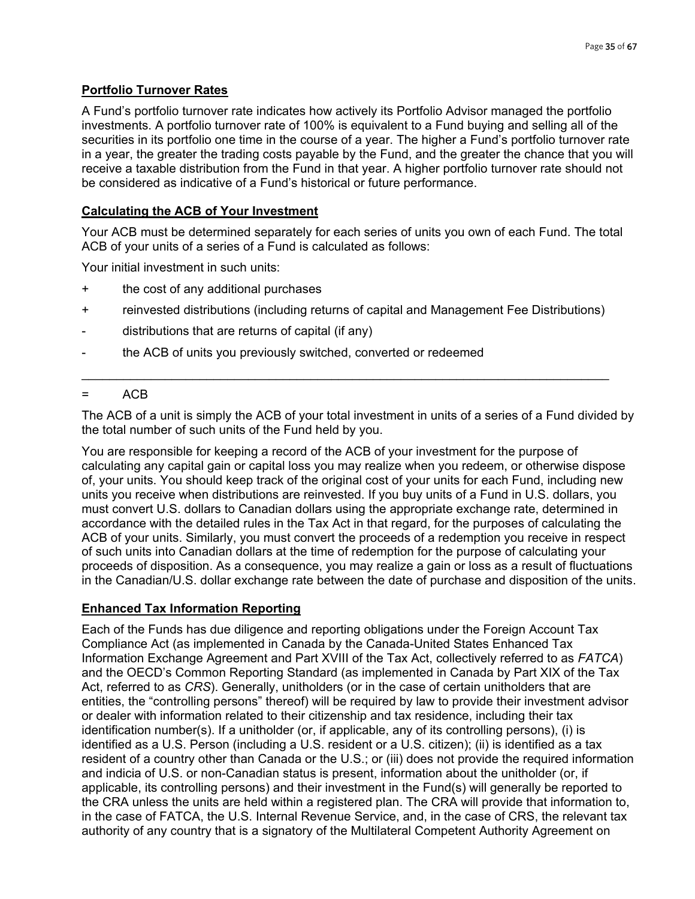## Portfolio Turnover Rates

A Fund's portfolio turnover rate indicates how actively its Portfolio Advisor managed the portfolio investments. A portfolio turnover rate of 100% is equivalent to a Fund buying and selling all of the securities in its portfolio one time in the course of a year. The higher a Fund's portfolio turnover rate in a year, the greater the trading costs payable by the Fund, and the greater the chance that you will receive a taxable distribution from the Fund in that year. A higher portfolio turnover rate should not be considered as indicative of a Fund's historical or future performance.

## Calculating the ACB of Your Investment

Your ACB must be determined separately for each series of units you own of each Fund. The total ACB of your units of a series of a Fund is calculated as follows:

Your initial investment in such units:

+ the cost of any additional purchases

+ reinvested distributions (including returns of capital and Management Fee Distributions)

- distributions that are returns of capital (if any)

- the ACB of units you previously switched, converted or redeemed

---

= ACB

The ACB of a unit is simply the ACB of your total investment in units of a series of a Fund divided by the total number of such units of the Fund held by you.

You are responsible for keeping a record of the ACB of your investment for the purpose of calculating any capital gain or capital loss you may realize when you redeem, or otherwise dispose of, your units. You should keep track of the original cost of your units for each Fund, including new units you receive when distributions are reinvested. If you buy units of a Fund in U.S. dollars, you must convert U.S. dollars to Canadian dollars using the appropriate exchange rate, determined in accordance with the detailed rules in the Tax Act in that regard, for the purposes of calculating the ACB of your units. Similarly, you must convert the proceeds of a redemption you receive in respect of such units into Canadian dollars at the time of redemption for the purpose of calculating your proceeds of disposition. As a consequence, you may realize a gain or loss as a result of fluctuations in the Canadian/U.S. dollar exchange rate between the date of purchase and disposition of the units.

## Enhanced Tax Information Reporting

Each of the Funds has due diligence and reporting obligations under the Foreign Account Tax Compliance Act (as implemented in Canada by the Canada-United States Enhanced Tax Information Exchange Agreement and Part XVIII of the Tax Act, collectively referred to as *FATCA*) and the OECD's Common Reporting Standard (as implemented in Canada by Part XIX of the Tax Act, referred to as *CRS*). Generally, unitholders (or in the case of certain unitholders that are entities, the "controlling persons" thereof) will be required by law to provide their investment advisor or dealer with information related to their citizenship and tax residence, including their tax identification number(s). If a unitholder (or, if applicable, any of its controlling persons), (i) is identified as a U.S. Person (including a U.S. resident or a U.S. citizen); (ii) is identified as a tax resident of a country other than Canada or the U.S.; or (iii) does not provide the required information and indicia of U.S. or non-Canadian status is present, information about the unitholder (or, if applicable, its controlling persons) and their investment in the Fund(s) will generally be reported to the CRA unless the units are held within a registered plan. The CRA will provide that information to, in the case of FATCA, the U.S. Internal Revenue Service, and, in the case of CRS, the relevant tax authority of any country that is a signatory of the Multilateral Competent Authority Agreement on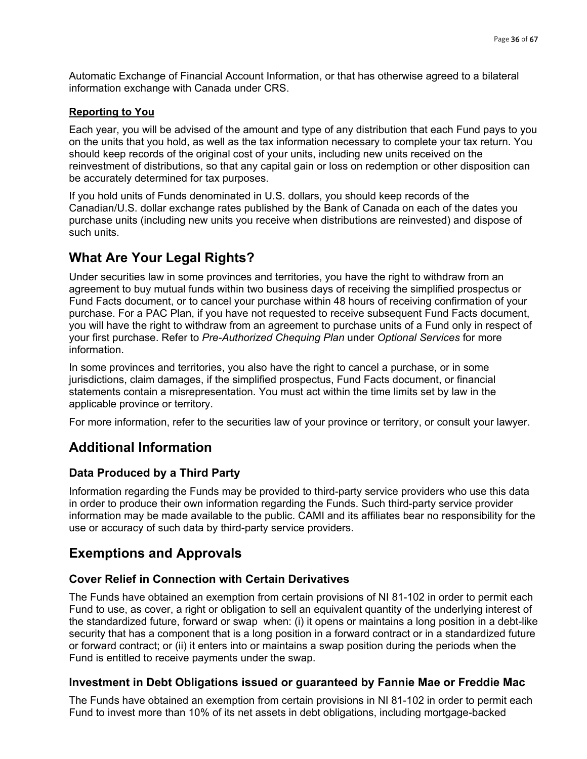Automatic Exchange of Financial Account Information, or that has otherwise agreed to a bilateral information exchange with Canada under CRS.

**Reporting to You**

Each year, you will be advised of the amount and type of any distribution that each Fund pays to you on the units that you hold, as well as the tax information necessary to complete your tax return. You should keep records of the original cost of your units, including new units received on the reinvestment of distributions, so that any capital gain or loss on redemption or other disposition can be accurately determined for tax purposes.

If you hold units of Funds denominated in U.S. dollars, you should keep records of the Canadian/U.S. dollar exchange rates published by the Bank of Canada on each of the dates you purchase units (including new units you receive when distributions are reinvested) and dispose of such units.

## What Are Your Legal Rights?

Under securities law in some provinces and territories, you have the right to withdraw from an agreement to buy mutual funds within two business days of receiving the simplified prospectus or Fund Facts document, or to cancel your purchase within 48 hours of receiving confirmation of your purchase. For a PAC Plan, if you have not requested to receive subsequent Fund Facts document, you will have the right to withdraw from an agreement to purchase units of a Fund only in respect of your first purchase. Refer to *Pre-Authorized Chequing Plan* under *Optional Services* for more information.

In some provinces and territories, you also have the right to cancel a purchase, or in some jurisdictions, claim damages, if the simplified prospectus, Fund Facts document, or financial statements contain a misrepresentation. You must act within the time limits set by law in the applicable province or territory.

For more information, refer to the securities law of your province or territory, or consult your lawyer.

## Additional Information

### Data Produced by a Third Party

Information regarding the Funds may be provided to third-party service providers who use this data in order to produce their own information regarding the Funds. Such third-party service provider information may be made available to the public. CAMI and its affiliates bear no responsibility for the use or accuracy of such data by third-party service providers.

## Exemptions and Approvals

### Cover Relief in Connection with Certain Derivatives

The Funds have obtained an exemption from certain provisions of NI 81-102 in order to permit each Fund to use, as cover, a right or obligation to sell an equivalent quantity of the underlying interest of the standardized future, forward or swap when: (i) it opens or maintains a long position in a debt-like security that has a component that is a long position in a forward contract or in a standardized future or forward contract; or (ii) it enters into or maintains a swap position during the periods when the Fund is entitled to receive payments under the swap.

### Investment in Debt Obligations issued or guaranteed by Fannie Mae or Freddie Mac

The Funds have obtained an exemption from certain provisions in NI 81-102 in order to permit each Fund to invest more than 10% of its net assets in debt obligations, including mortgage-backed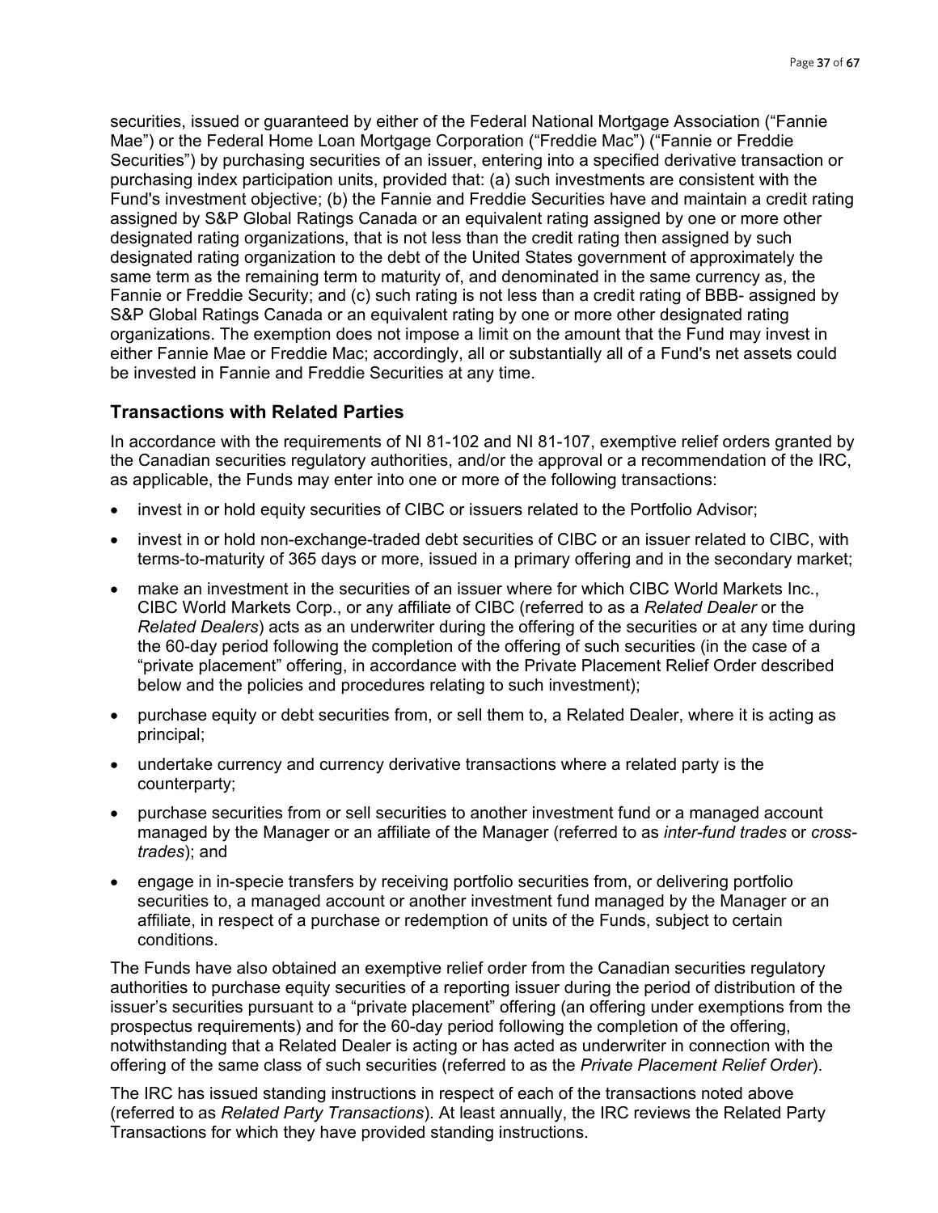securities, issued or guaranteed by either of the Federal National Mortgage Association ("Fannie Mae") or the Federal Home Loan Mortgage Corporation ("Freddie Mac") ("Fannie or Freddie Securities") by purchasing securities of an issuer, entering into a specified derivative transaction or purchasing index participation units, provided that: (a) such investments are consistent with the Fund's investment objective; (b) the Fannie and Freddie Securities have and maintain a credit rating assigned by S&P Global Ratings Canada or an equivalent rating assigned by one or more other designated rating organizations, that is not less than the credit rating then assigned by such designated rating organization to the debt of the United States government of approximately the same term as the remaining term to maturity of, and denominated in the same currency as, the Fannie or Freddie Security; and (c) such rating is not less than a credit rating of BBB- assigned by S&P Global Ratings Canada or an equivalent rating by one or more other designated rating organizations. The exemption does not impose a limit on the amount that the Fund may invest in either Fannie Mae or Freddie Mac; accordingly, all or substantially all of a Fund's net assets could be invested in Fannie and Freddie Securities at any time.

## Transactions with Related Parties

In accordance with the requirements of NI 81-102 and NI 81-107, exemptive relief orders granted by the Canadian securities regulatory authorities, and/or the approval or a recommendation of the IRC, as applicable, the Funds may enter into one or more of the following transactions:

- invest in or hold equity securities of CIBC or issuers related to the Portfolio Advisor;
- invest in or hold non-exchange-traded debt securities of CIBC or an issuer related to CIBC, with terms-to-maturity of 365 days or more, issued in a primary offering and in the secondary market;
- make an investment in the securities of an issuer where for which CIBC World Markets Inc., CIBC World Markets Corp., or any affiliate of CIBC (referred to as a *Related Dealer* or the *Related Dealers*) acts as an underwriter during the offering of the securities or at any time during the 60-day period following the completion of the offering of such securities (in the case of a "private placement" offering, in accordance with the Private Placement Relief Order described below and the policies and procedures relating to such investment);
- purchase equity or debt securities from, or sell them to, a Related Dealer, where it is acting as principal;
- undertake currency and currency derivative transactions where a related party is the counterparty;
- purchase securities from or sell securities to another investment fund or a managed account managed by the Manager or an affiliate of the Manager (referred to as *inter-fund trades* or *cross-trades*); and
- engage in in-specie transfers by receiving portfolio securities from, or delivering portfolio securities to, a managed account or another investment fund managed by the Manager or an affiliate, in respect of a purchase or redemption of units of the Funds, subject to certain conditions.

The Funds have also obtained an exemptive relief order from the Canadian securities regulatory authorities to purchase equity securities of a reporting issuer during the period of distribution of the issuer's securities pursuant to a "private placement" offering (an offering under exemptions from the prospectus requirements) and for the 60-day period following the completion of the offering, notwithstanding that a Related Dealer is acting or has acted as underwriter in connection with the offering of the same class of such securities (referred to as the *Private Placement Relief Order*).

The IRC has issued standing instructions in respect of each of the transactions noted above (referred to as *Related Party Transactions*). At least annually, the IRC reviews the Related Party Transactions for which they have provided standing instructions.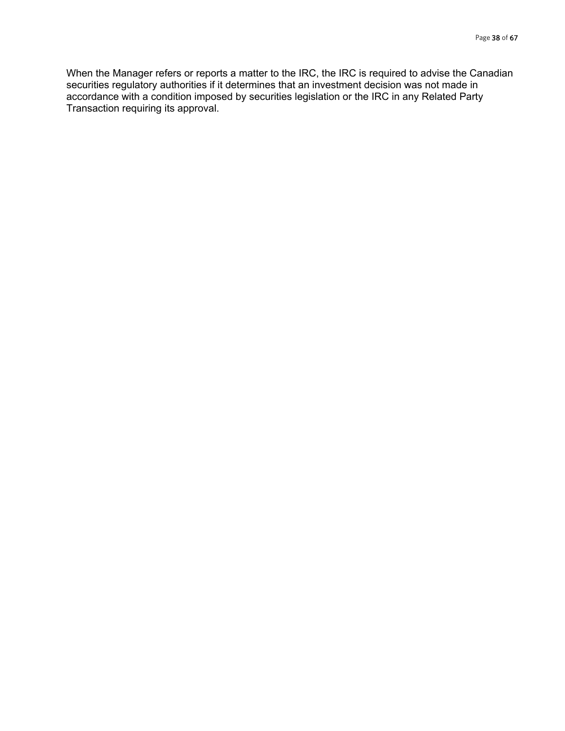When the Manager refers or reports a matter to the IRC, the IRC is required to advise the Canadian securities regulatory authorities if it determines that an investment decision was not made in accordance with a condition imposed by securities legislation or the IRC in any Related Party Transaction requiring its approval.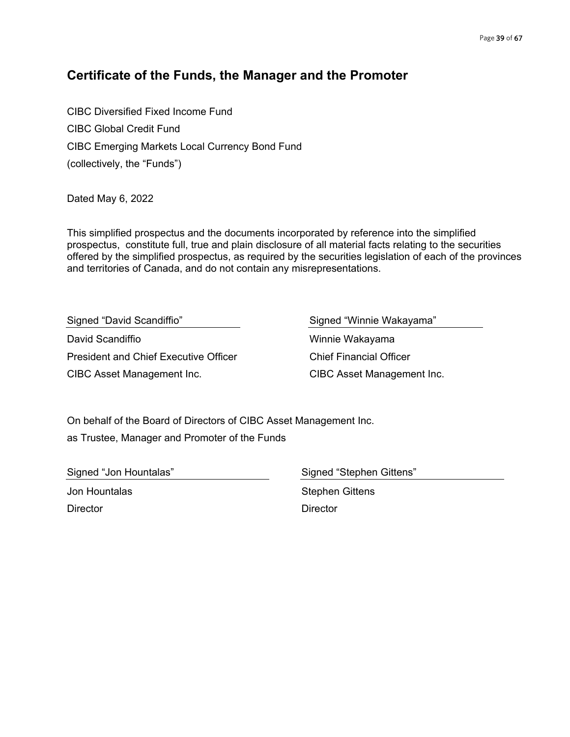## Certificate of the Funds, the Manager and the Promoter

CIBC Diversified Fixed Income Fund

CIBC Global Credit Fund

CIBC Emerging Markets Local Currency Bond Fund

(collectively, the "Funds")

Dated May 6, 2022

This simplified prospectus and the documents incorporated by reference into the simplified prospectus, constitute full, true and plain disclosure of all material facts relating to the securities offered by the simplified prospectus, as required by the securities legislation of each of the provinces and territories of Canada, and do not contain any misrepresentations.

Signed "David Scandiffio"

David Scandiffio

President and Chief Executive Officer

CIBC Asset Management Inc.

Signed "Winnie Wakayama"

Winnie Wakayama

Chief Financial Officer

CIBC Asset Management Inc.

On behalf of the Board of Directors of CIBC Asset Management Inc.
as Trustee, Manager and Promoter of the Funds

Signed "Jon Hountalas"

Jon Hountalas

Director

Signed "Stephen Gittens"

Stephen Gittens

Director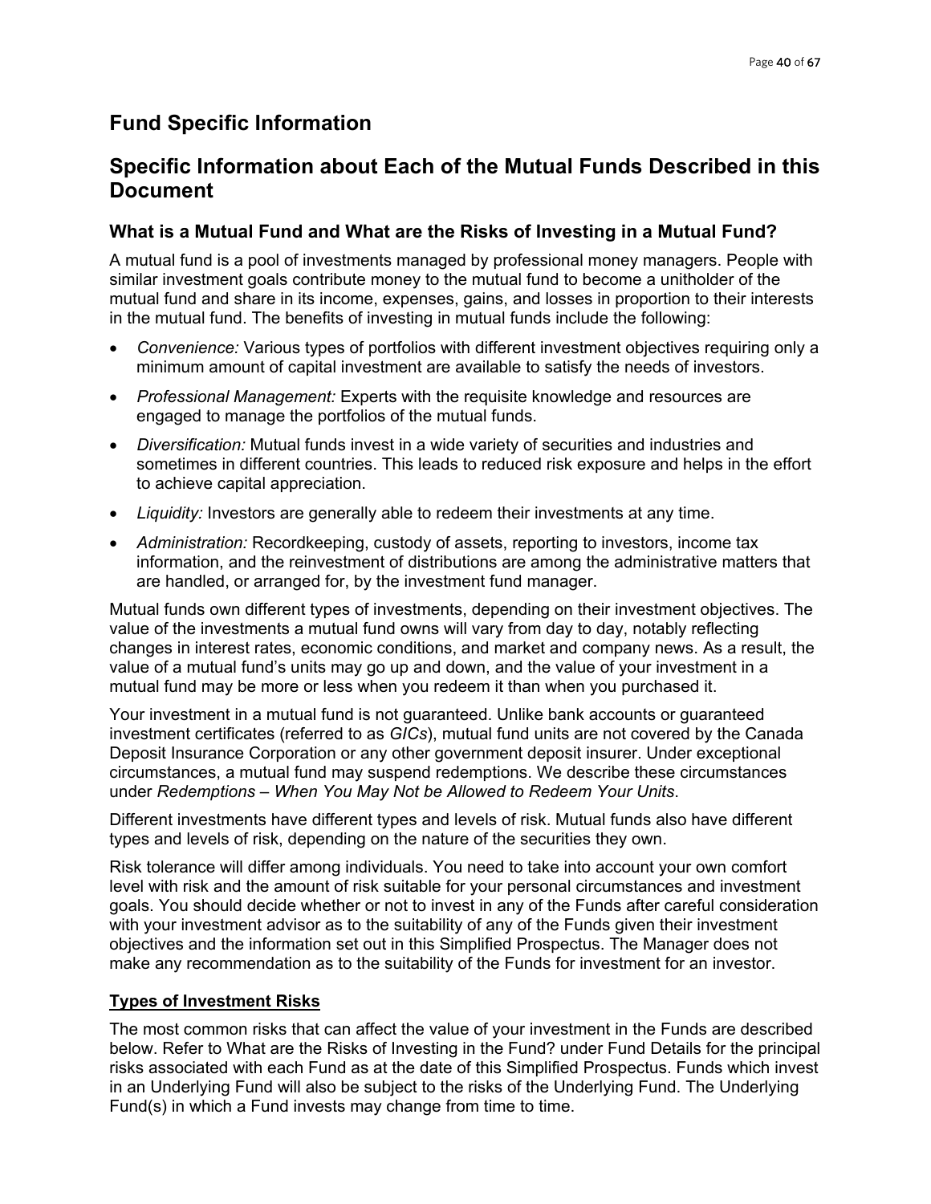# Fund Specific Information

## Specific Information about Each of the Mutual Funds Described in this Document

### What is a Mutual Fund and What are the Risks of Investing in a Mutual Fund?

A mutual fund is a pool of investments managed by professional money managers. People with similar investment goals contribute money to the mutual fund to become a unitholder of the mutual fund and share in its income, expenses, gains, and losses in proportion to their interests in the mutual fund. The benefits of investing in mutual funds include the following:

- *Convenience:* Various types of portfolios with different investment objectives requiring only a minimum amount of capital investment are available to satisfy the needs of investors.
- *Professional Management:* Experts with the requisite knowledge and resources are engaged to manage the portfolios of the mutual funds.
- *Diversification:* Mutual funds invest in a wide variety of securities and industries and sometimes in different countries. This leads to reduced risk exposure and helps in the effort to achieve capital appreciation.
- *Liquidity:* Investors are generally able to redeem their investments at any time.
- *Administration:* Recordkeeping, custody of assets, reporting to investors, income tax information, and the reinvestment of distributions are among the administrative matters that are handled, or arranged for, by the investment fund manager.

Mutual funds own different types of investments, depending on their investment objectives. The value of the investments a mutual fund owns will vary from day to day, notably reflecting changes in interest rates, economic conditions, and market and company news. As a result, the value of a mutual fund's units may go up and down, and the value of your investment in a mutual fund may be more or less when you redeem it than when you purchased it.

Your investment in a mutual fund is not guaranteed. Unlike bank accounts or guaranteed investment certificates (referred to as *GICs*), mutual fund units are not covered by the Canada Deposit Insurance Corporation or any other government deposit insurer. Under exceptional circumstances, a mutual fund may suspend redemptions. We describe these circumstances under *Redemptions – When You May Not be Allowed to Redeem Your Units*.

Different investments have different types and levels of risk. Mutual funds also have different types and levels of risk, depending on the nature of the securities they own.

Risk tolerance will differ among individuals. You need to take into account your own comfort level with risk and the amount of risk suitable for your personal circumstances and investment goals. You should decide whether or not to invest in any of the Funds after careful consideration with your investment advisor as to the suitability of any of the Funds given their investment objectives and the information set out in this Simplified Prospectus. The Manager does not make any recommendation as to the suitability of the Funds for investment for an investor.

**Types of Investment Risks**

The most common risks that can affect the value of your investment in the Funds are described below. Refer to What are the Risks of Investing in the Fund? under Fund Details for the principal risks associated with each Fund as at the date of this Simplified Prospectus. Funds which invest in an Underlying Fund will also be subject to the risks of the Underlying Fund. The Underlying Fund(s) in which a Fund invests may change from time to time.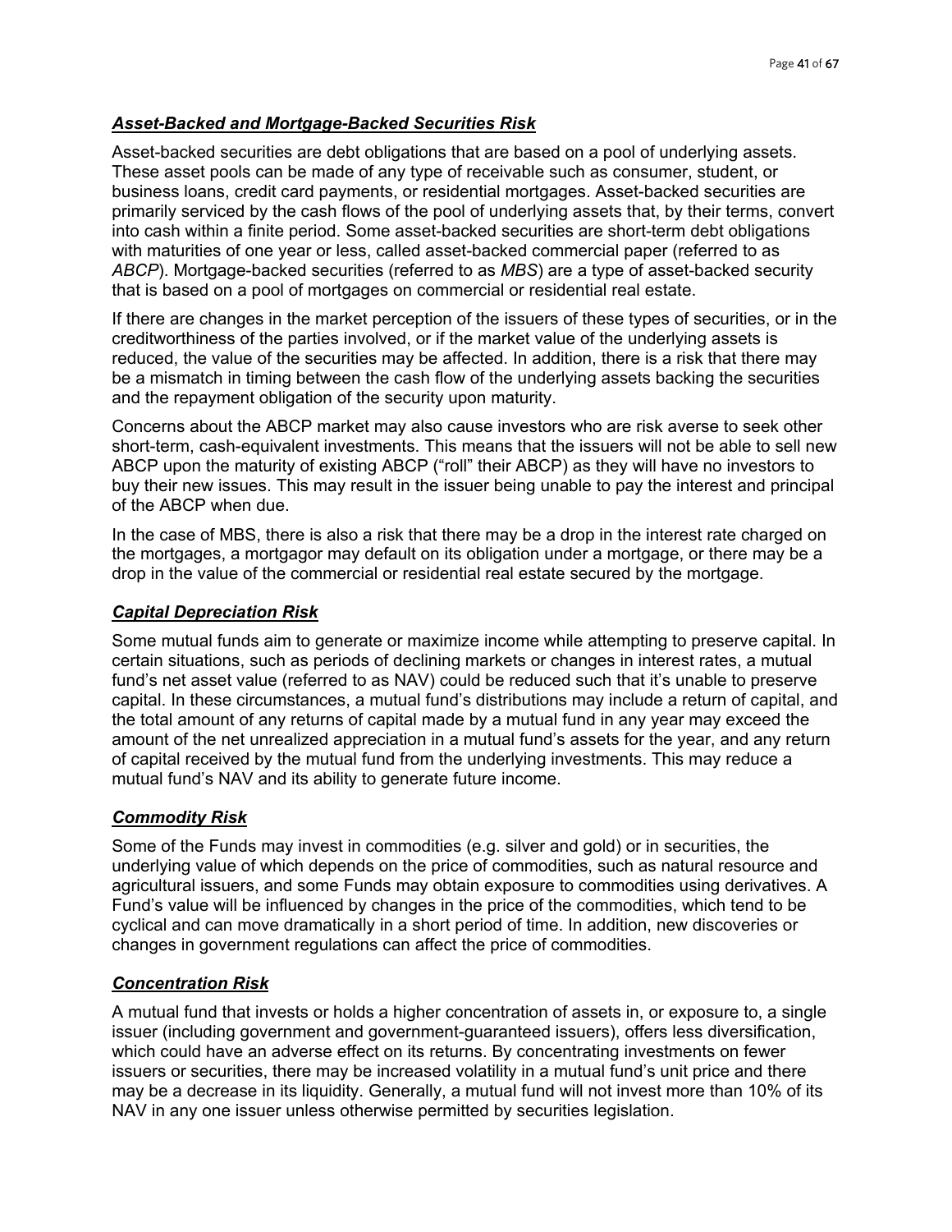### ***Asset-Backed and Mortgage-Backed Securities Risk***

Asset-backed securities are debt obligations that are based on a pool of underlying assets. These asset pools can be made of any type of receivable such as consumer, student, or business loans, credit card payments, or residential mortgages. Asset-backed securities are primarily serviced by the cash flows of the pool of underlying assets that, by their terms, convert into cash within a finite period. Some asset-backed securities are short-term debt obligations with maturities of one year or less, called asset-backed commercial paper (referred to as *ABCP*). Mortgage-backed securities (referred to as *MBS*) are a type of asset-backed security that is based on a pool of mortgages on commercial or residential real estate.

If there are changes in the market perception of the issuers of these types of securities, or in the creditworthiness of the parties involved, or if the market value of the underlying assets is reduced, the value of the securities may be affected. In addition, there is a risk that there may be a mismatch in timing between the cash flow of the underlying assets backing the securities and the repayment obligation of the security upon maturity.

Concerns about the ABCP market may also cause investors who are risk averse to seek other short-term, cash-equivalent investments. This means that the issuers will not be able to sell new ABCP upon the maturity of existing ABCP ("roll" their ABCP) as they will have no investors to buy their new issues. This may result in the issuer being unable to pay the interest and principal of the ABCP when due.

In the case of MBS, there is also a risk that there may be a drop in the interest rate charged on the mortgages, a mortgagor may default on its obligation under a mortgage, or there may be a drop in the value of the commercial or residential real estate secured by the mortgage.

### ***Capital Depreciation Risk***

Some mutual funds aim to generate or maximize income while attempting to preserve capital. In certain situations, such as periods of declining markets or changes in interest rates, a mutual fund's net asset value (referred to as NAV) could be reduced such that it's unable to preserve capital. In these circumstances, a mutual fund's distributions may include a return of capital, and the total amount of any returns of capital made by a mutual fund in any year may exceed the amount of the net unrealized appreciation in a mutual fund's assets for the year, and any return of capital received by the mutual fund from the underlying investments. This may reduce a mutual fund's NAV and its ability to generate future income.

### ***Commodity Risk***

Some of the Funds may invest in commodities (e.g. silver and gold) or in securities, the underlying value of which depends on the price of commodities, such as natural resource and agricultural issuers, and some Funds may obtain exposure to commodities using derivatives. A Fund's value will be influenced by changes in the price of the commodities, which tend to be cyclical and can move dramatically in a short period of time. In addition, new discoveries or changes in government regulations can affect the price of commodities.

### ***Concentration Risk***

A mutual fund that invests or holds a higher concentration of assets in, or exposure to, a single issuer (including government and government-guaranteed issuers), offers less diversification, which could have an adverse effect on its returns. By concentrating investments on fewer issuers or securities, there may be increased volatility in a mutual fund's unit price and there may be a decrease in its liquidity. Generally, a mutual fund will not invest more than 10% of its NAV in any one issuer unless otherwise permitted by securities legislation.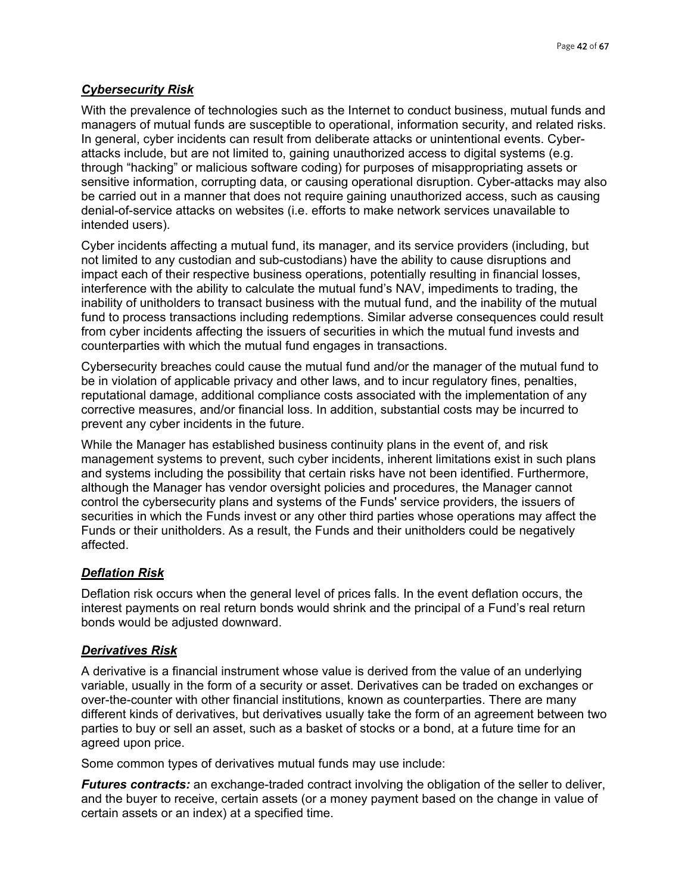### ***Cybersecurity Risk***

With the prevalence of technologies such as the Internet to conduct business, mutual funds and managers of mutual funds are susceptible to operational, information security, and related risks. In general, cyber incidents can result from deliberate attacks or unintentional events. Cyber-attacks include, but are not limited to, gaining unauthorized access to digital systems (e.g. through "hacking" or malicious software coding) for purposes of misappropriating assets or sensitive information, corrupting data, or causing operational disruption. Cyber-attacks may also be carried out in a manner that does not require gaining unauthorized access, such as causing denial-of-service attacks on websites (i.e. efforts to make network services unavailable to intended users).

Cyber incidents affecting a mutual fund, its manager, and its service providers (including, but not limited to any custodian and sub-custodians) have the ability to cause disruptions and impact each of their respective business operations, potentially resulting in financial losses, interference with the ability to calculate the mutual fund's NAV, impediments to trading, the inability of unitholders to transact business with the mutual fund, and the inability of the mutual fund to process transactions including redemptions. Similar adverse consequences could result from cyber incidents affecting the issuers of securities in which the mutual fund invests and counterparties with which the mutual fund engages in transactions.

Cybersecurity breaches could cause the mutual fund and/or the manager of the mutual fund to be in violation of applicable privacy and other laws, and to incur regulatory fines, penalties, reputational damage, additional compliance costs associated with the implementation of any corrective measures, and/or financial loss. In addition, substantial costs may be incurred to prevent any cyber incidents in the future.

While the Manager has established business continuity plans in the event of, and risk management systems to prevent, such cyber incidents, inherent limitations exist in such plans and systems including the possibility that certain risks have not been identified. Furthermore, although the Manager has vendor oversight policies and procedures, the Manager cannot control the cybersecurity plans and systems of the Funds' service providers, the issuers of securities in which the Funds invest or any other third parties whose operations may affect the Funds or their unitholders. As a result, the Funds and their unitholders could be negatively affected.

### ***Deflation Risk***

Deflation risk occurs when the general level of prices falls. In the event deflation occurs, the interest payments on real return bonds would shrink and the principal of a Fund's real return bonds would be adjusted downward.

### ***Derivatives Risk***

A derivative is a financial instrument whose value is derived from the value of an underlying variable, usually in the form of a security or asset. Derivatives can be traded on exchanges or over-the-counter with other financial institutions, known as counterparties. There are many different kinds of derivatives, but derivatives usually take the form of an agreement between two parties to buy or sell an asset, such as a basket of stocks or a bond, at a future time for an agreed upon price.

Some common types of derivatives mutual funds may use include:

***Futures contracts:*** an exchange-traded contract involving the obligation of the seller to deliver, and the buyer to receive, certain assets (or a money payment based on the change in value of certain assets or an index) at a specified time.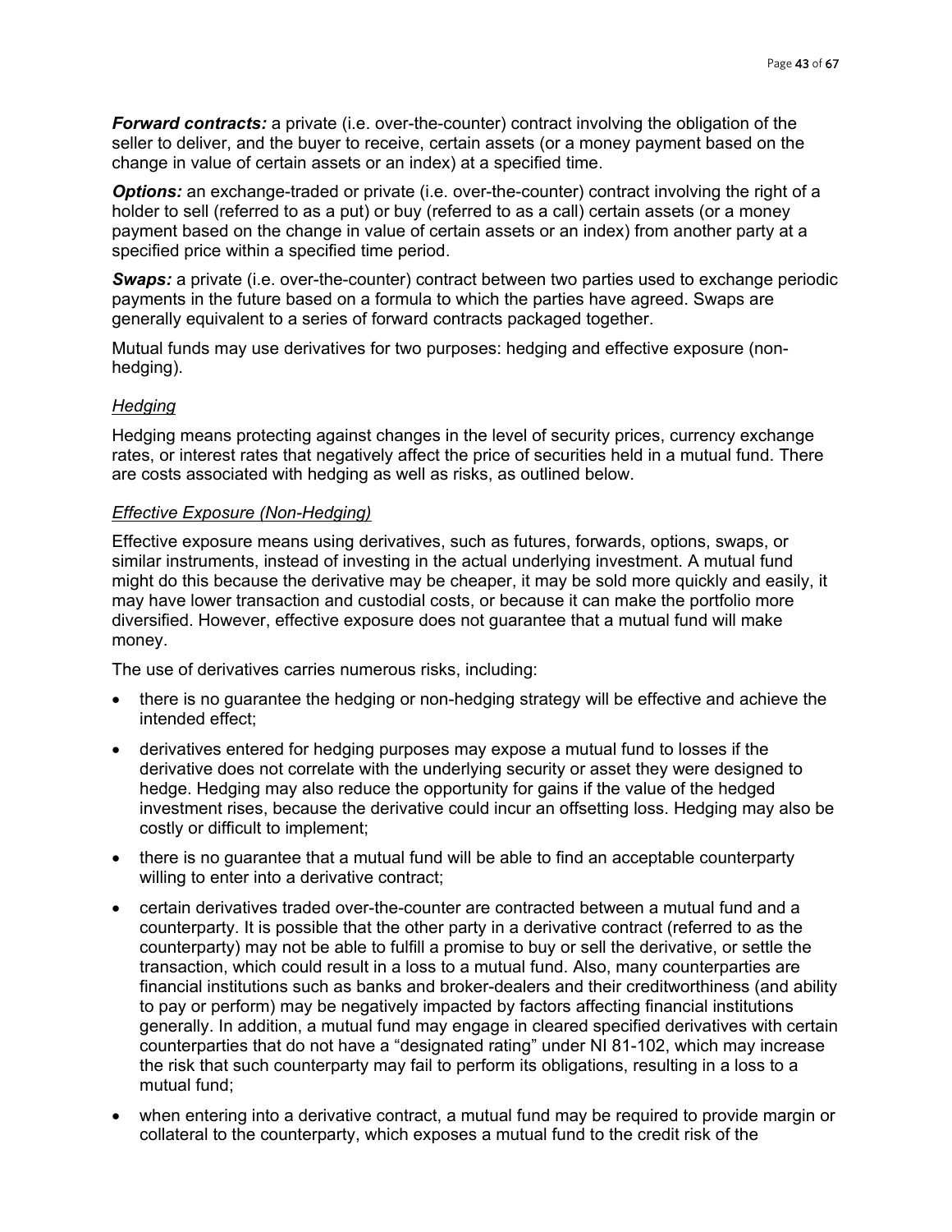***Forward contracts:*** a private (i.e. over-the-counter) contract involving the obligation of the seller to deliver, and the buyer to receive, certain assets (or a money payment based on the change in value of certain assets or an index) at a specified time.

***Options:*** an exchange-traded or private (i.e. over-the-counter) contract involving the right of a holder to sell (referred to as a put) or buy (referred to as a call) certain assets (or a money payment based on the change in value of certain assets or an index) from another party at a specified price within a specified time period.

***Swaps:*** a private (i.e. over-the-counter) contract between two parties used to exchange periodic payments in the future based on a formula to which the parties have agreed. Swaps are generally equivalent to a series of forward contracts packaged together.

Mutual funds may use derivatives for two purposes: hedging and effective exposure (non-hedging).

<u>*Hedging*</u>

Hedging means protecting against changes in the level of security prices, currency exchange rates, or interest rates that negatively affect the price of securities held in a mutual fund. There are costs associated with hedging as well as risks, as outlined below.

<u>*Effective Exposure (Non-Hedging)*</u>

Effective exposure means using derivatives, such as futures, forwards, options, swaps, or similar instruments, instead of investing in the actual underlying investment. A mutual fund might do this because the derivative may be cheaper, it may be sold more quickly and easily, it may have lower transaction and custodial costs, or because it can make the portfolio more diversified. However, effective exposure does not guarantee that a mutual fund will make money.

The use of derivatives carries numerous risks, including:

- there is no guarantee the hedging or non-hedging strategy will be effective and achieve the intended effect;
- derivatives entered for hedging purposes may expose a mutual fund to losses if the derivative does not correlate with the underlying security or asset they were designed to hedge. Hedging may also reduce the opportunity for gains if the value of the hedged investment rises, because the derivative could incur an offsetting loss. Hedging may also be costly or difficult to implement;
- there is no guarantee that a mutual fund will be able to find an acceptable counterparty willing to enter into a derivative contract;
- certain derivatives traded over-the-counter are contracted between a mutual fund and a counterparty. It is possible that the other party in a derivative contract (referred to as the counterparty) may not be able to fulfill a promise to buy or sell the derivative, or settle the transaction, which could result in a loss to a mutual fund. Also, many counterparties are financial institutions such as banks and broker-dealers and their creditworthiness (and ability to pay or perform) may be negatively impacted by factors affecting financial institutions generally. In addition, a mutual fund may engage in cleared specified derivatives with certain counterparties that do not have a "designated rating" under NI 81-102, which may increase the risk that such counterparty may fail to perform its obligations, resulting in a loss to a mutual fund;
- when entering into a derivative contract, a mutual fund may be required to provide margin or collateral to the counterparty, which exposes a mutual fund to the credit risk of the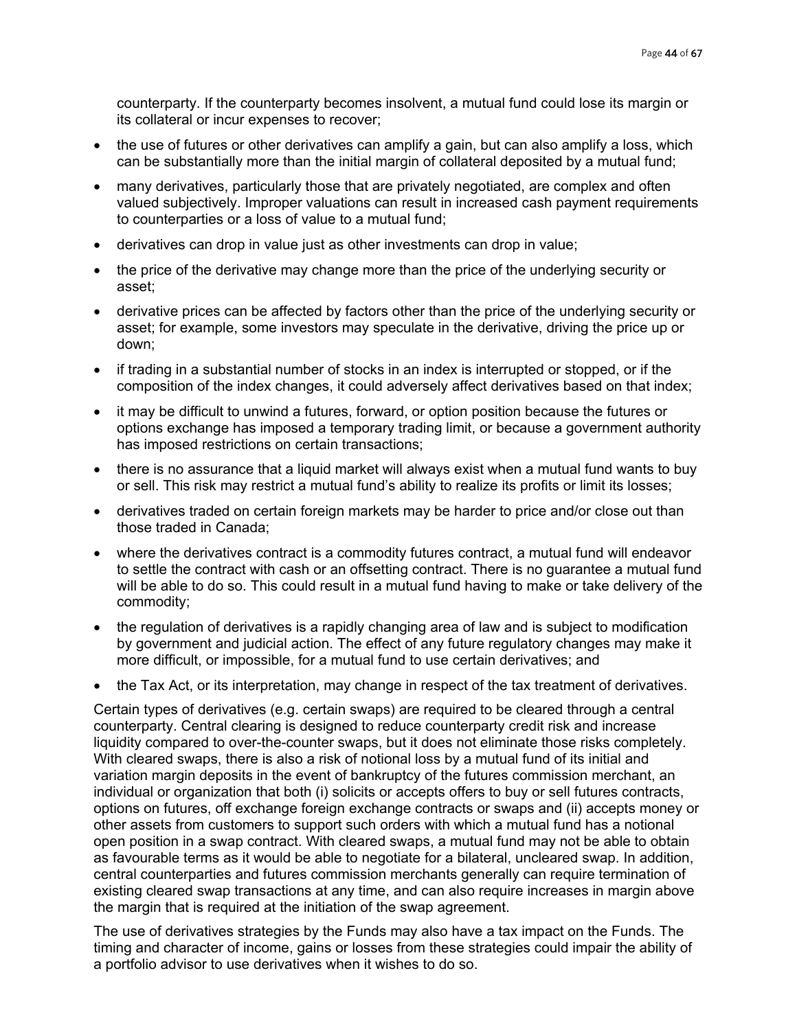counterparty. If the counterparty becomes insolvent, a mutual fund could lose its margin or its collateral or incur expenses to recover;

- the use of futures or other derivatives can amplify a gain, but can also amplify a loss, which can be substantially more than the initial margin of collateral deposited by a mutual fund;
- many derivatives, particularly those that are privately negotiated, are complex and often valued subjectively. Improper valuations can result in increased cash payment requirements to counterparties or a loss of value to a mutual fund;
- derivatives can drop in value just as other investments can drop in value;
- the price of the derivative may change more than the price of the underlying security or asset;
- derivative prices can be affected by factors other than the price of the underlying security or asset; for example, some investors may speculate in the derivative, driving the price up or down;
- if trading in a substantial number of stocks in an index is interrupted or stopped, or if the composition of the index changes, it could adversely affect derivatives based on that index;
- it may be difficult to unwind a futures, forward, or option position because the futures or options exchange has imposed a temporary trading limit, or because a government authority has imposed restrictions on certain transactions;
- there is no assurance that a liquid market will always exist when a mutual fund wants to buy or sell. This risk may restrict a mutual fund's ability to realize its profits or limit its losses;
- derivatives traded on certain foreign markets may be harder to price and/or close out than those traded in Canada;
- where the derivatives contract is a commodity futures contract, a mutual fund will endeavor to settle the contract with cash or an offsetting contract. There is no guarantee a mutual fund will be able to do so. This could result in a mutual fund having to make or take delivery of the commodity;
- the regulation of derivatives is a rapidly changing area of law and is subject to modification by government and judicial action. The effect of any future regulatory changes may make it more difficult, or impossible, for a mutual fund to use certain derivatives; and
- the Tax Act, or its interpretation, may change in respect of the tax treatment of derivatives.

Certain types of derivatives (e.g. certain swaps) are required to be cleared through a central counterparty. Central clearing is designed to reduce counterparty credit risk and increase liquidity compared to over-the-counter swaps, but it does not eliminate those risks completely. With cleared swaps, there is also a risk of notional loss by a mutual fund of its initial and variation margin deposits in the event of bankruptcy of the futures commission merchant, an individual or organization that both (i) solicits or accepts offers to buy or sell futures contracts, options on futures, off exchange foreign exchange contracts or swaps and (ii) accepts money or other assets from customers to support such orders with which a mutual fund has a notional open position in a swap contract. With cleared swaps, a mutual fund may not be able to obtain as favourable terms as it would be able to negotiate for a bilateral, uncleared swap. In addition, central counterparties and futures commission merchants generally can require termination of existing cleared swap transactions at any time, and can also require increases in margin above the margin that is required at the initiation of the swap agreement.

The use of derivatives strategies by the Funds may also have a tax impact on the Funds. The timing and character of income, gains or losses from these strategies could impair the ability of a portfolio advisor to use derivatives when it wishes to do so.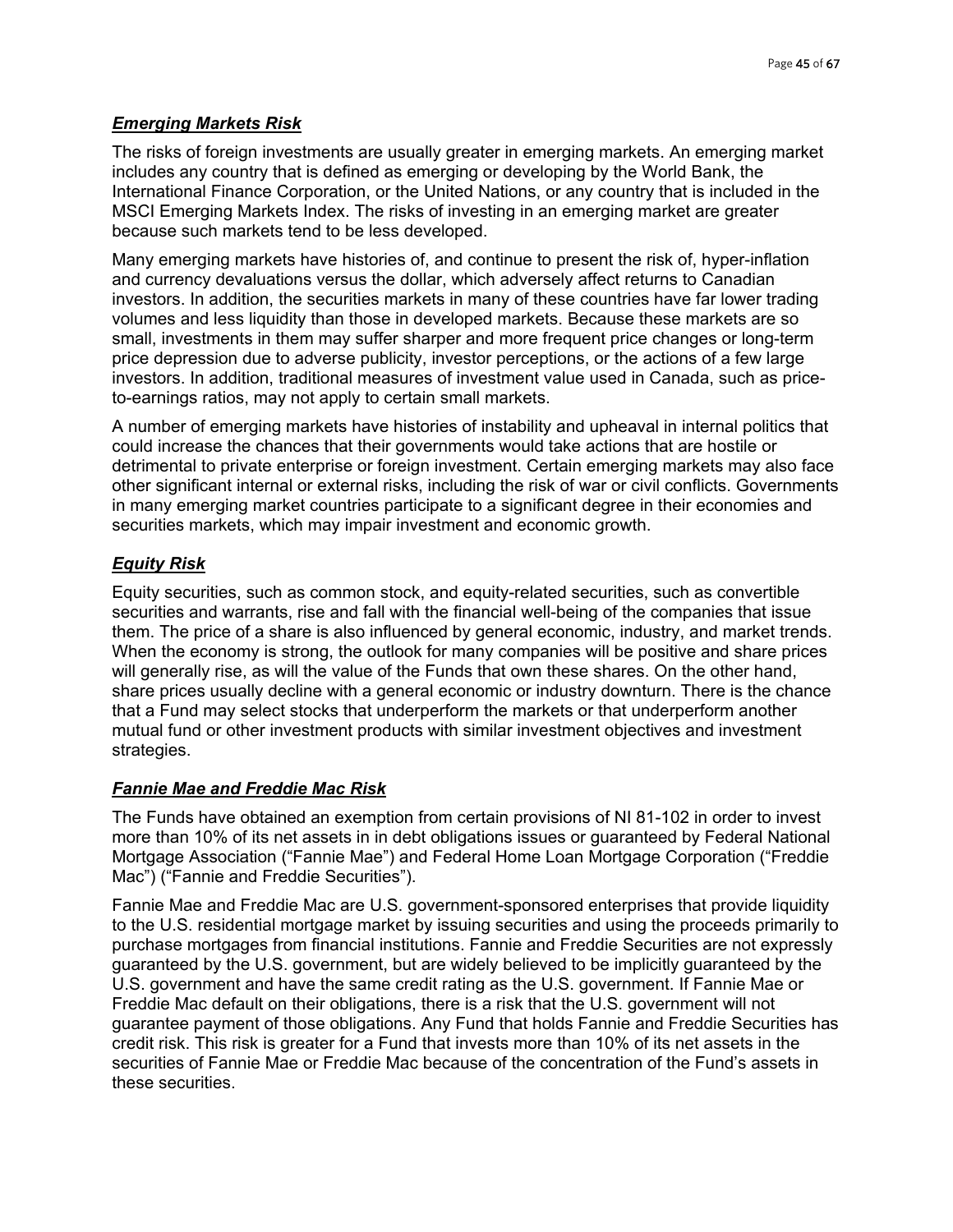### ***Emerging Markets Risk***

The risks of foreign investments are usually greater in emerging markets. An emerging market includes any country that is defined as emerging or developing by the World Bank, the International Finance Corporation, or the United Nations, or any country that is included in the MSCI Emerging Markets Index. The risks of investing in an emerging market are greater because such markets tend to be less developed.

Many emerging markets have histories of, and continue to present the risk of, hyper-inflation and currency devaluations versus the dollar, which adversely affect returns to Canadian investors. In addition, the securities markets in many of these countries have far lower trading volumes and less liquidity than those in developed markets. Because these markets are so small, investments in them may suffer sharper and more frequent price changes or long-term price depression due to adverse publicity, investor perceptions, or the actions of a few large investors. In addition, traditional measures of investment value used in Canada, such as price-to-earnings ratios, may not apply to certain small markets.

A number of emerging markets have histories of instability and upheaval in internal politics that could increase the chances that their governments would take actions that are hostile or detrimental to private enterprise or foreign investment. Certain emerging markets may also face other significant internal or external risks, including the risk of war or civil conflicts. Governments in many emerging market countries participate to a significant degree in their economies and securities markets, which may impair investment and economic growth.

### ***Equity Risk***

Equity securities, such as common stock, and equity-related securities, such as convertible securities and warrants, rise and fall with the financial well-being of the companies that issue them. The price of a share is also influenced by general economic, industry, and market trends. When the economy is strong, the outlook for many companies will be positive and share prices will generally rise, as will the value of the Funds that own these shares. On the other hand, share prices usually decline with a general economic or industry downturn. There is the chance that a Fund may select stocks that underperform the markets or that underperform another mutual fund or other investment products with similar investment objectives and investment strategies.

### ***Fannie Mae and Freddie Mac Risk***

The Funds have obtained an exemption from certain provisions of NI 81-102 in order to invest more than 10% of its net assets in in debt obligations issues or guaranteed by Federal National Mortgage Association ("Fannie Mae") and Federal Home Loan Mortgage Corporation ("Freddie Mac") ("Fannie and Freddie Securities").

Fannie Mae and Freddie Mac are U.S. government-sponsored enterprises that provide liquidity to the U.S. residential mortgage market by issuing securities and using the proceeds primarily to purchase mortgages from financial institutions. Fannie and Freddie Securities are not expressly guaranteed by the U.S. government, but are widely believed to be implicitly guaranteed by the U.S. government and have the same credit rating as the U.S. government. If Fannie Mae or Freddie Mac default on their obligations, there is a risk that the U.S. government will not guarantee payment of those obligations. Any Fund that holds Fannie and Freddie Securities has credit risk. This risk is greater for a Fund that invests more than 10% of its net assets in the securities of Fannie Mae or Freddie Mac because of the concentration of the Fund's assets in these securities.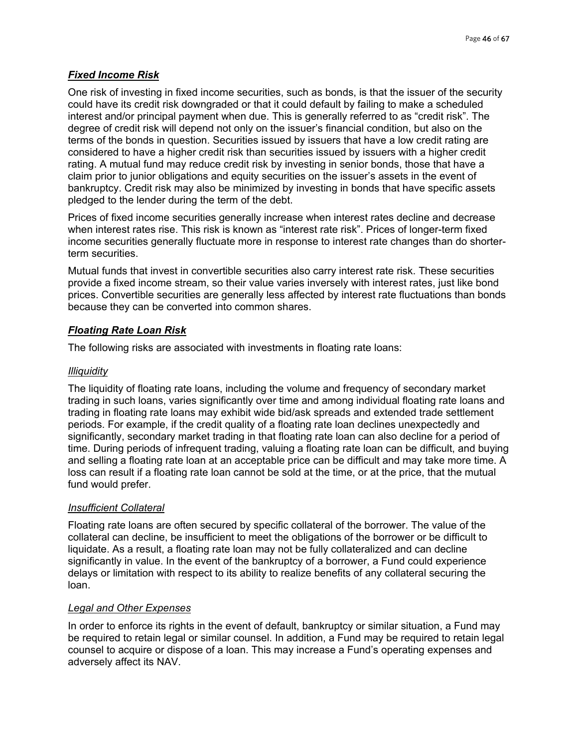### ***Fixed Income Risk***

One risk of investing in fixed income securities, such as bonds, is that the issuer of the security could have its credit risk downgraded or that it could default by failing to make a scheduled interest and/or principal payment when due. This is generally referred to as "credit risk". The degree of credit risk will depend not only on the issuer's financial condition, but also on the terms of the bonds in question. Securities issued by issuers that have a low credit rating are considered to have a higher credit risk than securities issued by issuers with a higher credit rating. A mutual fund may reduce credit risk by investing in senior bonds, those that have a claim prior to junior obligations and equity securities on the issuer's assets in the event of bankruptcy. Credit risk may also be minimized by investing in bonds that have specific assets pledged to the lender during the term of the debt.

Prices of fixed income securities generally increase when interest rates decline and decrease when interest rates rise. This risk is known as "interest rate risk". Prices of longer-term fixed income securities generally fluctuate more in response to interest rate changes than do shorter-term securities.

Mutual funds that invest in convertible securities also carry interest rate risk. These securities provide a fixed income stream, so their value varies inversely with interest rates, just like bond prices. Convertible securities are generally less affected by interest rate fluctuations than bonds because they can be converted into common shares.

### ***Floating Rate Loan Risk***

The following risks are associated with investments in floating rate loans:

#### *Illiquidity*

The liquidity of floating rate loans, including the volume and frequency of secondary market trading in such loans, varies significantly over time and among individual floating rate loans and trading in floating rate loans may exhibit wide bid/ask spreads and extended trade settlement periods. For example, if the credit quality of a floating rate loan declines unexpectedly and significantly, secondary market trading in that floating rate loan can also decline for a period of time. During periods of infrequent trading, valuing a floating rate loan can be difficult, and buying and selling a floating rate loan at an acceptable price can be difficult and may take more time. A loss can result if a floating rate loan cannot be sold at the time, or at the price, that the mutual fund would prefer.

#### *Insufficient Collateral*

Floating rate loans are often secured by specific collateral of the borrower. The value of the collateral can decline, be insufficient to meet the obligations of the borrower or be difficult to liquidate. As a result, a floating rate loan may not be fully collateralized and can decline significantly in value. In the event of the bankruptcy of a borrower, a Fund could experience delays or limitation with respect to its ability to realize benefits of any collateral securing the loan.

#### *Legal and Other Expenses*

In order to enforce its rights in the event of default, bankruptcy or similar situation, a Fund may be required to retain legal or similar counsel. In addition, a Fund may be required to retain legal counsel to acquire or dispose of a loan. This may increase a Fund's operating expenses and adversely affect its NAV.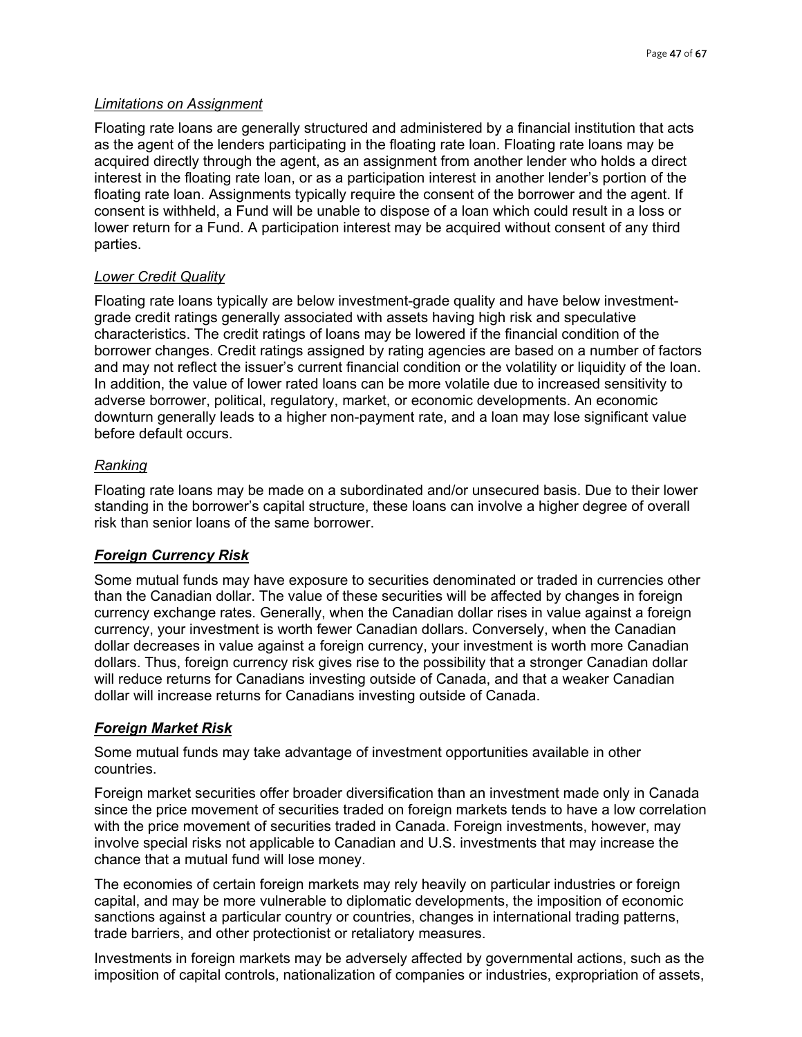*Limitations on Assignment*

Floating rate loans are generally structured and administered by a financial institution that acts as the agent of the lenders participating in the floating rate loan. Floating rate loans may be acquired directly through the agent, as an assignment from another lender who holds a direct interest in the floating rate loan, or as a participation interest in another lender's portion of the floating rate loan. Assignments typically require the consent of the borrower and the agent. If consent is withheld, a Fund will be unable to dispose of a loan which could result in a loss or lower return for a Fund. A participation interest may be acquired without consent of any third parties.

*Lower Credit Quality*

Floating rate loans typically are below investment-grade quality and have below investment-grade credit ratings generally associated with assets having high risk and speculative characteristics. The credit ratings of loans may be lowered if the financial condition of the borrower changes. Credit ratings assigned by rating agencies are based on a number of factors and may not reflect the issuer's current financial condition or the volatility or liquidity of the loan. In addition, the value of lower rated loans can be more volatile due to increased sensitivity to adverse borrower, political, regulatory, market, or economic developments. An economic downturn generally leads to a higher non-payment rate, and a loan may lose significant value before default occurs.

*Ranking*

Floating rate loans may be made on a subordinated and/or unsecured basis. Due to their lower standing in the borrower's capital structure, these loans can involve a higher degree of overall risk than senior loans of the same borrower.

### ***Foreign Currency Risk***

Some mutual funds may have exposure to securities denominated or traded in currencies other than the Canadian dollar. The value of these securities will be affected by changes in foreign currency exchange rates. Generally, when the Canadian dollar rises in value against a foreign currency, your investment is worth fewer Canadian dollars. Conversely, when the Canadian dollar decreases in value against a foreign currency, your investment is worth more Canadian dollars. Thus, foreign currency risk gives rise to the possibility that a stronger Canadian dollar will reduce returns for Canadians investing outside of Canada, and that a weaker Canadian dollar will increase returns for Canadians investing outside of Canada.

### ***Foreign Market Risk***

Some mutual funds may take advantage of investment opportunities available in other countries.

Foreign market securities offer broader diversification than an investment made only in Canada since the price movement of securities traded on foreign markets tends to have a low correlation with the price movement of securities traded in Canada. Foreign investments, however, may involve special risks not applicable to Canadian and U.S. investments that may increase the chance that a mutual fund will lose money.

The economies of certain foreign markets may rely heavily on particular industries or foreign capital, and may be more vulnerable to diplomatic developments, the imposition of economic sanctions against a particular country or countries, changes in international trading patterns, trade barriers, and other protectionist or retaliatory measures.

Investments in foreign markets may be adversely affected by governmental actions, such as the imposition of capital controls, nationalization of companies or industries, expropriation of assets,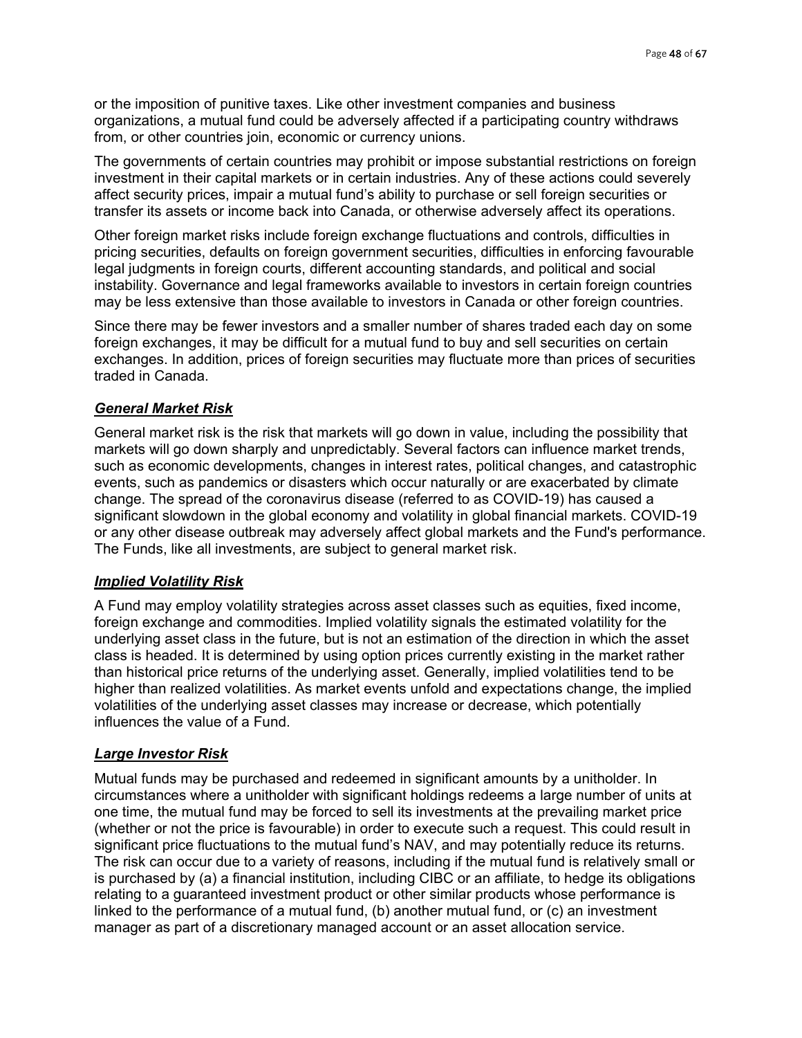or the imposition of punitive taxes. Like other investment companies and business organizations, a mutual fund could be adversely affected if a participating country withdraws from, or other countries join, economic or currency unions.

The governments of certain countries may prohibit or impose substantial restrictions on foreign investment in their capital markets or in certain industries. Any of these actions could severely affect security prices, impair a mutual fund's ability to purchase or sell foreign securities or transfer its assets or income back into Canada, or otherwise adversely affect its operations.

Other foreign market risks include foreign exchange fluctuations and controls, difficulties in pricing securities, defaults on foreign government securities, difficulties in enforcing favourable legal judgments in foreign courts, different accounting standards, and political and social instability. Governance and legal frameworks available to investors in certain foreign countries may be less extensive than those available to investors in Canada or other foreign countries.

Since there may be fewer investors and a smaller number of shares traded each day on some foreign exchanges, it may be difficult for a mutual fund to buy and sell securities on certain exchanges. In addition, prices of foreign securities may fluctuate more than prices of securities traded in Canada.

### ***General Market Risk***

General market risk is the risk that markets will go down in value, including the possibility that markets will go down sharply and unpredictably. Several factors can influence market trends, such as economic developments, changes in interest rates, political changes, and catastrophic events, such as pandemics or disasters which occur naturally or are exacerbated by climate change. The spread of the coronavirus disease (referred to as COVID-19) has caused a significant slowdown in the global economy and volatility in global financial markets. COVID-19 or any other disease outbreak may adversely affect global markets and the Fund's performance. The Funds, like all investments, are subject to general market risk.

### ***Implied Volatility Risk***

A Fund may employ volatility strategies across asset classes such as equities, fixed income, foreign exchange and commodities. Implied volatility signals the estimated volatility for the underlying asset class in the future, but is not an estimation of the direction in which the asset class is headed. It is determined by using option prices currently existing in the market rather than historical price returns of the underlying asset. Generally, implied volatilities tend to be higher than realized volatilities. As market events unfold and expectations change, the implied volatilities of the underlying asset classes may increase or decrease, which potentially influences the value of a Fund.

### ***Large Investor Risk***

Mutual funds may be purchased and redeemed in significant amounts by a unitholder. In circumstances where a unitholder with significant holdings redeems a large number of units at one time, the mutual fund may be forced to sell its investments at the prevailing market price (whether or not the price is favourable) in order to execute such a request. This could result in significant price fluctuations to the mutual fund's NAV, and may potentially reduce its returns. The risk can occur due to a variety of reasons, including if the mutual fund is relatively small or is purchased by (a) a financial institution, including CIBC or an affiliate, to hedge its obligations relating to a guaranteed investment product or other similar products whose performance is linked to the performance of a mutual fund, (b) another mutual fund, or (c) an investment manager as part of a discretionary managed account or an asset allocation service.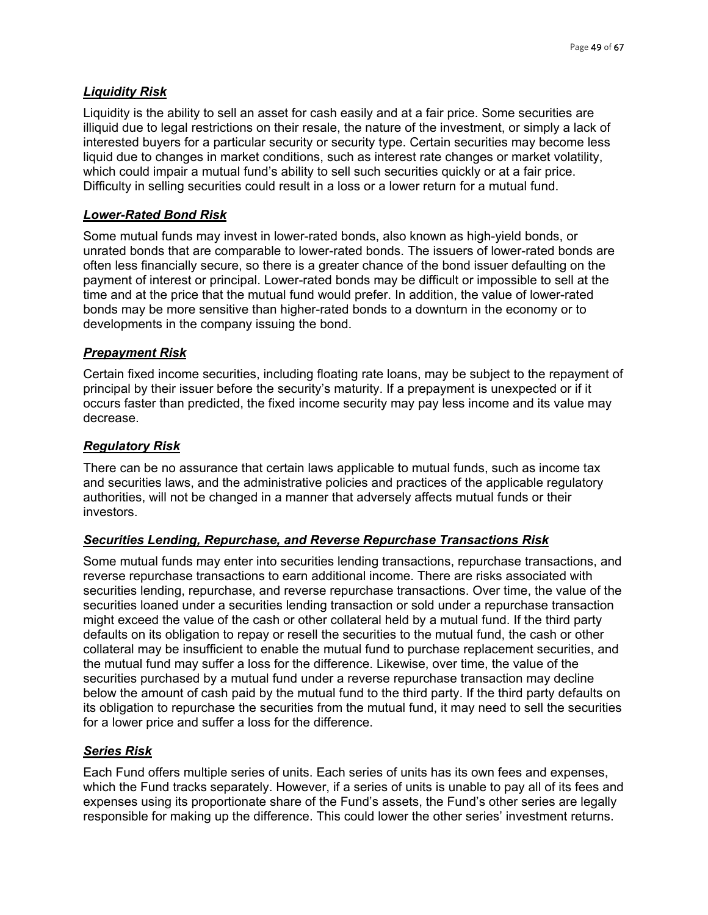### ***Liquidity Risk***

Liquidity is the ability to sell an asset for cash easily and at a fair price. Some securities are illiquid due to legal restrictions on their resale, the nature of the investment, or simply a lack of interested buyers for a particular security or security type. Certain securities may become less liquid due to changes in market conditions, such as interest rate changes or market volatility, which could impair a mutual fund's ability to sell such securities quickly or at a fair price. Difficulty in selling securities could result in a loss or a lower return for a mutual fund.

### ***Lower-Rated Bond Risk***

Some mutual funds may invest in lower-rated bonds, also known as high-yield bonds, or unrated bonds that are comparable to lower-rated bonds. The issuers of lower-rated bonds are often less financially secure, so there is a greater chance of the bond issuer defaulting on the payment of interest or principal. Lower-rated bonds may be difficult or impossible to sell at the time and at the price that the mutual fund would prefer. In addition, the value of lower-rated bonds may be more sensitive than higher-rated bonds to a downturn in the economy or to developments in the company issuing the bond.

### ***Prepayment Risk***

Certain fixed income securities, including floating rate loans, may be subject to the repayment of principal by their issuer before the security's maturity. If a prepayment is unexpected or if it occurs faster than predicted, the fixed income security may pay less income and its value may decrease.

### ***Regulatory Risk***

There can be no assurance that certain laws applicable to mutual funds, such as income tax and securities laws, and the administrative policies and practices of the applicable regulatory authorities, will not be changed in a manner that adversely affects mutual funds or their investors.

### ***Securities Lending, Repurchase, and Reverse Repurchase Transactions Risk***

Some mutual funds may enter into securities lending transactions, repurchase transactions, and reverse repurchase transactions to earn additional income. There are risks associated with securities lending, repurchase, and reverse repurchase transactions. Over time, the value of the securities loaned under a securities lending transaction or sold under a repurchase transaction might exceed the value of the cash or other collateral held by a mutual fund. If the third party defaults on its obligation to repay or resell the securities to the mutual fund, the cash or other collateral may be insufficient to enable the mutual fund to purchase replacement securities, and the mutual fund may suffer a loss for the difference. Likewise, over time, the value of the securities purchased by a mutual fund under a reverse repurchase transaction may decline below the amount of cash paid by the mutual fund to the third party. If the third party defaults on its obligation to repurchase the securities from the mutual fund, it may need to sell the securities for a lower price and suffer a loss for the difference.

### ***Series Risk***

Each Fund offers multiple series of units. Each series of units has its own fees and expenses, which the Fund tracks separately. However, if a series of units is unable to pay all of its fees and expenses using its proportionate share of the Fund's assets, the Fund's other series are legally responsible for making up the difference. This could lower the other series' investment returns.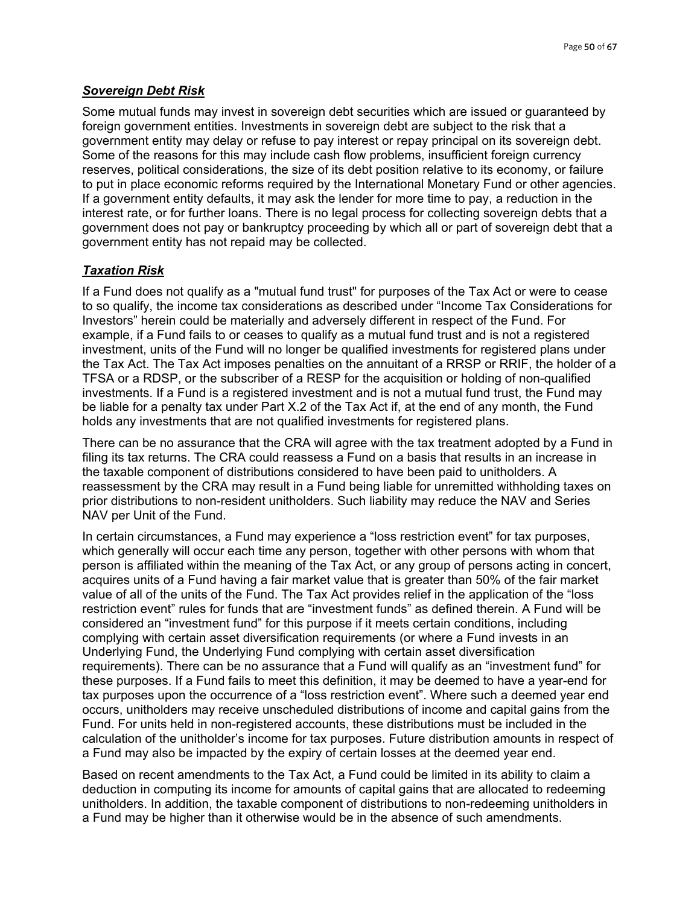***Sovereign Debt Risk***

Some mutual funds may invest in sovereign debt securities which are issued or guaranteed by foreign government entities. Investments in sovereign debt are subject to the risk that a government entity may delay or refuse to pay interest or repay principal on its sovereign debt. Some of the reasons for this may include cash flow problems, insufficient foreign currency reserves, political considerations, the size of its debt position relative to its economy, or failure to put in place economic reforms required by the International Monetary Fund or other agencies. If a government entity defaults, it may ask the lender for more time to pay, a reduction in the interest rate, or for further loans. There is no legal process for collecting sovereign debts that a government does not pay or bankruptcy proceeding by which all or part of sovereign debt that a government entity has not repaid may be collected.

***Taxation Risk***

If a Fund does not qualify as a "mutual fund trust" for purposes of the Tax Act or were to cease to so qualify, the income tax considerations as described under “Income Tax Considerations for Investors” herein could be materially and adversely different in respect of the Fund. For example, if a Fund fails to or ceases to qualify as a mutual fund trust and is not a registered investment, units of the Fund will no longer be qualified investments for registered plans under the Tax Act. The Tax Act imposes penalties on the annuitant of a RRSP or RRIF, the holder of a TFSA or a RDSP, or the subscriber of a RESP for the acquisition or holding of non-qualified investments. If a Fund is a registered investment and is not a mutual fund trust, the Fund may be liable for a penalty tax under Part X.2 of the Tax Act if, at the end of any month, the Fund holds any investments that are not qualified investments for registered plans.

There can be no assurance that the CRA will agree with the tax treatment adopted by a Fund in filing its tax returns. The CRA could reassess a Fund on a basis that results in an increase in the taxable component of distributions considered to have been paid to unitholders. A reassessment by the CRA may result in a Fund being liable for unremitted withholding taxes on prior distributions to non-resident unitholders. Such liability may reduce the NAV and Series NAV per Unit of the Fund.

In certain circumstances, a Fund may experience a “loss restriction event” for tax purposes, which generally will occur each time any person, together with other persons with whom that person is affiliated within the meaning of the Tax Act, or any group of persons acting in concert, acquires units of a Fund having a fair market value that is greater than 50% of the fair market value of all of the units of the Fund. The Tax Act provides relief in the application of the “loss restriction event” rules for funds that are “investment funds” as defined therein. A Fund will be considered an “investment fund” for this purpose if it meets certain conditions, including complying with certain asset diversification requirements (or where a Fund invests in an Underlying Fund, the Underlying Fund complying with certain asset diversification requirements). There can be no assurance that a Fund will qualify as an “investment fund” for these purposes. If a Fund fails to meet this definition, it may be deemed to have a year-end for tax purposes upon the occurrence of a “loss restriction event”. Where such a deemed year end occurs, unitholders may receive unscheduled distributions of income and capital gains from the Fund. For units held in non-registered accounts, these distributions must be included in the calculation of the unitholder’s income for tax purposes. Future distribution amounts in respect of a Fund may also be impacted by the expiry of certain losses at the deemed year end.

Based on recent amendments to the Tax Act, a Fund could be limited in its ability to claim a deduction in computing its income for amounts of capital gains that are allocated to redeeming unitholders. In addition, the taxable component of distributions to non-redeeming unitholders in a Fund may be higher than it otherwise would be in the absence of such amendments.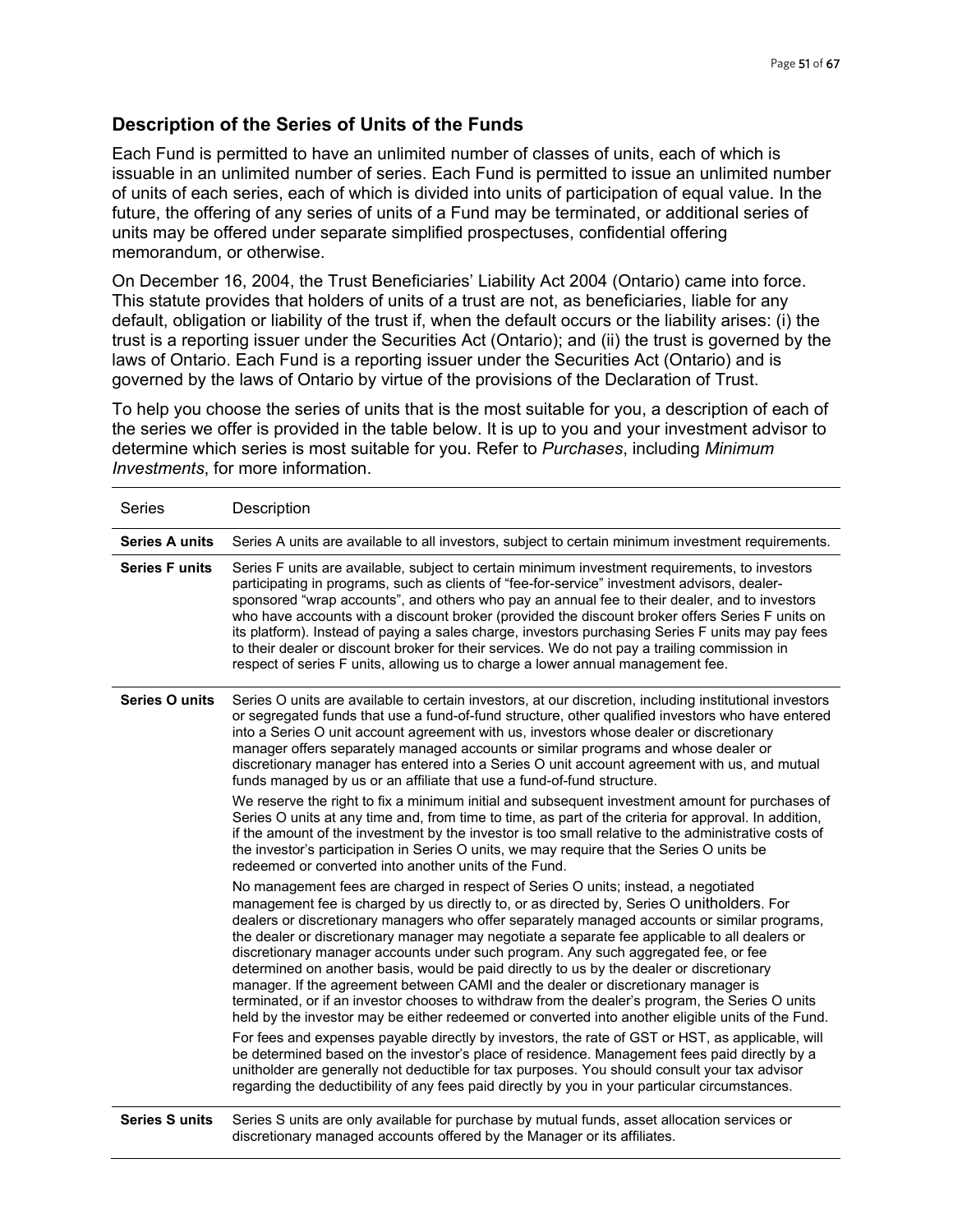## Description of the Series of Units of the Funds

Each Fund is permitted to have an unlimited number of classes of units, each of which is issuable in an unlimited number of series. Each Fund is permitted to issue an unlimited number of units of each series, each of which is divided into units of participation of equal value. In the future, the offering of any series of units of a Fund may be terminated, or additional series of units may be offered under separate simplified prospectuses, confidential offering memorandum, or otherwise.

On December 16, 2004, the Trust Beneficiaries' Liability Act 2004 (Ontario) came into force. This statute provides that holders of units of a trust are not, as beneficiaries, liable for any default, obligation or liability of the trust if, when the default occurs or the liability arises: (i) the trust is a reporting issuer under the Securities Act (Ontario); and (ii) the trust is governed by the laws of Ontario. Each Fund is a reporting issuer under the Securities Act (Ontario) and is governed by the laws of Ontario by virtue of the provisions of the Declaration of Trust.

To help you choose the series of units that is the most suitable for you, a description of each of the series we offer is provided in the table below. It is up to you and your investment advisor to determine which series is most suitable for you. Refer to *Purchases*, including *Minimum Investments*, for more information.

| Series | Description |
|---|---|
| **Series A units** | Series A units are available to all investors, subject to certain minimum investment requirements. |
| **Series F units** | Series F units are available, subject to certain minimum investment requirements, to investors participating in programs, such as clients of "fee-for-service" investment advisors, dealer-sponsored "wrap accounts", and others who pay an annual fee to their dealer, and to investors who have accounts with a discount broker (provided the discount broker offers Series F units on its platform). Instead of paying a sales charge, investors purchasing Series F units may pay fees to their dealer or discount broker for their services. We do not pay a trailing commission in respect of series F units, allowing us to charge a lower annual management fee. |
| **Series O units** | Series O units are available to certain investors, at our discretion, including institutional investors or segregated funds that use a fund-of-fund structure, other qualified investors who have entered into a Series O unit account agreement with us, investors whose dealer or discretionary manager offers separately managed accounts or similar programs and whose dealer or discretionary manager has entered into a Series O unit account agreement with us, and mutual funds managed by us or an affiliate that use a fund-of-fund structure.<br><br>We reserve the right to fix a minimum initial and subsequent investment amount for purchases of Series O units at any time and, from time to time, as part of the criteria for approval. In addition, if the amount of the investment by the investor is too small relative to the administrative costs of the investor's participation in Series O units, we may require that the Series O units be redeemed or converted into another units of the Fund.<br><br>No management fees are charged in respect of Series O units; instead, a negotiated management fee is charged by us directly to, or as directed by, Series O unitholders. For dealers or discretionary managers who offer separately managed accounts or similar programs, the dealer or discretionary manager may negotiate a separate fee applicable to all dealers or discretionary manager accounts under such program. Any such aggregated fee, or fee determined on another basis, would be paid directly to us by the dealer or discretionary manager. If the agreement between CAMI and the dealer or discretionary manager is terminated, or if an investor chooses to withdraw from the dealer's program, the Series O units held by the investor may be either redeemed or converted into another eligible units of the Fund.<br><br>For fees and expenses payable directly by investors, the rate of GST or HST, as applicable, will be determined based on the investor's place of residence. Management fees paid directly by a unitholder are generally not deductible for tax purposes. You should consult your tax advisor regarding the deductibility of any fees paid directly by you in your particular circumstances. |
| **Series S units** | Series S units are only available for purchase by mutual funds, asset allocation services or discretionary managed accounts offered by the Manager or its affiliates. |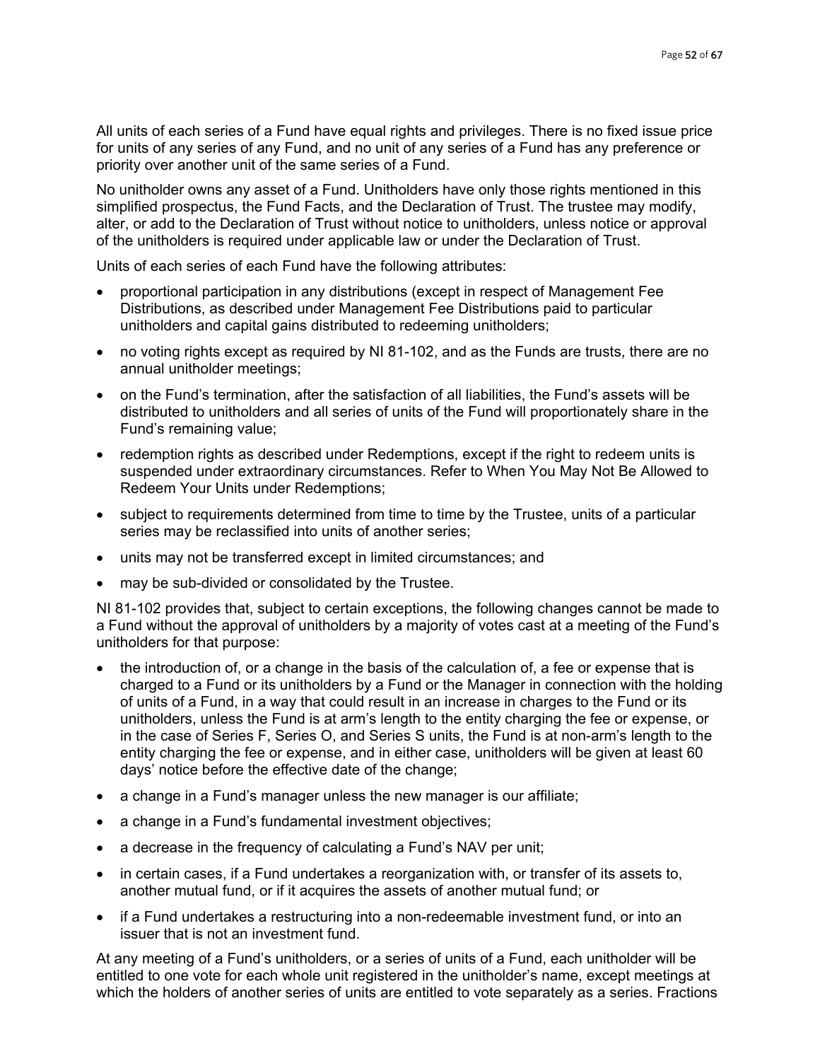All units of each series of a Fund have equal rights and privileges. There is no fixed issue price for units of any series of any Fund, and no unit of any series of a Fund has any preference or priority over another unit of the same series of a Fund.

No unitholder owns any asset of a Fund. Unitholders have only those rights mentioned in this simplified prospectus, the Fund Facts, and the Declaration of Trust. The trustee may modify, alter, or add to the Declaration of Trust without notice to unitholders, unless notice or approval of the unitholders is required under applicable law or under the Declaration of Trust.

Units of each series of each Fund have the following attributes:

- proportional participation in any distributions (except in respect of Management Fee Distributions, as described under Management Fee Distributions paid to particular unitholders and capital gains distributed to redeeming unitholders;
- no voting rights except as required by NI 81-102, and as the Funds are trusts, there are no annual unitholder meetings;
- on the Fund's termination, after the satisfaction of all liabilities, the Fund's assets will be distributed to unitholders and all series of units of the Fund will proportionately share in the Fund's remaining value;
- redemption rights as described under Redemptions, except if the right to redeem units is suspended under extraordinary circumstances. Refer to When You May Not Be Allowed to Redeem Your Units under Redemptions;
- subject to requirements determined from time to time by the Trustee, units of a particular series may be reclassified into units of another series;
- units may not be transferred except in limited circumstances; and
- may be sub-divided or consolidated by the Trustee.

NI 81-102 provides that, subject to certain exceptions, the following changes cannot be made to a Fund without the approval of unitholders by a majority of votes cast at a meeting of the Fund's unitholders for that purpose:

- the introduction of, or a change in the basis of the calculation of, a fee or expense that is charged to a Fund or its unitholders by a Fund or the Manager in connection with the holding of units of a Fund, in a way that could result in an increase in charges to the Fund or its unitholders, unless the Fund is at arm's length to the entity charging the fee or expense, or in the case of Series F, Series O, and Series S units, the Fund is at non-arm's length to the entity charging the fee or expense, and in either case, unitholders will be given at least 60 days' notice before the effective date of the change;
- a change in a Fund's manager unless the new manager is our affiliate;
- a change in a Fund's fundamental investment objectives;
- a decrease in the frequency of calculating a Fund's NAV per unit;
- in certain cases, if a Fund undertakes a reorganization with, or transfer of its assets to, another mutual fund, or if it acquires the assets of another mutual fund; or
- if a Fund undertakes a restructuring into a non-redeemable investment fund, or into an issuer that is not an investment fund.

At any meeting of a Fund's unitholders, or a series of units of a Fund, each unitholder will be entitled to one vote for each whole unit registered in the unitholder's name, except meetings at which the holders of another series of units are entitled to vote separately as a series. Fractions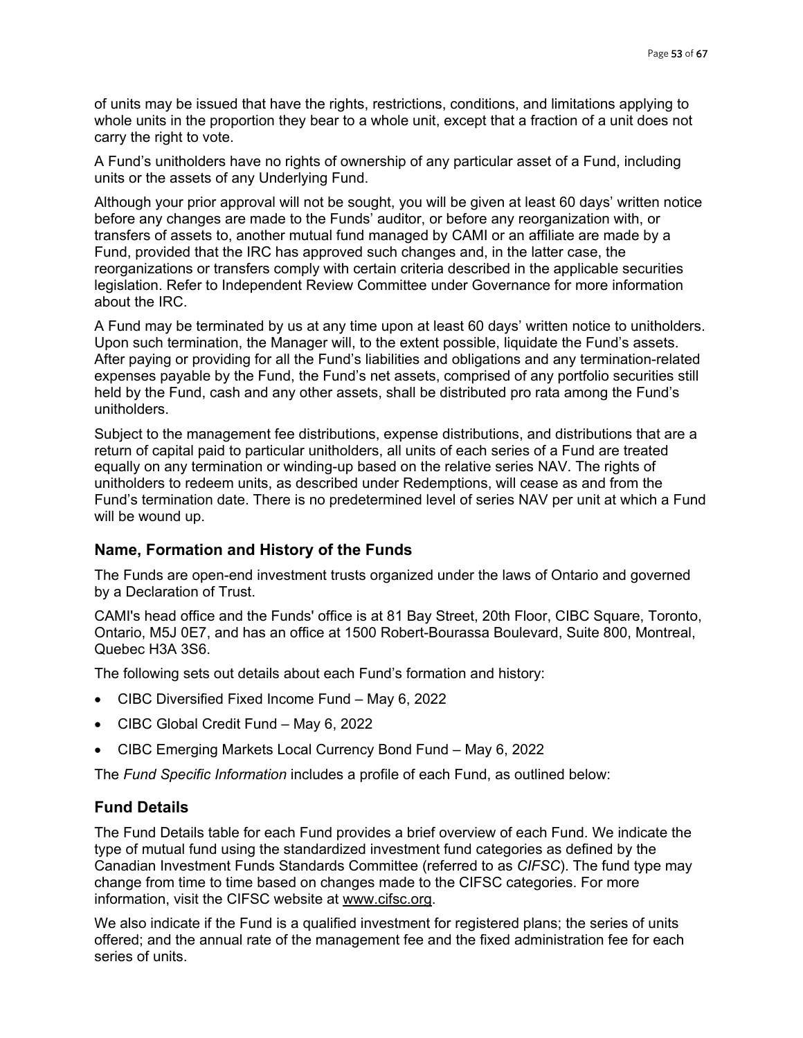of units may be issued that have the rights, restrictions, conditions, and limitations applying to whole units in the proportion they bear to a whole unit, except that a fraction of a unit does not carry the right to vote.

A Fund's unitholders have no rights of ownership of any particular asset of a Fund, including units or the assets of any Underlying Fund.

Although your prior approval will not be sought, you will be given at least 60 days' written notice before any changes are made to the Funds' auditor, or before any reorganization with, or transfers of assets to, another mutual fund managed by CAMI or an affiliate are made by a Fund, provided that the IRC has approved such changes and, in the latter case, the reorganizations or transfers comply with certain criteria described in the applicable securities legislation. Refer to Independent Review Committee under Governance for more information about the IRC.

A Fund may be terminated by us at any time upon at least 60 days' written notice to unitholders. Upon such termination, the Manager will, to the extent possible, liquidate the Fund's assets. After paying or providing for all the Fund's liabilities and obligations and any termination-related expenses payable by the Fund, the Fund's net assets, comprised of any portfolio securities still held by the Fund, cash and any other assets, shall be distributed pro rata among the Fund's unitholders.

Subject to the management fee distributions, expense distributions, and distributions that are a return of capital paid to particular unitholders, all units of each series of a Fund are treated equally on any termination or winding-up based on the relative series NAV. The rights of unitholders to redeem units, as described under Redemptions, will cease as and from the Fund's termination date. There is no predetermined level of series NAV per unit at which a Fund will be wound up.

## Name, Formation and History of the Funds

The Funds are open-end investment trusts organized under the laws of Ontario and governed by a Declaration of Trust.

CAMI's head office and the Funds' office is at 81 Bay Street, 20th Floor, CIBC Square, Toronto, Ontario, M5J 0E7, and has an office at 1500 Robert-Bourassa Boulevard, Suite 800, Montreal, Quebec H3A 3S6.

The following sets out details about each Fund's formation and history:

- CIBC Diversified Fixed Income Fund – May 6, 2022
- CIBC Global Credit Fund – May 6, 2022
- CIBC Emerging Markets Local Currency Bond Fund – May 6, 2022

The *Fund Specific Information* includes a profile of each Fund, as outlined below:

## Fund Details

The Fund Details table for each Fund provides a brief overview of each Fund. We indicate the type of mutual fund using the standardized investment fund categories as defined by the Canadian Investment Funds Standards Committee (referred to as *CIFSC*). The fund type may change from time to time based on changes made to the CIFSC categories. For more information, visit the CIFSC website at www.cifsc.org.

We also indicate if the Fund is a qualified investment for registered plans; the series of units offered; and the annual rate of the management fee and the fixed administration fee for each series of units.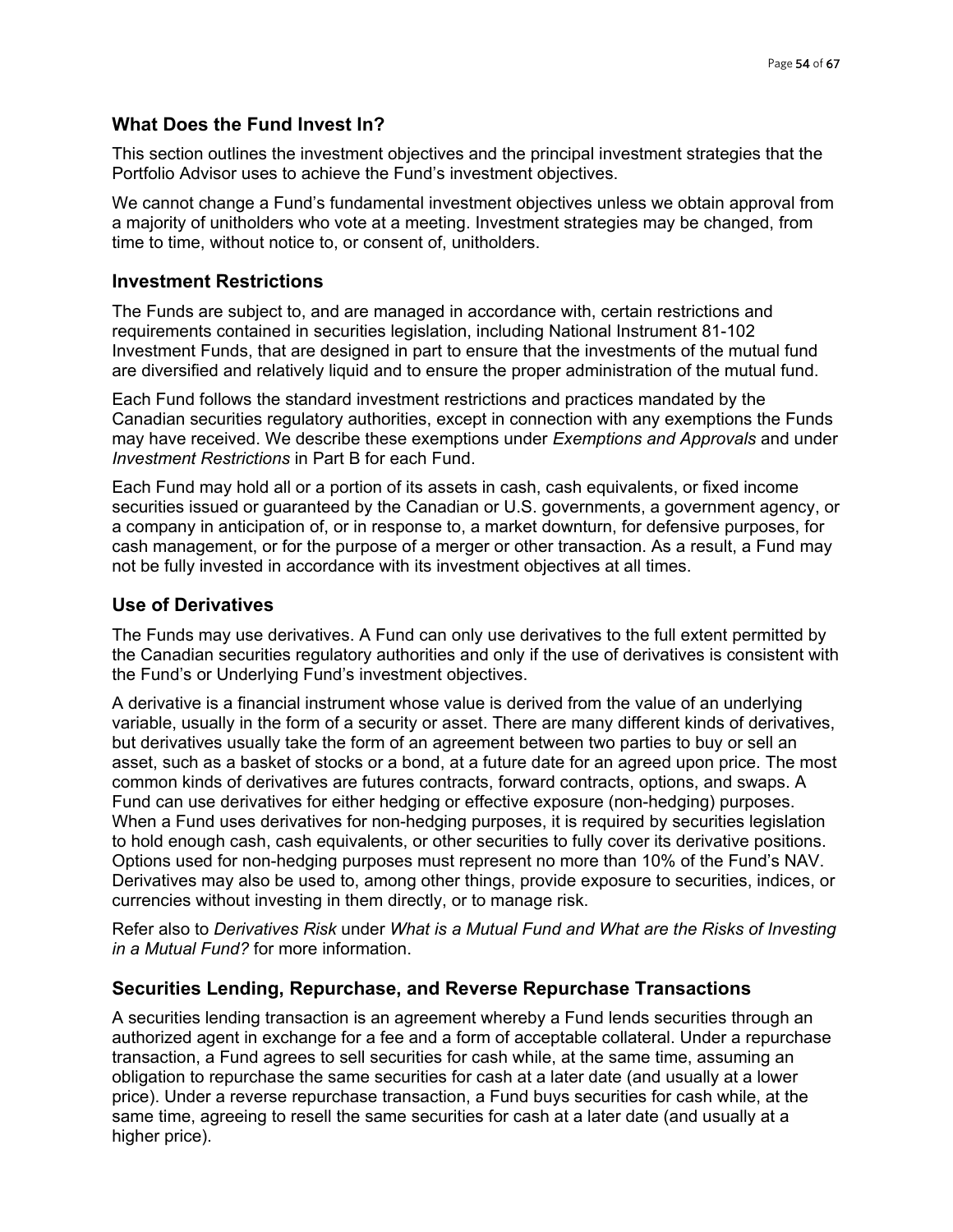## What Does the Fund Invest In?

This section outlines the investment objectives and the principal investment strategies that the Portfolio Advisor uses to achieve the Fund's investment objectives.

We cannot change a Fund's fundamental investment objectives unless we obtain approval from a majority of unitholders who vote at a meeting. Investment strategies may be changed, from time to time, without notice to, or consent of, unitholders.

## Investment Restrictions

The Funds are subject to, and are managed in accordance with, certain restrictions and requirements contained in securities legislation, including National Instrument 81-102 Investment Funds, that are designed in part to ensure that the investments of the mutual fund are diversified and relatively liquid and to ensure the proper administration of the mutual fund.

Each Fund follows the standard investment restrictions and practices mandated by the Canadian securities regulatory authorities, except in connection with any exemptions the Funds may have received. We describe these exemptions under *Exemptions and Approvals* and under *Investment Restrictions* in Part B for each Fund.

Each Fund may hold all or a portion of its assets in cash, cash equivalents, or fixed income securities issued or guaranteed by the Canadian or U.S. governments, a government agency, or a company in anticipation of, or in response to, a market downturn, for defensive purposes, for cash management, or for the purpose of a merger or other transaction. As a result, a Fund may not be fully invested in accordance with its investment objectives at all times.

## Use of Derivatives

The Funds may use derivatives. A Fund can only use derivatives to the full extent permitted by the Canadian securities regulatory authorities and only if the use of derivatives is consistent with the Fund's or Underlying Fund's investment objectives.

A derivative is a financial instrument whose value is derived from the value of an underlying variable, usually in the form of a security or asset. There are many different kinds of derivatives, but derivatives usually take the form of an agreement between two parties to buy or sell an asset, such as a basket of stocks or a bond, at a future date for an agreed upon price. The most common kinds of derivatives are futures contracts, forward contracts, options, and swaps. A Fund can use derivatives for either hedging or effective exposure (non-hedging) purposes. When a Fund uses derivatives for non-hedging purposes, it is required by securities legislation to hold enough cash, cash equivalents, or other securities to fully cover its derivative positions. Options used for non-hedging purposes must represent no more than 10% of the Fund's NAV. Derivatives may also be used to, among other things, provide exposure to securities, indices, or currencies without investing in them directly, or to manage risk.

Refer also to *Derivatives Risk* under *What is a Mutual Fund and What are the Risks of Investing in a Mutual Fund?* for more information.

## Securities Lending, Repurchase, and Reverse Repurchase Transactions

A securities lending transaction is an agreement whereby a Fund lends securities through an authorized agent in exchange for a fee and a form of acceptable collateral. Under a repurchase transaction, a Fund agrees to sell securities for cash while, at the same time, assuming an obligation to repurchase the same securities for cash at a later date (and usually at a lower price). Under a reverse repurchase transaction, a Fund buys securities for cash while, at the same time, agreeing to resell the same securities for cash at a later date (and usually at a higher price).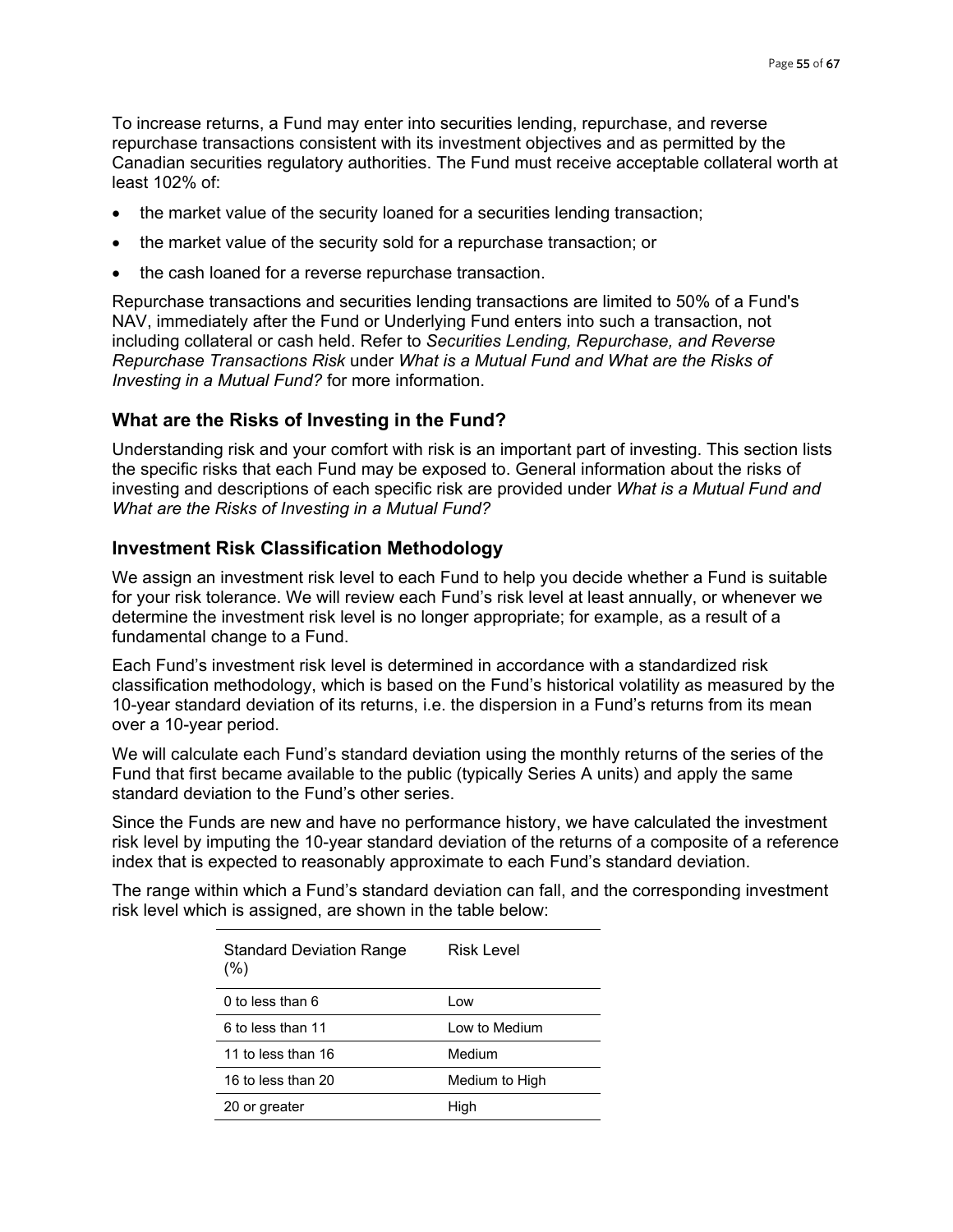To increase returns, a Fund may enter into securities lending, repurchase, and reverse repurchase transactions consistent with its investment objectives and as permitted by the Canadian securities regulatory authorities. The Fund must receive acceptable collateral worth at least 102% of:

- the market value of the security loaned for a securities lending transaction;
- the market value of the security sold for a repurchase transaction; or
- the cash loaned for a reverse repurchase transaction.

Repurchase transactions and securities lending transactions are limited to 50% of a Fund's NAV, immediately after the Fund or Underlying Fund enters into such a transaction, not including collateral or cash held. Refer to *Securities Lending, Repurchase, and Reverse Repurchase Transactions Risk* under *What is a Mutual Fund and What are the Risks of Investing in a Mutual Fund?* for more information.

## What are the Risks of Investing in the Fund?

Understanding risk and your comfort with risk is an important part of investing. This section lists the specific risks that each Fund may be exposed to. General information about the risks of investing and descriptions of each specific risk are provided under *What is a Mutual Fund and What are the Risks of Investing in a Mutual Fund?*

## Investment Risk Classification Methodology

We assign an investment risk level to each Fund to help you decide whether a Fund is suitable for your risk tolerance. We will review each Fund's risk level at least annually, or whenever we determine the investment risk level is no longer appropriate; for example, as a result of a fundamental change to a Fund.

Each Fund's investment risk level is determined in accordance with a standardized risk classification methodology, which is based on the Fund's historical volatility as measured by the 10-year standard deviation of its returns, i.e. the dispersion in a Fund's returns from its mean over a 10-year period.

We will calculate each Fund's standard deviation using the monthly returns of the series of the Fund that first became available to the public (typically Series A units) and apply the same standard deviation to the Fund's other series.

Since the Funds are new and have no performance history, we have calculated the investment risk level by imputing the 10-year standard deviation of the returns of a composite of a reference index that is expected to reasonably approximate to each Fund's standard deviation.

The range within which a Fund's standard deviation can fall, and the corresponding investment risk level which is assigned, are shown in the table below:

| Standard Deviation Range (%) | Risk Level |
|---|---|
| 0 to less than 6 | Low |
| 6 to less than 11 | Low to Medium |
| 11 to less than 16 | Medium |
| 16 to less than 20 | Medium to High |
| 20 or greater | High |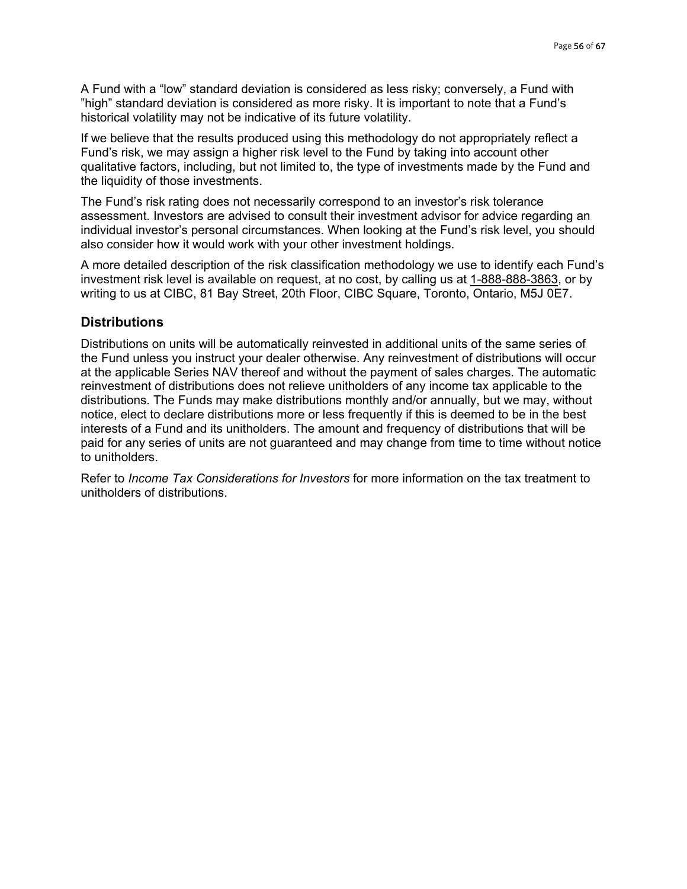A Fund with a "low" standard deviation is considered as less risky; conversely, a Fund with "high" standard deviation is considered as more risky. It is important to note that a Fund's historical volatility may not be indicative of its future volatility.

If we believe that the results produced using this methodology do not appropriately reflect a Fund's risk, we may assign a higher risk level to the Fund by taking into account other qualitative factors, including, but not limited to, the type of investments made by the Fund and the liquidity of those investments.

The Fund's risk rating does not necessarily correspond to an investor's risk tolerance assessment. Investors are advised to consult their investment advisor for advice regarding an individual investor's personal circumstances. When looking at the Fund's risk level, you should also consider how it would work with your other investment holdings.

A more detailed description of the risk classification methodology we use to identify each Fund's investment risk level is available on request, at no cost, by calling us at 1-888-888-3863, or by writing to us at CIBC, 81 Bay Street, 20th Floor, CIBC Square, Toronto, Ontario, M5J 0E7.

## Distributions

Distributions on units will be automatically reinvested in additional units of the same series of the Fund unless you instruct your dealer otherwise. Any reinvestment of distributions will occur at the applicable Series NAV thereof and without the payment of sales charges. The automatic reinvestment of distributions does not relieve unitholders of any income tax applicable to the distributions. The Funds may make distributions monthly and/or annually, but we may, without notice, elect to declare distributions more or less frequently if this is deemed to be in the best interests of a Fund and its unitholders. The amount and frequency of distributions that will be paid for any series of units are not guaranteed and may change from time to time without notice to unitholders.

Refer to *Income Tax Considerations for Investors* for more information on the tax treatment to unitholders of distributions.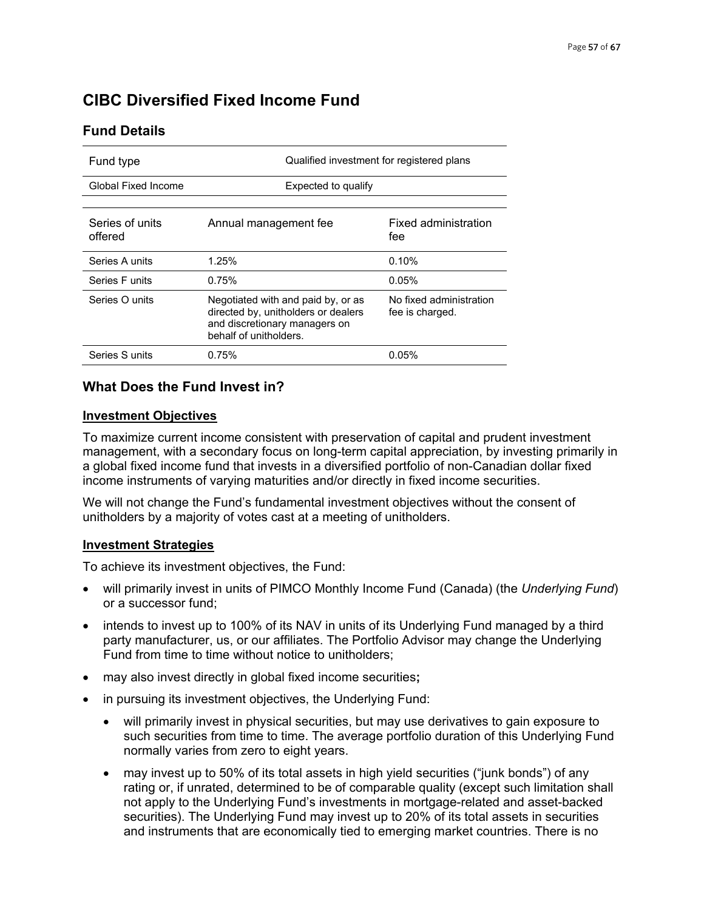# CIBC Diversified Fixed Income Fund

## Fund Details

| Fund type | Qualified investment for registered plans |
|---|---|
| Global Fixed Income | Expected to qualify |

| Series of units offered | Annual management fee | Fixed administration fee |
|---|---|---|
| Series A units | 1.25% | 0.10% |
| Series F units | 0.75% | 0.05% |
| Series O units | Negotiated with and paid by, or as directed by, unitholders or dealers and discretionary managers on behalf of unitholders. | No fixed administration fee is charged. |
| Series S units | 0.75% | 0.05% |

## What Does the Fund Invest in?

### Investment Objectives

To maximize current income consistent with preservation of capital and prudent investment management, with a secondary focus on long-term capital appreciation, by investing primarily in a global fixed income fund that invests in a diversified portfolio of non-Canadian dollar fixed income instruments of varying maturities and/or directly in fixed income securities.

We will not change the Fund's fundamental investment objectives without the consent of unitholders by a majority of votes cast at a meeting of unitholders.

### Investment Strategies

To achieve its investment objectives, the Fund:

- will primarily invest in units of PIMCO Monthly Income Fund (Canada) (the *Underlying Fund*) or a successor fund;
- intends to invest up to 100% of its NAV in units of its Underlying Fund managed by a third party manufacturer, us, or our affiliates. The Portfolio Advisor may change the Underlying Fund from time to time without notice to unitholders;
- may also invest directly in global fixed income securities**;**
- in pursuing its investment objectives, the Underlying Fund:
  - will primarily invest in physical securities, but may use derivatives to gain exposure to such securities from time to time. The average portfolio duration of this Underlying Fund normally varies from zero to eight years.
  - may invest up to 50% of its total assets in high yield securities ("junk bonds") of any rating or, if unrated, determined to be of comparable quality (except such limitation shall not apply to the Underlying Fund's investments in mortgage-related and asset-backed securities). The Underlying Fund may invest up to 20% of its total assets in securities and instruments that are economically tied to emerging market countries. There is no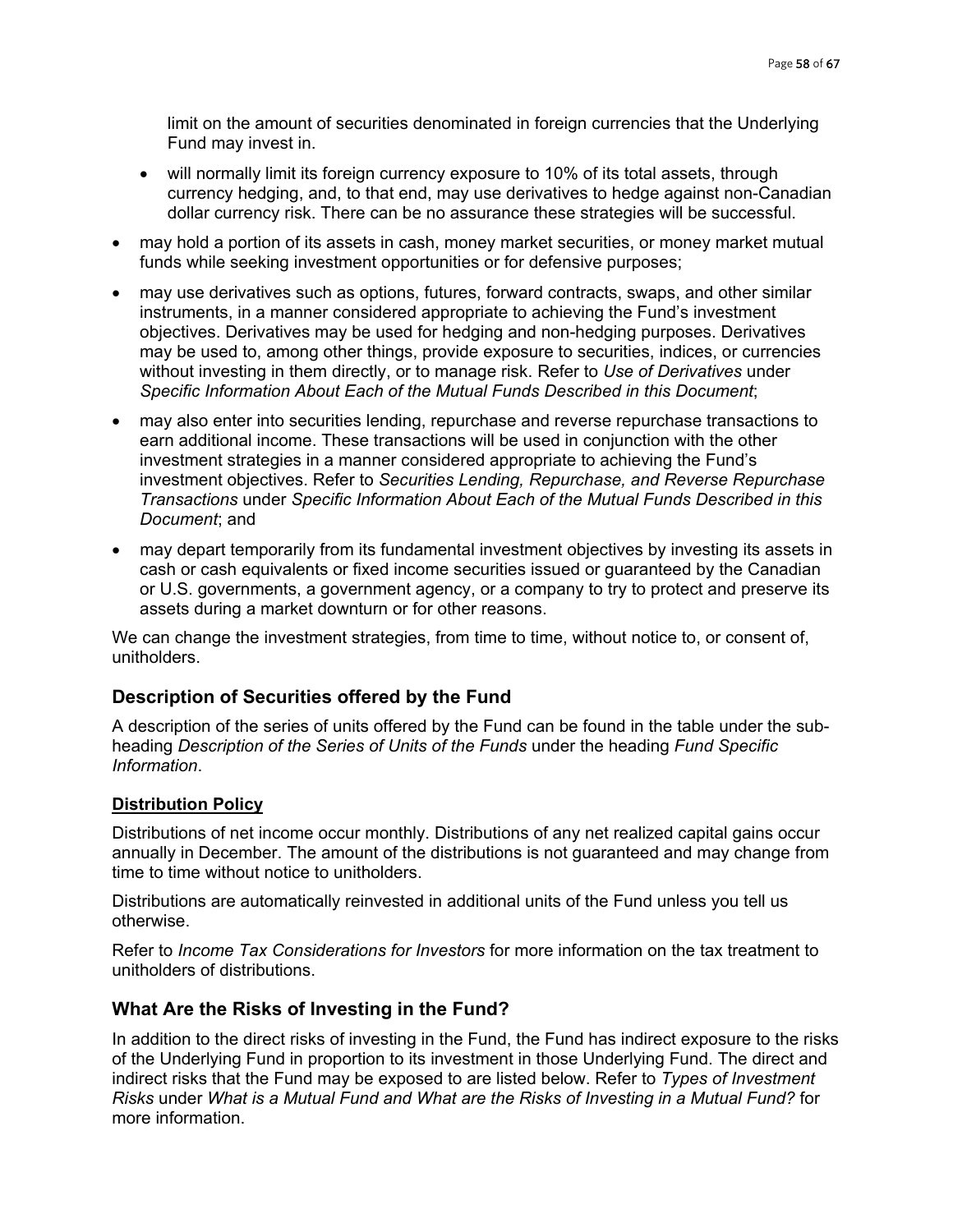limit on the amount of securities denominated in foreign currencies that the Underlying Fund may invest in.

  - will normally limit its foreign currency exposure to 10% of its total assets, through currency hedging, and, to that end, may use derivatives to hedge against non-Canadian dollar currency risk. There can be no assurance these strategies will be successful.

- may hold a portion of its assets in cash, money market securities, or money market mutual funds while seeking investment opportunities or for defensive purposes;
- may use derivatives such as options, futures, forward contracts, swaps, and other similar instruments, in a manner considered appropriate to achieving the Fund's investment objectives. Derivatives may be used for hedging and non-hedging purposes. Derivatives may be used to, among other things, provide exposure to securities, indices, or currencies without investing in them directly, or to manage risk. Refer to *Use of Derivatives* under *Specific Information About Each of the Mutual Funds Described in this Document*;
- may also enter into securities lending, repurchase and reverse repurchase transactions to earn additional income. These transactions will be used in conjunction with the other investment strategies in a manner considered appropriate to achieving the Fund's investment objectives. Refer to *Securities Lending, Repurchase, and Reverse Repurchase Transactions* under *Specific Information About Each of the Mutual Funds Described in this Document*; and
- may depart temporarily from its fundamental investment objectives by investing its assets in cash or cash equivalents or fixed income securities issued or guaranteed by the Canadian or U.S. governments, a government agency, or a company to try to protect and preserve its assets during a market downturn or for other reasons.

We can change the investment strategies, from time to time, without notice to, or consent of, unitholders.

## Description of Securities offered by the Fund

A description of the series of units offered by the Fund can be found in the table under the sub-heading *Description of the Series of Units of the Funds* under the heading *Fund Specific Information*.

### Distribution Policy

Distributions of net income occur monthly. Distributions of any net realized capital gains occur annually in December. The amount of the distributions is not guaranteed and may change from time to time without notice to unitholders.

Distributions are automatically reinvested in additional units of the Fund unless you tell us otherwise.

Refer to *Income Tax Considerations for Investors* for more information on the tax treatment to unitholders of distributions.

## What Are the Risks of Investing in the Fund?

In addition to the direct risks of investing in the Fund, the Fund has indirect exposure to the risks of the Underlying Fund in proportion to its investment in those Underlying Fund. The direct and indirect risks that the Fund may be exposed to are listed below. Refer to *Types of Investment Risks* under *What is a Mutual Fund and What are the Risks of Investing in a Mutual Fund?* for more information.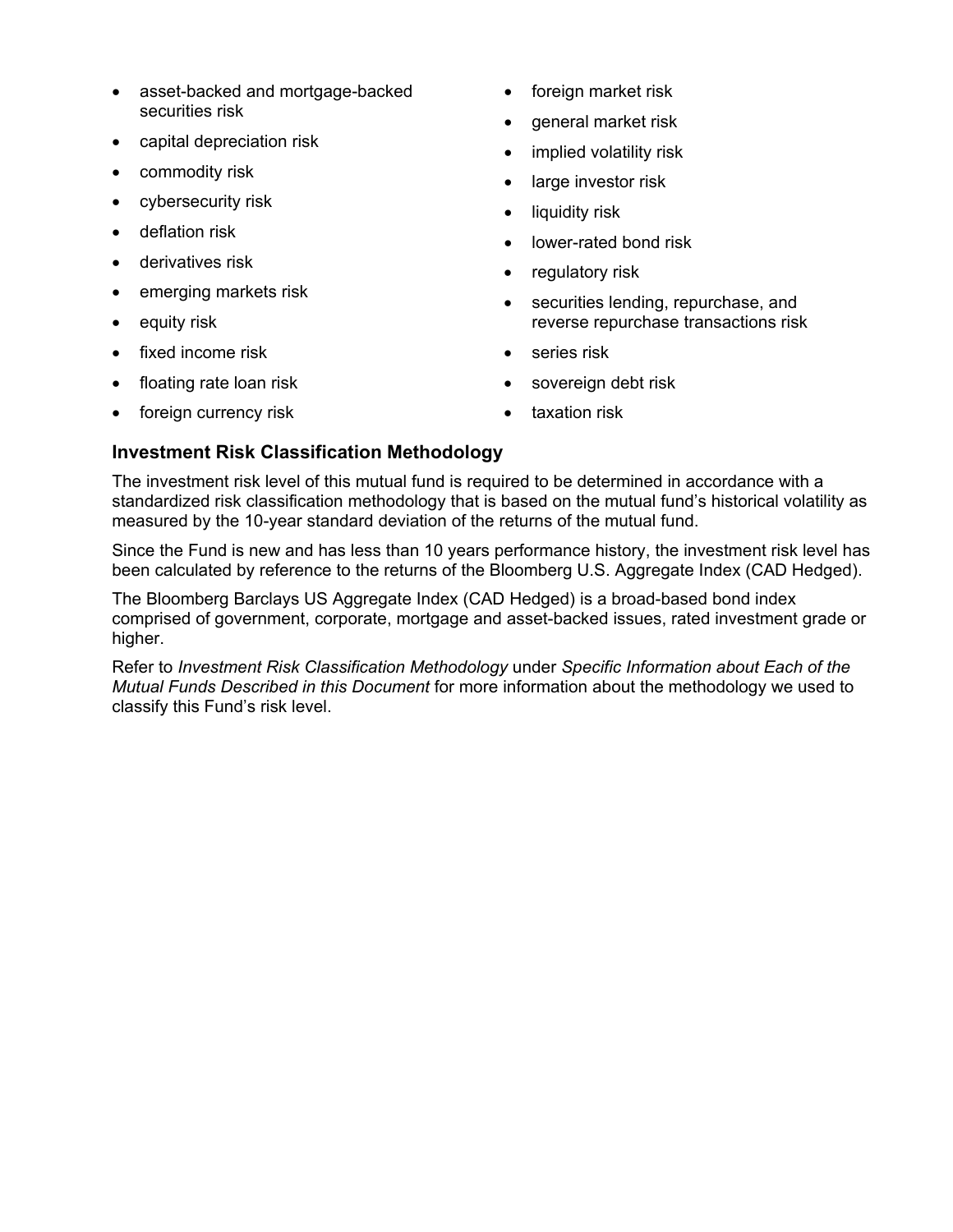- asset-backed and mortgage-backed securities risk
- capital depreciation risk
- commodity risk
- cybersecurity risk
- deflation risk
- derivatives risk
- emerging markets risk
- equity risk
- fixed income risk
- floating rate loan risk
- foreign currency risk
- foreign market risk
- general market risk
- implied volatility risk
- large investor risk
- liquidity risk
- lower-rated bond risk
- regulatory risk
- securities lending, repurchase, and reverse repurchase transactions risk
- series risk
- sovereign debt risk
- taxation risk

### Investment Risk Classification Methodology

The investment risk level of this mutual fund is required to be determined in accordance with a standardized risk classification methodology that is based on the mutual fund's historical volatility as measured by the 10-year standard deviation of the returns of the mutual fund.

Since the Fund is new and has less than 10 years performance history, the investment risk level has been calculated by reference to the returns of the Bloomberg U.S. Aggregate Index (CAD Hedged).

The Bloomberg Barclays US Aggregate Index (CAD Hedged) is a broad-based bond index comprised of government, corporate, mortgage and asset-backed issues, rated investment grade or higher.

Refer to *Investment Risk Classification Methodology* under *Specific Information about Each of the Mutual Funds Described in this Document* for more information about the methodology we used to classify this Fund's risk level.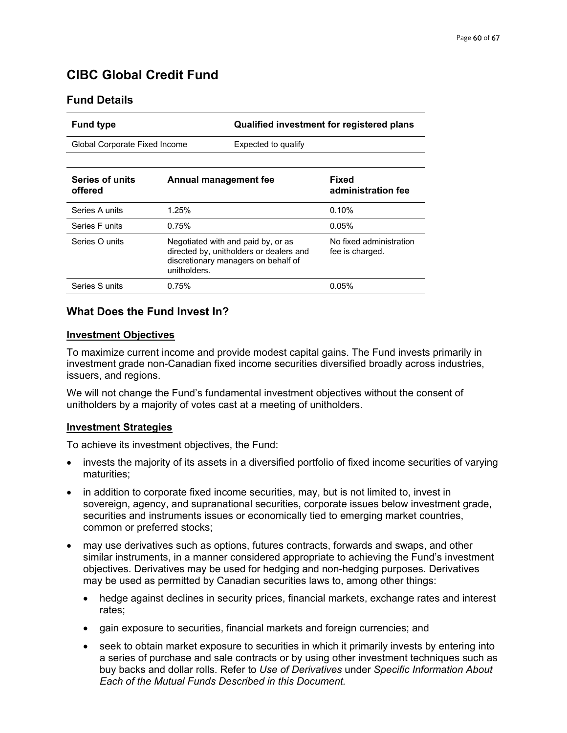# CIBC Global Credit Fund

## Fund Details

| Fund type | Qualified investment for registered plans |
| --- | --- |
| Global Corporate Fixed Income | Expected to qualify |

| Series of units offered | Annual management fee | Fixed administration fee |
| --- | --- | --- |
| Series A units | 1.25% | 0.10% |
| Series F units | 0.75% | 0.05% |
| Series O units | Negotiated with and paid by, or as directed by, unitholders or dealers and discretionary managers on behalf of unitholders. | No fixed administration fee is charged. |
| Series S units | 0.75% | 0.05% |

## What Does the Fund Invest In?

### Investment Objectives

To maximize current income and provide modest capital gains. The Fund invests primarily in investment grade non-Canadian fixed income securities diversified broadly across industries, issuers, and regions.

We will not change the Fund's fundamental investment objectives without the consent of unitholders by a majority of votes cast at a meeting of unitholders.

### Investment Strategies

To achieve its investment objectives, the Fund:

- invests the majority of its assets in a diversified portfolio of fixed income securities of varying maturities;
- in addition to corporate fixed income securities, may, but is not limited to, invest in sovereign, agency, and supranational securities, corporate issues below investment grade, securities and instruments issues or economically tied to emerging market countries, common or preferred stocks;
- may use derivatives such as options, futures contracts, forwards and swaps, and other similar instruments, in a manner considered appropriate to achieving the Fund's investment objectives. Derivatives may be used for hedging and non-hedging purposes. Derivatives may be used as permitted by Canadian securities laws to, among other things:
  - hedge against declines in security prices, financial markets, exchange rates and interest rates;
  - gain exposure to securities, financial markets and foreign currencies; and
  - seek to obtain market exposure to securities in which it primarily invests by entering into a series of purchase and sale contracts or by using other investment techniques such as buy backs and dollar rolls. Refer to *Use of Derivatives* under *Specific Information About Each of the Mutual Funds Described in this Document.*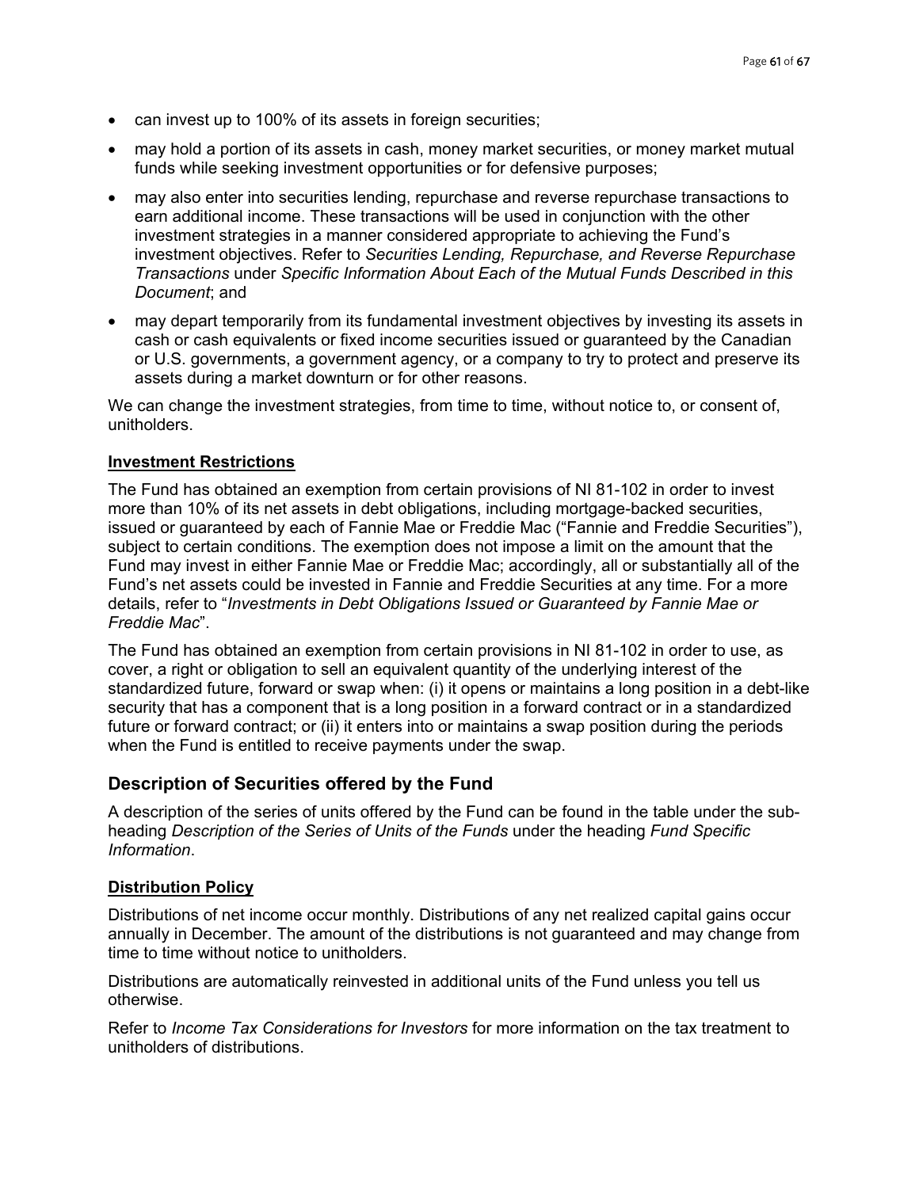- can invest up to 100% of its assets in foreign securities;
- may hold a portion of its assets in cash, money market securities, or money market mutual funds while seeking investment opportunities or for defensive purposes;
- may also enter into securities lending, repurchase and reverse repurchase transactions to earn additional income. These transactions will be used in conjunction with the other investment strategies in a manner considered appropriate to achieving the Fund's investment objectives. Refer to *Securities Lending, Repurchase, and Reverse Repurchase Transactions* under *Specific Information About Each of the Mutual Funds Described in this Document*; and
- may depart temporarily from its fundamental investment objectives by investing its assets in cash or cash equivalents or fixed income securities issued or guaranteed by the Canadian or U.S. governments, a government agency, or a company to try to protect and preserve its assets during a market downturn or for other reasons.

We can change the investment strategies, from time to time, without notice to, or consent of, unitholders.

### **Investment Restrictions**

The Fund has obtained an exemption from certain provisions of NI 81-102 in order to invest more than 10% of its net assets in debt obligations, including mortgage-backed securities, issued or guaranteed by each of Fannie Mae or Freddie Mac ("Fannie and Freddie Securities"), subject to certain conditions. The exemption does not impose a limit on the amount that the Fund may invest in either Fannie Mae or Freddie Mac; accordingly, all or substantially all of the Fund's net assets could be invested in Fannie and Freddie Securities at any time. For a more details, refer to "*Investments in Debt Obligations Issued or Guaranteed by Fannie Mae or Freddie Mac*".

The Fund has obtained an exemption from certain provisions in NI 81-102 in order to use, as cover, a right or obligation to sell an equivalent quantity of the underlying interest of the standardized future, forward or swap when: (i) it opens or maintains a long position in a debt-like security that has a component that is a long position in a forward contract or in a standardized future or forward contract; or (ii) it enters into or maintains a swap position during the periods when the Fund is entitled to receive payments under the swap.

## Description of Securities offered by the Fund

A description of the series of units offered by the Fund can be found in the table under the sub-heading *Description of the Series of Units of the Funds* under the heading *Fund Specific Information*.

### **Distribution Policy**

Distributions of net income occur monthly. Distributions of any net realized capital gains occur annually in December. The amount of the distributions is not guaranteed and may change from time to time without notice to unitholders.

Distributions are automatically reinvested in additional units of the Fund unless you tell us otherwise.

Refer to *Income Tax Considerations for Investors* for more information on the tax treatment to unitholders of distributions.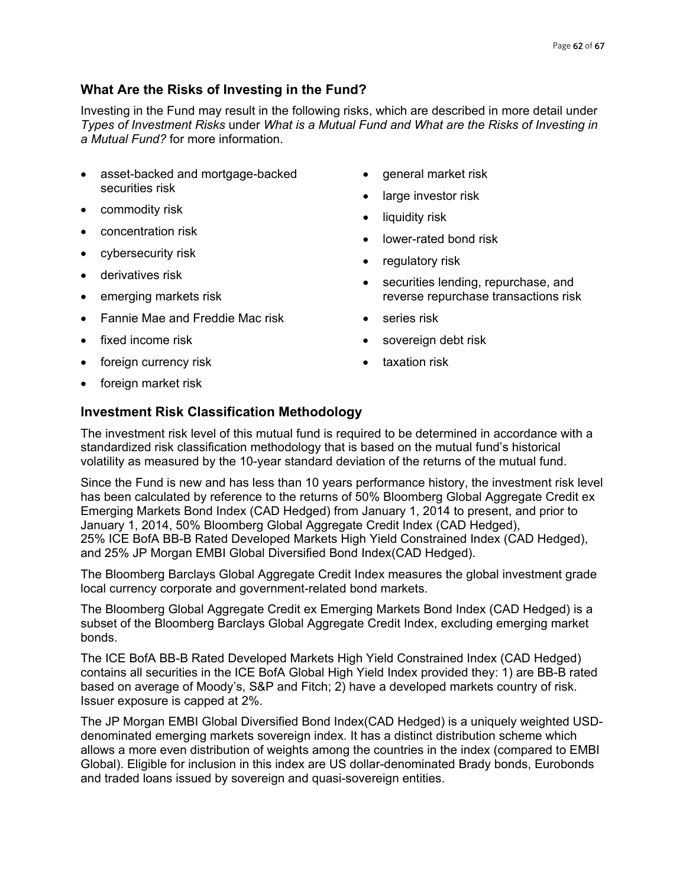## What Are the Risks of Investing in the Fund?

Investing in the Fund may result in the following risks, which are described in more detail under *Types of Investment Risks* under *What is a Mutual Fund and What are the Risks of Investing in a Mutual Fund?* for more information.

- asset-backed and mortgage-backed securities risk
- commodity risk
- concentration risk
- cybersecurity risk
- derivatives risk
- emerging markets risk
- Fannie Mae and Freddie Mac risk
- fixed income risk
- foreign currency risk
- foreign market risk
- general market risk
- large investor risk
- liquidity risk
- lower-rated bond risk
- regulatory risk
- securities lending, repurchase, and reverse repurchase transactions risk
- series risk
- sovereign debt risk
- taxation risk

## Investment Risk Classification Methodology

The investment risk level of this mutual fund is required to be determined in accordance with a standardized risk classification methodology that is based on the mutual fund's historical volatility as measured by the 10-year standard deviation of the returns of the mutual fund.

Since the Fund is new and has less than 10 years performance history, the investment risk level has been calculated by reference to the returns of 50% Bloomberg Global Aggregate Credit ex Emerging Markets Bond Index (CAD Hedged) from January 1, 2014 to present, and prior to January 1, 2014, 50% Bloomberg Global Aggregate Credit Index (CAD Hedged), 25% ICE BofA BB-B Rated Developed Markets High Yield Constrained Index (CAD Hedged), and 25% JP Morgan EMBI Global Diversified Bond Index(CAD Hedged).

The Bloomberg Barclays Global Aggregate Credit Index measures the global investment grade local currency corporate and government-related bond markets.

The Bloomberg Global Aggregate Credit ex Emerging Markets Bond Index (CAD Hedged) is a subset of the Bloomberg Barclays Global Aggregate Credit Index, excluding emerging market bonds.

The ICE BofA BB-B Rated Developed Markets High Yield Constrained Index (CAD Hedged) contains all securities in the ICE BofA Global High Yield Index provided they: 1) are BB-B rated based on average of Moody's, S&P and Fitch; 2) have a developed markets country of risk. Issuer exposure is capped at 2%.

The JP Morgan EMBI Global Diversified Bond Index(CAD Hedged) is a uniquely weighted USD-denominated emerging markets sovereign index. It has a distinct distribution scheme which allows a more even distribution of weights among the countries in the index (compared to EMBI Global). Eligible for inclusion in this index are US dollar-denominated Brady bonds, Eurobonds and traded loans issued by sovereign and quasi-sovereign entities.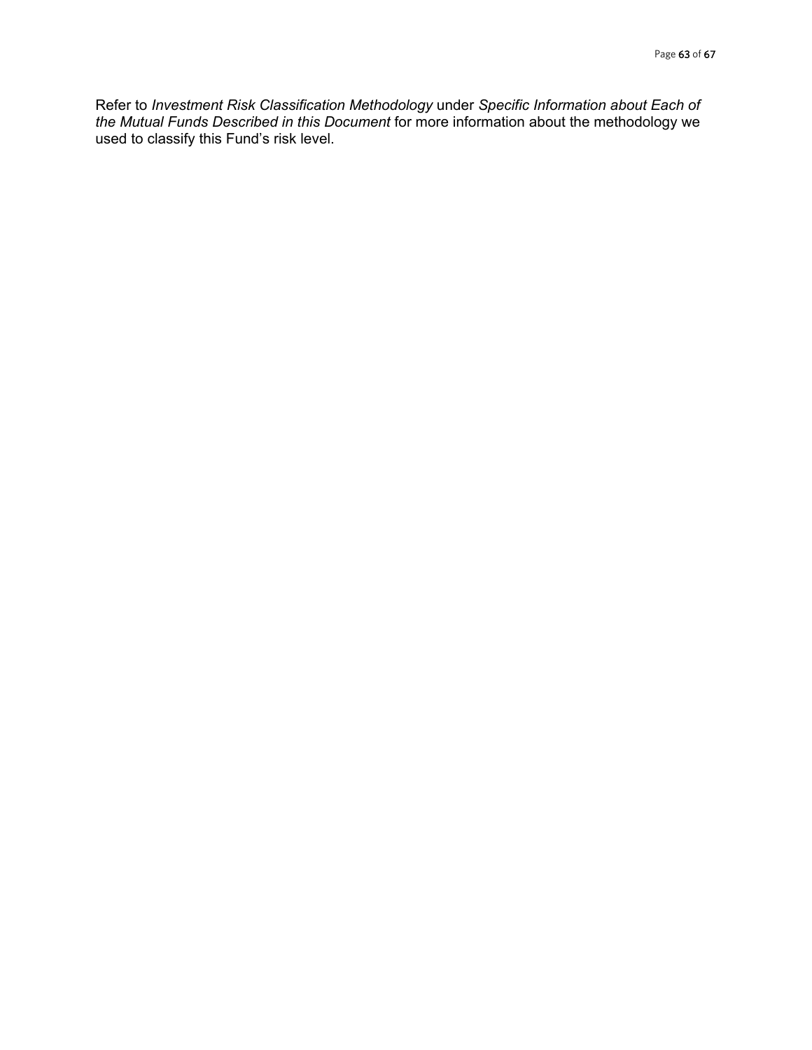Refer to *Investment Risk Classification Methodology* under *Specific Information about Each of the Mutual Funds Described in this Document* for more information about the methodology we used to classify this Fund's risk level.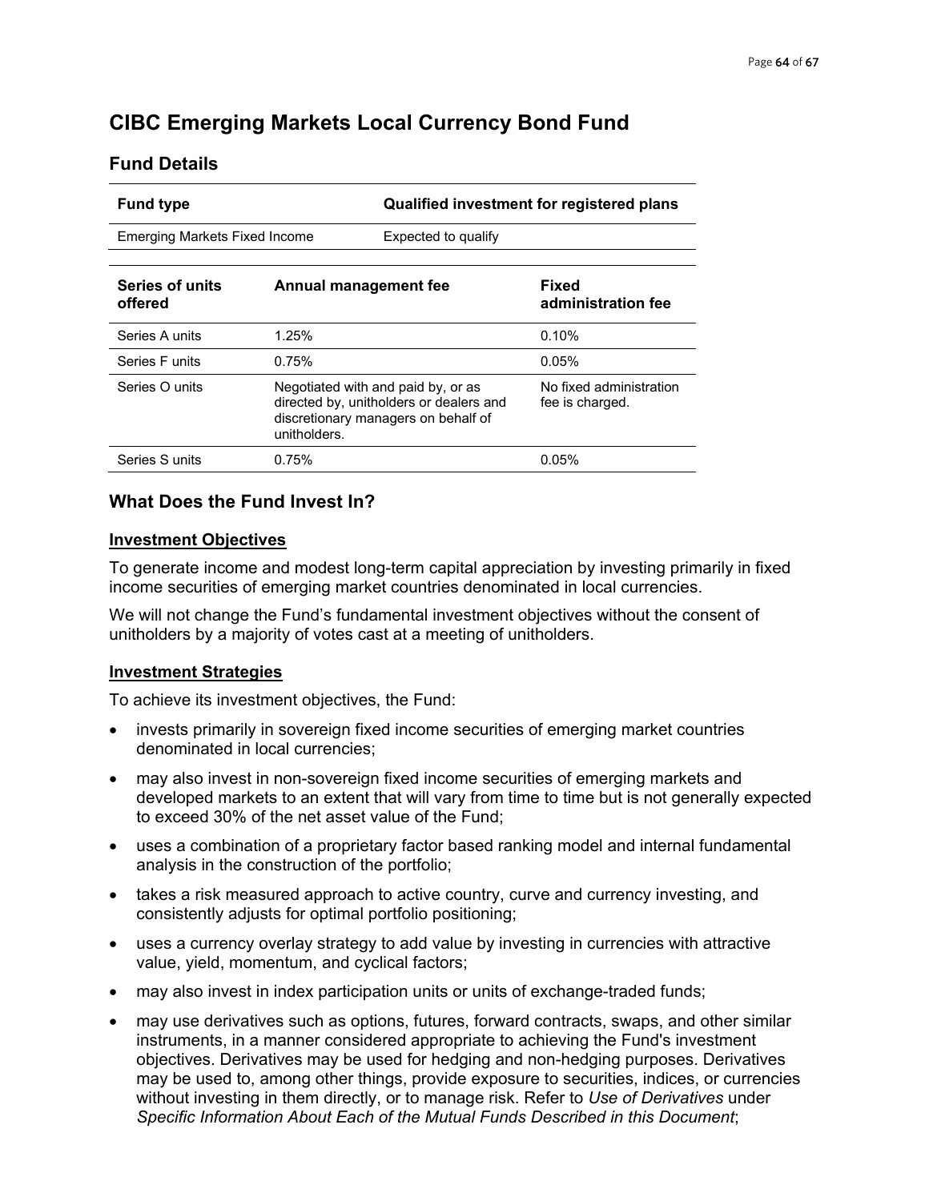# CIBC Emerging Markets Local Currency Bond Fund

## Fund Details

| Fund type | Qualified investment for registered plans |
|---|---|
| Emerging Markets Fixed Income | Expected to qualify |

| Series of units offered | Annual management fee | Fixed administration fee |
|---|---|---|
| Series A units | 1.25% | 0.10% |
| Series F units | 0.75% | 0.05% |
| Series O units | Negotiated with and paid by, or as directed by, unitholders or dealers and discretionary managers on behalf of unitholders. | No fixed administration fee is charged. |
| Series S units | 0.75% | 0.05% |

## What Does the Fund Invest In?

### Investment Objectives

To generate income and modest long-term capital appreciation by investing primarily in fixed income securities of emerging market countries denominated in local currencies.

We will not change the Fund's fundamental investment objectives without the consent of unitholders by a majority of votes cast at a meeting of unitholders.

### Investment Strategies

To achieve its investment objectives, the Fund:

- invests primarily in sovereign fixed income securities of emerging market countries denominated in local currencies;
- may also invest in non-sovereign fixed income securities of emerging markets and developed markets to an extent that will vary from time to time but is not generally expected to exceed 30% of the net asset value of the Fund;
- uses a combination of a proprietary factor based ranking model and internal fundamental analysis in the construction of the portfolio;
- takes a risk measured approach to active country, curve and currency investing, and consistently adjusts for optimal portfolio positioning;
- uses a currency overlay strategy to add value by investing in currencies with attractive value, yield, momentum, and cyclical factors;
- may also invest in index participation units or units of exchange-traded funds;
- may use derivatives such as options, futures, forward contracts, swaps, and other similar instruments, in a manner considered appropriate to achieving the Fund's investment objectives. Derivatives may be used for hedging and non-hedging purposes. Derivatives may be used to, among other things, provide exposure to securities, indices, or currencies without investing in them directly, or to manage risk. Refer to *Use of Derivatives* under *Specific Information About Each of the Mutual Funds Described in this Document*;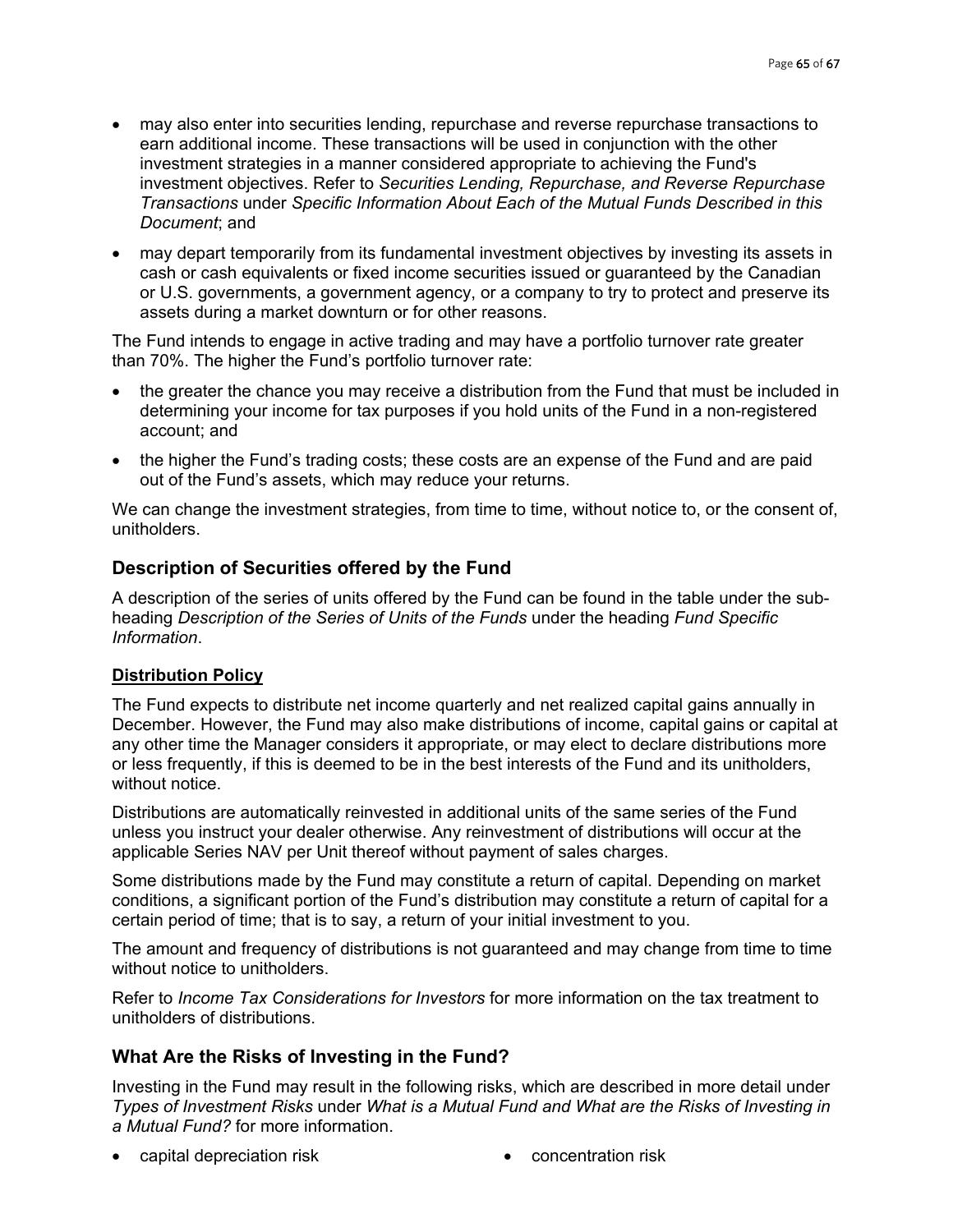- may also enter into securities lending, repurchase and reverse repurchase transactions to earn additional income. These transactions will be used in conjunction with the other investment strategies in a manner considered appropriate to achieving the Fund's investment objectives. Refer to *Securities Lending, Repurchase, and Reverse Repurchase Transactions* under *Specific Information About Each of the Mutual Funds Described in this Document*; and
- may depart temporarily from its fundamental investment objectives by investing its assets in cash or cash equivalents or fixed income securities issued or guaranteed by the Canadian or U.S. governments, a government agency, or a company to try to protect and preserve its assets during a market downturn or for other reasons.

The Fund intends to engage in active trading and may have a portfolio turnover rate greater than 70%. The higher the Fund's portfolio turnover rate:

- the greater the chance you may receive a distribution from the Fund that must be included in determining your income for tax purposes if you hold units of the Fund in a non-registered account; and
- the higher the Fund's trading costs; these costs are an expense of the Fund and are paid out of the Fund's assets, which may reduce your returns.

We can change the investment strategies, from time to time, without notice to, or the consent of, unitholders.

## Description of Securities offered by the Fund

A description of the series of units offered by the Fund can be found in the table under the sub-heading *Description of the Series of Units of the Funds* under the heading *Fund Specific Information*.

### Distribution Policy

The Fund expects to distribute net income quarterly and net realized capital gains annually in December. However, the Fund may also make distributions of income, capital gains or capital at any other time the Manager considers it appropriate, or may elect to declare distributions more or less frequently, if this is deemed to be in the best interests of the Fund and its unitholders, without notice.

Distributions are automatically reinvested in additional units of the same series of the Fund unless you instruct your dealer otherwise. Any reinvestment of distributions will occur at the applicable Series NAV per Unit thereof without payment of sales charges.

Some distributions made by the Fund may constitute a return of capital. Depending on market conditions, a significant portion of the Fund's distribution may constitute a return of capital for a certain period of time; that is to say, a return of your initial investment to you.

The amount and frequency of distributions is not guaranteed and may change from time to time without notice to unitholders.

Refer to *Income Tax Considerations for Investors* for more information on the tax treatment to unitholders of distributions.

## What Are the Risks of Investing in the Fund?

Investing in the Fund may result in the following risks, which are described in more detail under *Types of Investment Risks* under *What is a Mutual Fund and What are the Risks of Investing in a Mutual Fund?* for more information.

- capital depreciation risk
- concentration risk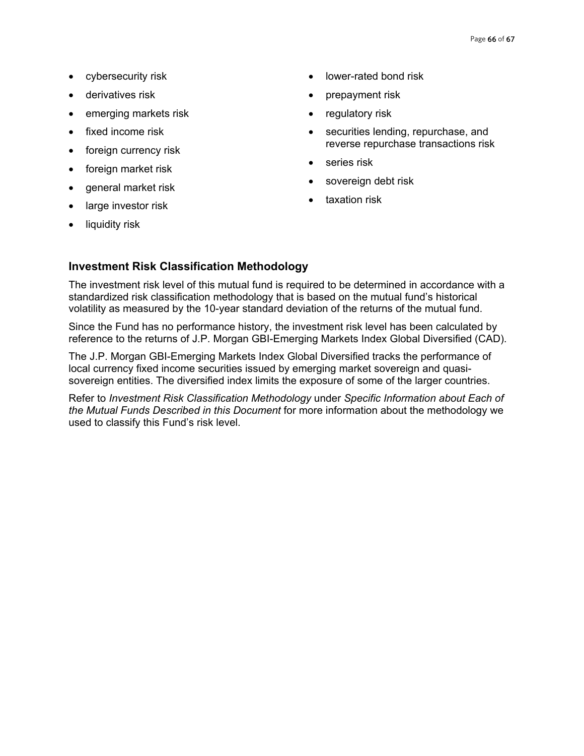- cybersecurity risk
- derivatives risk
- emerging markets risk
- fixed income risk
- foreign currency risk
- foreign market risk
- general market risk
- large investor risk
- liquidity risk
- lower-rated bond risk
- prepayment risk
- regulatory risk
- securities lending, repurchase, and reverse repurchase transactions risk
- series risk
- sovereign debt risk
- taxation risk

### Investment Risk Classification Methodology

The investment risk level of this mutual fund is required to be determined in accordance with a standardized risk classification methodology that is based on the mutual fund's historical volatility as measured by the 10-year standard deviation of the returns of the mutual fund.

Since the Fund has no performance history, the investment risk level has been calculated by reference to the returns of J.P. Morgan GBI-Emerging Markets Index Global Diversified (CAD).

The J.P. Morgan GBI-Emerging Markets Index Global Diversified tracks the performance of local currency fixed income securities issued by emerging market sovereign and quasi-sovereign entities. The diversified index limits the exposure of some of the larger countries.

Refer to *Investment Risk Classification Methodology* under *Specific Information about Each of the Mutual Funds Described in this Document* for more information about the methodology we used to classify this Fund's risk level.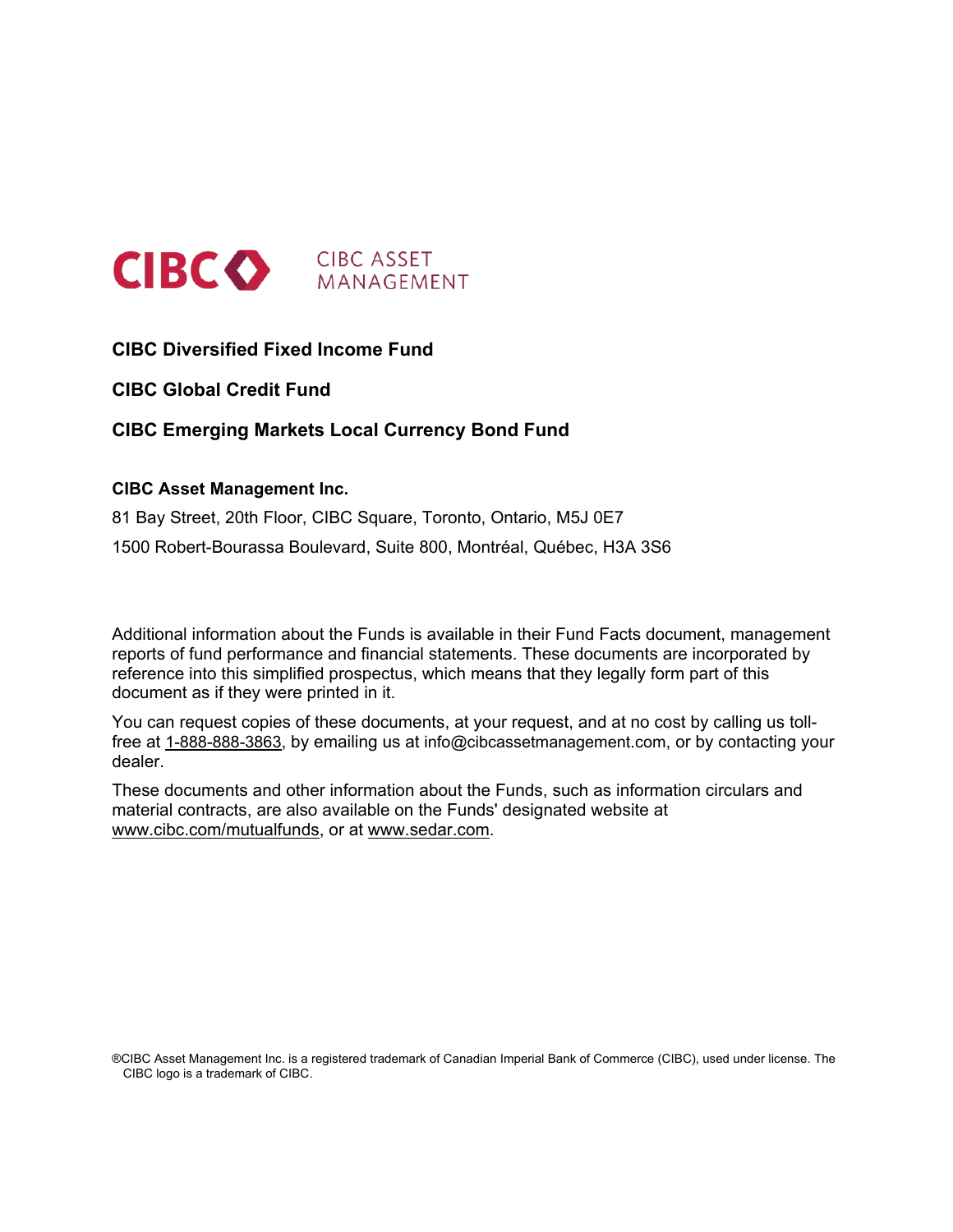CIBC ASSET MANAGEMENT

**CIBC Diversified Fixed Income Fund**

**CIBC Global Credit Fund**

**CIBC Emerging Markets Local Currency Bond Fund**

**CIBC Asset Management Inc.**

81 Bay Street, 20th Floor, CIBC Square, Toronto, Ontario, M5J 0E7

1500 Robert-Bourassa Boulevard, Suite 800, Montréal, Québec, H3A 3S6

Additional information about the Funds is available in their Fund Facts document, management reports of fund performance and financial statements. These documents are incorporated by reference into this simplified prospectus, which means that they legally form part of this document as if they were printed in it.

You can request copies of these documents, at your request, and at no cost by calling us toll-free at 1-888-888-3863, by emailing us at info@cibcassetmanagement.com, or by contacting your dealer.

These documents and other information about the Funds, such as information circulars and material contracts, are also available on the Funds' designated website at www.cibc.com/mutualfunds, or at www.sedar.com.

®CIBC Asset Management Inc. is a registered trademark of Canadian Imperial Bank of Commerce (CIBC), used under license. The CIBC logo is a trademark of CIBC.